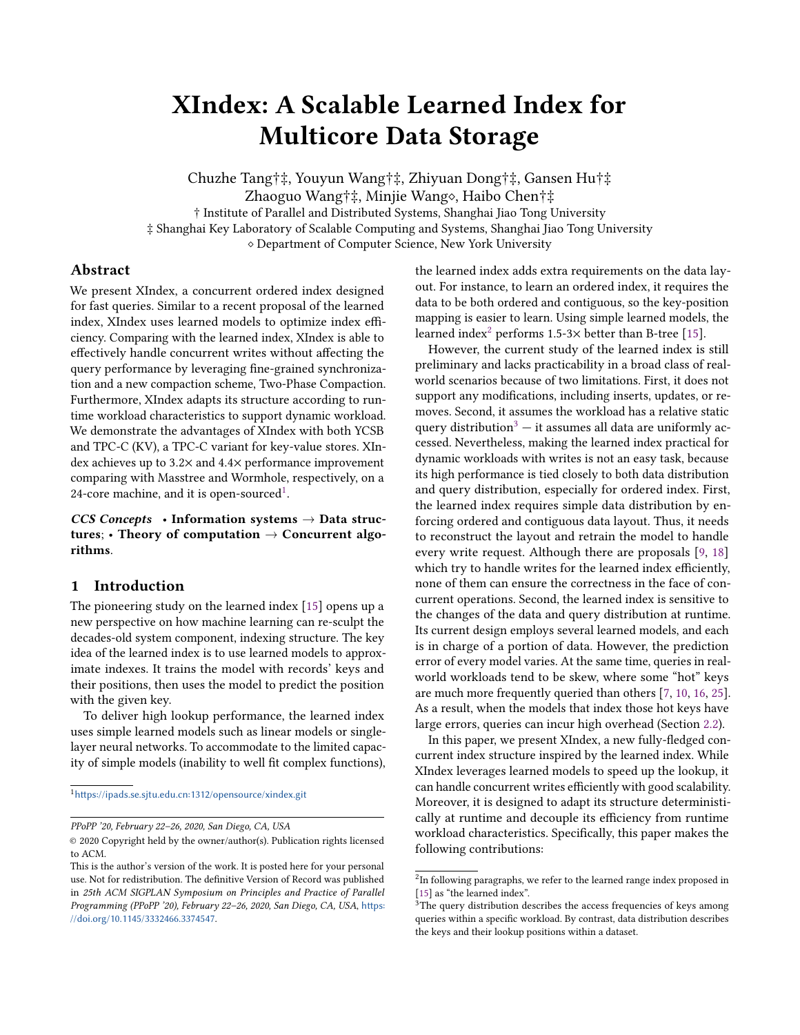# XIndex: A Scalable Learned Index for Multicore Data Storage

Chuzhe Tang†‡, Youyun Wang†‡, Zhiyuan Dong†‡, Gansen Hu†‡
Zhaoguo Wang†‡, Minjie Wang⋄, Haibo Chen†‡

† Institute of Parallel and Distributed Systems, Shanghai Jiao Tong University
‡ Shanghai Key Laboratory of Scalable Computing and Systems, Shanghai Jiao Tong University
⋄ Department of Computer Science, New York University

## Abstract

We present XIndex, a concurrent ordered index designed for fast queries. Similar to a recent proposal of the learned index, XIndex uses learned models to optimize index efficiency. Comparing with the learned index, XIndex is able to effectively handle concurrent writes without affecting the query performance by leveraging fine-grained synchronization and a new compaction scheme, Two-Phase Compaction. Furthermore, XIndex adapts its structure according to runtime workload characteristics to support dynamic workload. We demonstrate the advantages of XIndex with both YCSB and TPC-C (KV), a TPC-C variant for key-value stores. XIndex achieves up to 3.2× and 4.4× performance improvement comparing with Masstree and Wormhole, respectively, on a 24-core machine, and it is open-sourced[1].

***CCS Concepts*** • **Information systems** → **Data structures**; • **Theory of computation** → **Concurrent algorithms**.

## 1 Introduction

The pioneering study on the learned index [15] opens up a new perspective on how machine learning can re-sculpt the decades-old system component, indexing structure. The key idea of the learned index is to use learned models to approximate indexes. It trains the model with records' keys and their positions, then uses the model to predict the position with the given key.

To deliver high lookup performance, the learned index uses simple learned models such as linear models or single-layer neural networks. To accommodate to the limited capacity of simple models (inability to well fit complex functions), the learned index adds extra requirements on the data layout. For instance, to learn an ordered index, it requires the data to be both ordered and contiguous, so the key-position mapping is easier to learn. Using simple learned models, the learned index[2] performs 1.5-3× better than B-tree [15].

However, the current study of the learned index is still preliminary and lacks practicability in a broad class of real-world scenarios because of two limitations. First, it does not support any modifications, including inserts, updates, or removes. Second, it assumes the workload has a relative static query distribution[3] — it assumes all data are uniformly accessed. Nevertheless, making the learned index practical for dynamic workloads with writes is not an easy task, because its high performance is tied closely to both data distribution and query distribution, especially for ordered index. First, the learned index requires simple data distribution by enforcing ordered and contiguous data layout. Thus, it needs to reconstruct the layout and retrain the model to handle every write request. Although there are proposals [9, 18] which try to handle writes for the learned index efficiently, none of them can ensure the correctness in the face of concurrent operations. Second, the learned index is sensitive to the changes of the data and query distribution at runtime. Its current design employs several learned models, and each is in charge of a portion of data. However, the prediction error of every model varies. At the same time, queries in real-world workloads tend to be skew, where some "hot" keys are much more frequently queried than others [7, 10, 16, 25]. As a result, when the models that index those hot keys have large errors, queries can incur high overhead (Section 2.2).

In this paper, we present XIndex, a new fully-fledged concurrent index structure inspired by the learned index. While XIndex leverages learned models to speed up the lookup, it can handle concurrent writes efficiently with good scalability. Moreover, it is designed to adapt its structure deterministically at runtime and decouple its efficiency from runtime workload characteristics. Specifically, this paper makes the following contributions:

[1] https://ipads.se.sjtu.edu.cn:1312/opensource/xindex.git

*PPoPP '20, February 22–26, 2020, San Diego, CA, USA*
© 2020 Copyright held by the owner/author(s). Publication rights licensed to ACM.
This is the author's version of the work. It is posted here for your personal use. Not for redistribution. The definitive Version of Record was published in *25th ACM SIGPLAN Symposium on Principles and Practice of Parallel Programming (PPoPP '20), February 22–26, 2020, San Diego, CA, USA*, https://doi.org/10.1145/3332466.3374547.

[2] In following paragraphs, we refer to the learned range index proposed in [15] as "the learned index".

[3] The query distribution describes the access frequencies of keys among queries within a specific workload. By contrast, data distribution describes the keys and their lookup positions within a dataset.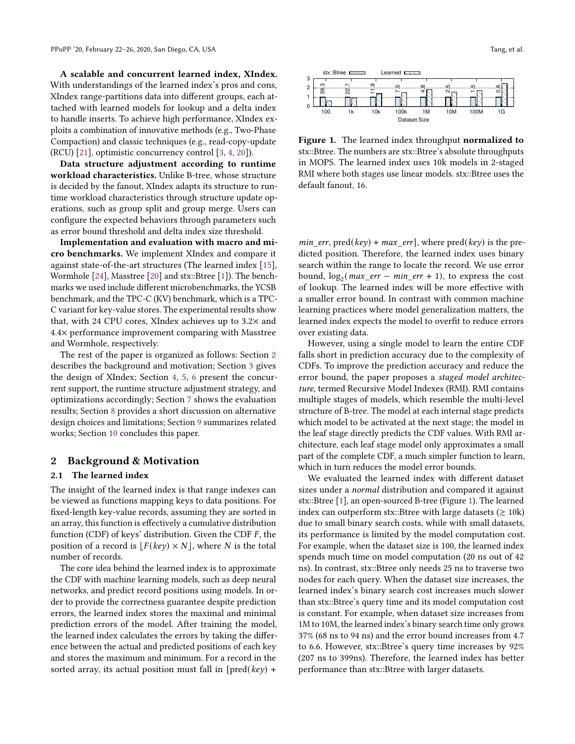**A scalable and concurrent learned index, XIndex.** With understandings of the learned index's pros and cons, XIndex range-partitions data into different groups, each attached with learned models for lookup and a delta index to handle inserts. To achieve high performance, XIndex exploits a combination of innovative methods (e.g., Two-Phase Compaction) and classic techniques (e.g., read-copy-update (RCU) [21], optimistic concurrency control [3, 4, 20]).

**Data structure adjustment according to runtime workload characteristics.** Unlike B-tree, whose structure is decided by the fanout, XIndex adapts its structure to runtime workload characteristics through structure update operations, such as group split and group merge. Users can configure the expected behaviors through parameters such as error bound threshold and delta index size threshold.

**Implementation and evaluation with macro and micro benchmarks.** We implement XIndex and compare it against state-of-the-art structures (The learned index [15], Wormhole [24], Masstree [20] and stx::Btree [1]). The benchmarks we used include different microbenchmarks, the YCSB benchmark, and the TPC-C (KV) benchmark, which is a TPC-C variant for key-value stores. The experimental results show that, with 24 CPU cores, XIndex achieves up to 3.2× and 4.4× performance improvement comparing with Masstree and Wormhole, respectively.

The rest of the paper is organized as follows: Section 2 describes the background and motivation; Section 3 gives the design of XIndex; Section 4, 5, 6 present the concurrent support, the runtime structure adjustment strategy, and optimizations accordingly; Section 7 shows the evaluation results; Section 8 provides a short discussion on alternative design choices and limitations; Section 9 summarizes related works; Section 10 concludes this paper.

## 2 Background & Motivation

### 2.1 The learned index

The insight of the learned index is that range indexes can be viewed as functions mapping keys to data positions. For fixed-length key-value records, assuming they are sorted in an array, this function is effectively a cumulative distribution function (CDF) of keys' distribution. Given the CDF $F$, the position of a record is $\lfloor F(key) \times N \rfloor$, where $N$ is the total number of records.

The core idea behind the learned index is to approximate the CDF with machine learning models, such as deep neural networks, and predict record positions using models. In order to provide the correctness guarantee despite prediction errors, the learned index stores the maximal and minimal prediction errors of the model. After training the model, the learned index calculates the errors by taking the difference between the actual and predicted positions of each key and stores the maximum and minimum. For a record in the sorted array, its actual position must fall in $[\text{pred}(key) + min\_err, \text{pred}(key) + max\_err]$, where $\text{pred}(key)$ is the predicted position. Therefore, the learned index uses binary search within the range to locate the record. We use error bound, $\log_2(max\_err - min\_err + 1)$, to express the cost of lookup. The learned index will be more effective with a smaller error bound. In contrast with common machine learning practices where model generalization matters, the learned index expects the model to overfit to reduce errors over existing data.

**Figure 1.** The learned index throughput **normalized to** stx::Btree. The numbers are stx::Btree's absolute throughputs in MOPS. The learned index uses 10k models in 2-staged RMI where both stages use linear models. stx::Btree uses the default fanout, 16.

However, using a single model to learn the entire CDF falls short in prediction accuracy due to the complexity of CDFs. To improve the prediction accuracy and reduce the error bound, the paper proposes a *staged model architecture*, termed Recursive Model Indexes (RMI). RMI contains multiple stages of models, which resemble the multi-level structure of B-tree. The model at each internal stage predicts which model to be activated at the next stage; the model in the leaf stage directly predicts the CDF values. With RMI architecture, each leaf stage model only approximates a small part of the complete CDF, a much simpler function to learn, which in turn reduces the model error bounds.

We evaluated the learned index with different dataset sizes under a *normal* distribution and compared it against stx::Btree [1], an open-sourced B-tree (Figure 1). The learned index can outperform stx::Btree with large datasets (≥ 10k) due to small binary search costs, while with small datasets, its performance is limited by the model computation cost. For example, when the dataset size is 100, the learned index spends much time on model computation (20 ns out of 42 ns). In contrast, stx::Btree only needs 25 ns to traverse two nodes for each query. When the dataset size increases, the learned index's binary search cost increases much slower than stx::Btree's query time and its model computation cost is constant. For example, when dataset size increases from 1M to 10M, the learned index's binary search time only grows 37% (68 ns to 94 ns) and the error bound increases from 4.7 to 6.6. However, stx::Btree's query time increases by 92% (207 ns to 399ns). Therefore, the learned index has better performance than stx::Btree with larger datasets.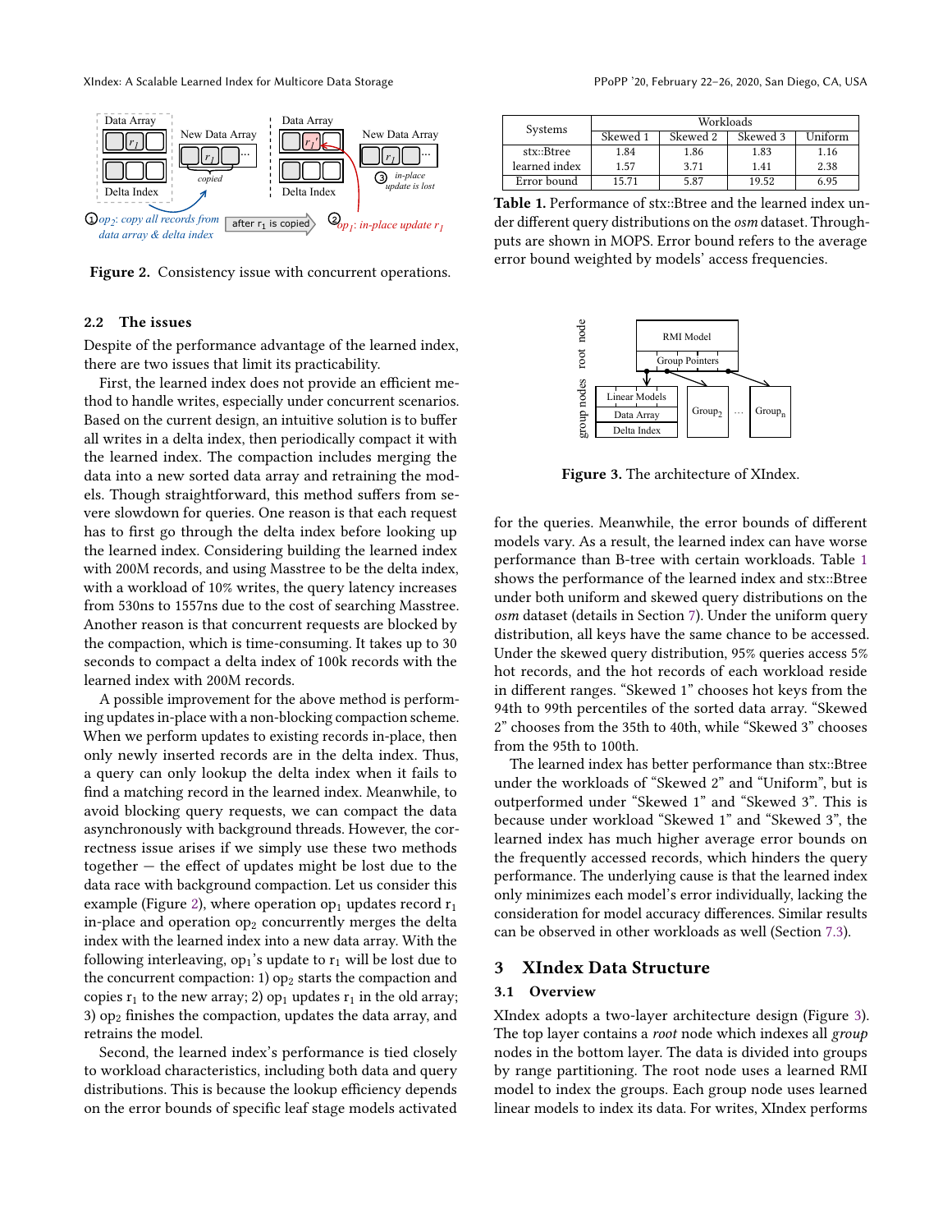**Figure 2.** Consistency issue with concurrent operations.

### 2.2 The issues

Despite of the performance advantage of the learned index, there are two issues that limit its practicability.

First, the learned index does not provide an efficient method to handle writes, especially under concurrent scenarios. Based on the current design, an intuitive solution is to buffer all writes in a delta index, then periodically compact it with the learned index. The compaction includes merging the data into a new sorted data array and retraining the models. Though straightforward, this method suffers from severe slowdown for queries. One reason is that each request has to first go through the delta index before looking up the learned index. Considering building the learned index with 200M records, and using Masstree to be the delta index, with a workload of 10% writes, the query latency increases from 530ns to 1557ns due to the cost of searching Masstree. Another reason is that concurrent requests are blocked by the compaction, which is time-consuming. It takes up to 30 seconds to compact a delta index of 100k records with the learned index with 200M records.

A possible improvement for the above method is performing updates in-place with a non-blocking compaction scheme. When we perform updates to existing records in-place, then only newly inserted records are in the delta index. Thus, a query can only lookup the delta index when it fails to find a matching record in the learned index. Meanwhile, to avoid blocking query requests, we can compact the data asynchronously with background threads. However, the correctness issue arises if we simply use these two methods together — the effect of updates might be lost due to the data race with background compaction. Let us consider this example (Figure 2), where operation $op_1$ updates record $r_1$ in-place and operation $op_2$ concurrently merges the delta index with the learned index into a new data array. With the following interleaving, $op_1$'s update to $r_1$ will be lost due to the concurrent compaction: 1) $op_2$ starts the compaction and copies $r_1$ to the new array; 2) $op_1$ updates $r_1$ in the old array; 3) $op_2$ finishes the compaction, updates the data array, and retrains the model.

Second, the learned index's performance is tied closely to workload characteristics, including both data and query distributions. This is because the lookup efficiency depends on the error bounds of specific leaf stage models activated for the queries. Meanwhile, the error bounds of different models vary. As a result, the learned index can have worse performance than B-tree with certain workloads. Table 1 shows the performance of the learned index and stx::Btree under both uniform and skewed query distributions on the *osm* dataset (details in Section 7). Under the uniform query distribution, all keys have the same chance to be accessed. Under the skewed query distribution, 95% queries access 5% hot records, and the hot records of each workload reside in different ranges. "Skewed 1" chooses hot keys from the 94th to 99th percentiles of the sorted data array. "Skewed 2" chooses from the 35th to 40th, while "Skewed 3" chooses from the 95th to 100th.

| Systems | Workloads | | | |
|---|---|---|---|---|
| | Skewed 1 | Skewed 2 | Skewed 3 | Uniform |
| stx::Btree | 1.84 | 1.86 | 1.83 | 1.16 |
| learned index | 1.57 | 3.71 | 1.41 | 2.38 |
| Error bound | 15.71 | 5.87 | 19.52 | 6.95 |

**Table 1.** Performance of stx::Btree and the learned index under different query distributions on the *osm* dataset. Throughputs are shown in MOPS. Error bound refers to the average error bound weighted by models' access frequencies.

**Figure 3.** The architecture of XIndex.

The learned index has better performance than stx::Btree under the workloads of "Skewed 2" and "Uniform", but is outperformed under "Skewed 1" and "Skewed 3". This is because under workload "Skewed 1" and "Skewed 3", the learned index has much higher average error bounds on the frequently accessed records, which hinders the query performance. The underlying cause is that the learned index only minimizes each model's error individually, lacking the consideration for model accuracy differences. Similar results can be observed in other workloads as well (Section 7.3).

## 3 XIndex Data Structure

### 3.1 Overview

XIndex adopts a two-layer architecture design (Figure 3). The top layer contains a *root* node which indexes all *group* nodes in the bottom layer. The data is divided into groups by range partitioning. The root node uses a learned RMI model to index the groups. Each group node uses learned linear models to index its data. For writes, XIndex performs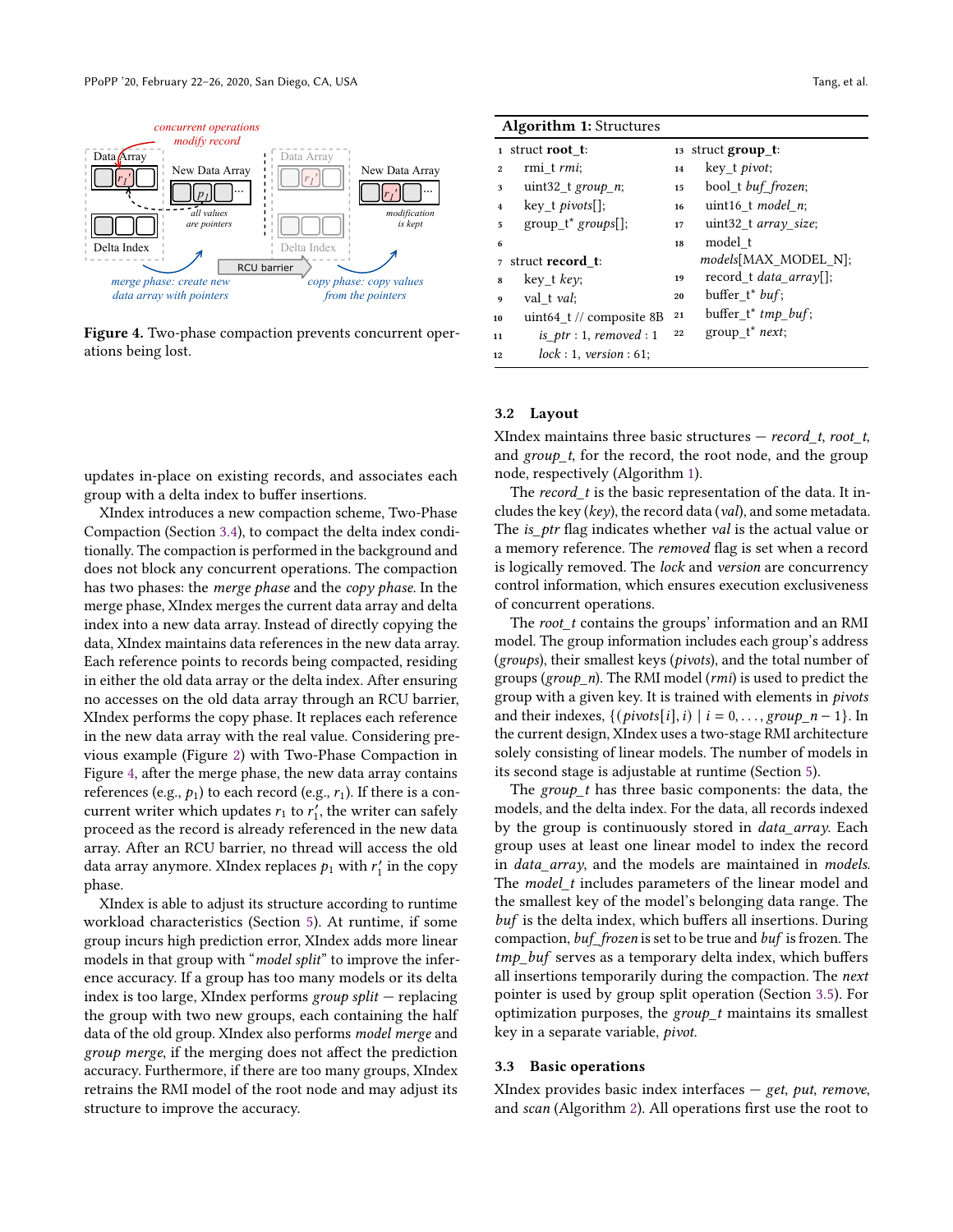Figure 4. Two-phase compaction prevents concurrent operations being lost.

updates in-place on existing records, and associates each group with a delta index to buffer insertions.

XIndex introduces a new compaction scheme, Two-Phase Compaction (Section 3.4), to compact the delta index conditionally. The compaction is performed in the background and does not block any concurrent operations. The compaction has two phases: the *merge phase* and the *copy phase*. In the merge phase, XIndex merges the current data array and delta index into a new data array. Instead of directly copying the data, XIndex maintains data references in the new data array. Each reference points to records being compacted, residing in either the old data array or the delta index. After ensuring no accesses on the old data array through an RCU barrier, XIndex performs the copy phase. It replaces each reference in the new data array with the real value. Considering previous example (Figure 2) with Two-Phase Compaction in Figure 4, after the merge phase, the new data array contains references (e.g., $p_1$) to each record (e.g., $r_1$). If there is a concurrent writer which updates $r_1$ to $r_1'$, the writer can safely proceed as the record is already referenced in the new data array. After an RCU barrier, no thread will access the old data array anymore. XIndex replaces $p_1$ with $r_1'$ in the copy phase.

XIndex is able to adjust its structure according to runtime workload characteristics (Section 5). At runtime, if some group incurs high prediction error, XIndex adds more linear models in that group with "*model split*" to improve the inference accuracy. If a group has too many models or its delta index is too large, XIndex performs *group split* — replacing the group with two new groups, each containing the half data of the old group. XIndex also performs *model merge* and *group merge*, if the merging does not affect the prediction accuracy. Furthermore, if there are too many groups, XIndex retrains the RMI model of the root node and may adjust its structure to improve the accuracy.

**Algorithm 1:** Structures

```
1  struct root_t:
2      rmi_t rmi;
3      uint32_t group_n;
4      key_t pivots[];
5      group_t* groups[];
6
7  struct record_t:
8      key_t key;
9      val_t val;
10     uint64_t // composite 8B
11         is_ptr : 1, removed : 1
12         lock : 1, version : 61;
13 struct group_t:
14     key_t pivot;
15     bool_t buf_frozen;
16     uint16_t model_n;
17     uint32_t array_size;
18     model_t models[MAX_MODEL_N];
19     record_t data_array[];
20     buffer_t* buf;
21     buffer_t* tmp_buf;
22     group_t* next;
```

### 3.2 Layout

XIndex maintains three basic structures — *record_t*, *root_t*, and *group_t*, for the record, the root node, and the group node, respectively (Algorithm 1).

The *record_t* is the basic representation of the data. It includes the key (*key*), the record data (*val*), and some metadata. The *is_ptr* flag indicates whether *val* is the actual value or a memory reference. The *removed* flag is set when a record is logically removed. The *lock* and *version* are concurrency control information, which ensures execution exclusiveness of concurrent operations.

The *root_t* contains the groups' information and an RMI model. The group information includes each group's address (*groups*), their smallest keys (*pivots*), and the total number of groups (*group_n*). The RMI model (*rmi*) is used to predict the group with a given key. It is trained with elements in *pivots* and their indexes, $\{(pivots[i], i) \mid i = 0, \ldots, group\_n - 1\}$. In the current design, XIndex uses a two-stage RMI architecture solely consisting of linear models. The number of models in its second stage is adjustable at runtime (Section 5).

The *group_t* has three basic components: the data, the models, and the delta index. For the data, all records indexed by the group is continuously stored in *data_array*. Each group uses at least one linear model to index the record in *data_array*, and the models are maintained in *models*. The *model_t* includes parameters of the linear model and the smallest key of the model's belonging data range. The *buf* is the delta index, which buffers all insertions. During compaction, *buf_frozen* is set to be true and *buf* is frozen. The *tmp_buf* serves as a temporary delta index, which buffers all insertions temporarily during the compaction. The *next* pointer is used by group split operation (Section 3.5). For optimization purposes, the *group_t* maintains its smallest key in a separate variable, *pivot*.

### 3.3 Basic operations

XIndex provides basic index interfaces — *get*, *put*, *remove*, and *scan* (Algorithm 2). All operations first use the root to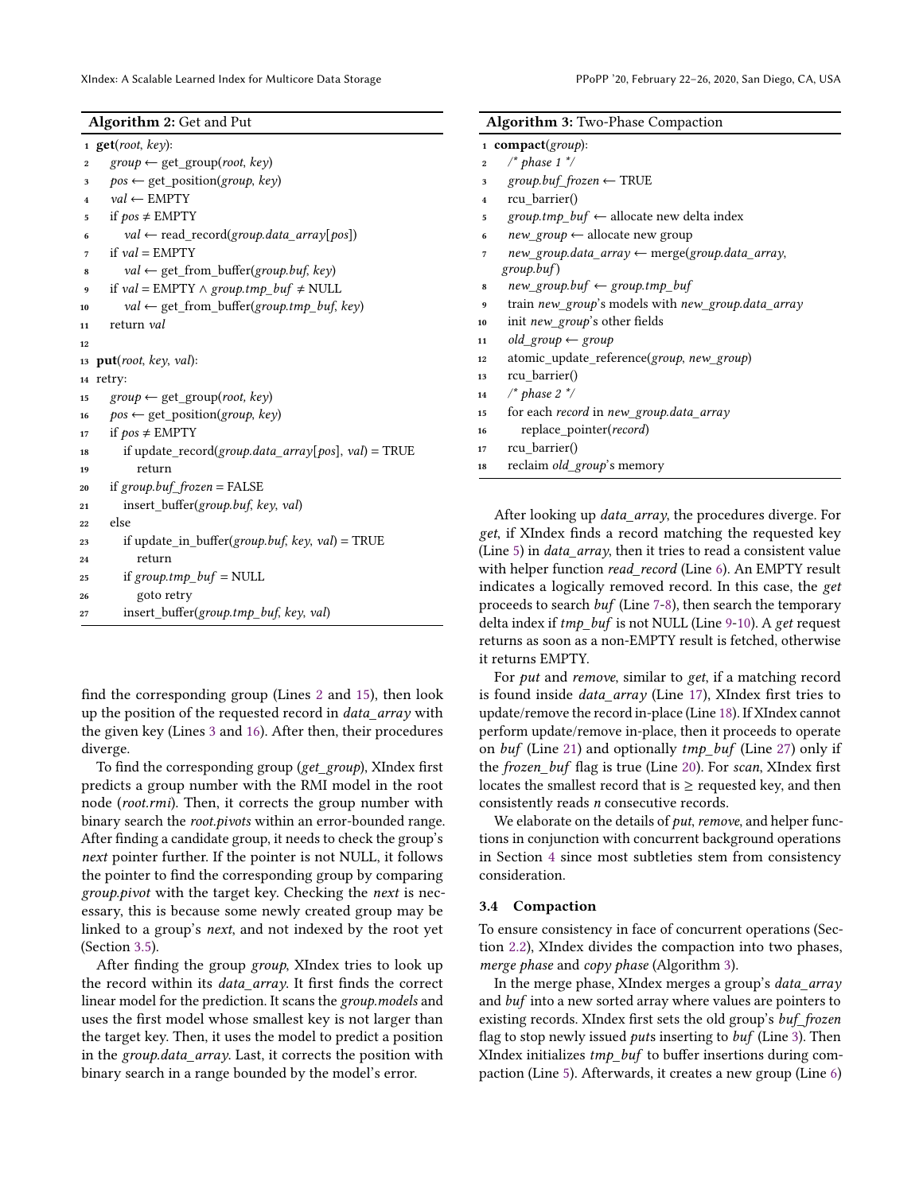**Algorithm 2:** Get and Put

```
1  get(root, key):
2      group ← get_group(root, key)
3      pos ← get_position(group, key)
4      val ← EMPTY
5      if pos ≠ EMPTY
6          val ← read_record(group.data_array[pos])
7      if val = EMPTY
8          val ← get_from_buffer(group.buf, key)
9      if val = EMPTY ∧ group.tmp_buf ≠ NULL
10         val ← get_from_buffer(group.tmp_buf, key)
11     return val
12
13 put(root, key, val):
14 retry:
15     group ← get_group(root, key)
16     pos ← get_position(group, key)
17     if pos ≠ EMPTY
18         if update_record(group.data_array[pos], val) = TRUE
19             return
20     if group.buf_frozen = FALSE
21         insert_buffer(group.buf, key, val)
22     else
23         if update_in_buffer(group.buf, key, val) = TRUE
24             return
25         if group.tmp_buf = NULL
26             goto retry
27         insert_buffer(group.tmp_buf, key, val)
```

find the corresponding group (Lines 2 and 15), then look up the position of the requested record in *data_array* with the given key (Lines 3 and 16). After then, their procedures diverge.

To find the corresponding group (*get_group*), XIndex first predicts a group number with the RMI model in the root node (*root.rmi*). Then, it corrects the group number with binary search the *root.pivots* within an error-bounded range. After finding a candidate group, it needs to check the group's *next* pointer further. If the pointer is not NULL, it follows the pointer to find the corresponding group by comparing *group.pivot* with the target key. Checking the *next* is necessary, this is because some newly created group may be linked to a group's *next*, and not indexed by the root yet (Section 3.5).

After finding the group *group*, XIndex tries to look up the record within its *data_array*. It first finds the correct linear model for the prediction. It scans the *group.models* and uses the first model whose smallest key is not larger than the target key. Then, it uses the model to predict a position in the *group.data_array*. Last, it corrects the position with binary search in a range bounded by the model's error.

**Algorithm 3:** Two-Phase Compaction

```
1  compact(group):
2      /* phase 1 */
3      group.buf_frozen ← TRUE
4      rcu_barrier()
5      group.tmp_buf ← allocate new delta index
6      new_group ← allocate new group
7      new_group.data_array ← merge(group.data_array,
       group.buf)
8      new_group.buf ← group.tmp_buf
9      train new_group's models with new_group.data_array
10     init new_group's other fields
11     old_group ← group
12     atomic_update_reference(group, new_group)
13     rcu_barrier()
14     /* phase 2 */
15     for each record in new_group.data_array
16         replace_pointer(record)
17     rcu_barrier()
18     reclaim old_group's memory
```

After looking up *data_array*, the procedures diverge. For *get*, if XIndex finds a record matching the requested key (Line 5) in *data_array*, then it tries to read a consistent value with helper function *read_record* (Line 6). An EMPTY result indicates a logically removed record. In this case, the *get* proceeds to search *buf* (Line 7-8), then search the temporary delta index if *tmp_buf* is not NULL (Line 9-10). A *get* request returns as soon as a non-EMPTY result is fetched, otherwise it returns EMPTY.

For *put* and *remove*, similar to *get*, if a matching record is found inside *data_array* (Line 17), XIndex first tries to update/remove the record in-place (Line 18). If XIndex cannot perform update/remove in-place, then it proceeds to operate on *buf* (Line 21) and optionally *tmp_buf* (Line 27) only if the *frozen_buf* flag is true (Line 20). For *scan*, XIndex first locates the smallest record that is ≥ requested key, and then consistently reads *n* consecutive records.

We elaborate on the details of *put*, *remove*, and helper functions in conjunction with concurrent background operations in Section 4 since most subtleties stem from consistency consideration.

### 3.4 Compaction

To ensure consistency in face of concurrent operations (Section 2.2), XIndex divides the compaction into two phases, *merge phase* and *copy phase* (Algorithm 3).

In the merge phase, XIndex merges a group's *data_array* and *buf* into a new sorted array where values are pointers to existing records. XIndex first sets the old group's *buf_frozen* flag to stop newly issued *put*s inserting to *buf* (Line 3). Then XIndex initializes *tmp_buf* to buffer insertions during compaction (Line 5). Afterwards, it creates a new group (Line 6)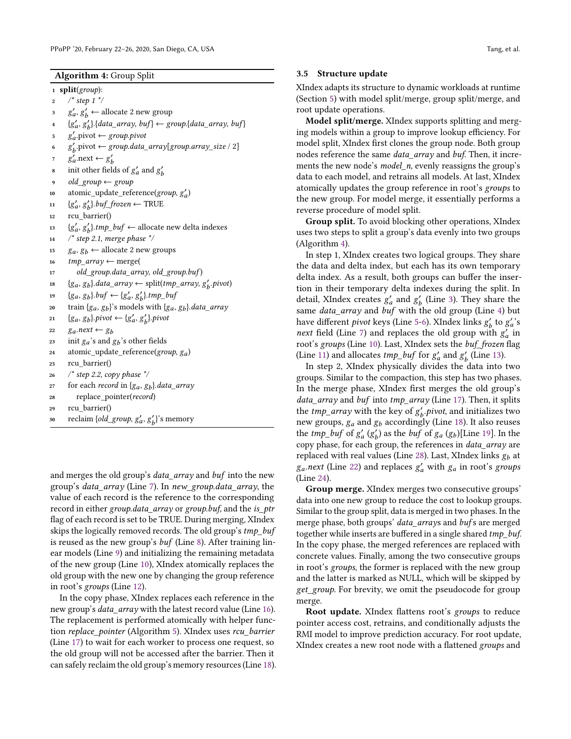**Algorithm 4:** Group Split

```
1  split(group):
2    /* step 1 */
3    g'_a, g'_b ← allocate 2 new group
4    {g'_a, g'_b}.{data_array, buf} ← group.{data_array, buf}
5    g'_a.pivot ← group.pivot
6    g'_b.pivot ← group.data_array[group.array_size / 2]
7    g'_a.next ← g'_b
8    init other fields of g'_a and g'_b
9    old_group ← group
10   atomic_update_reference(group, g'_a)
11   {g'_a, g'_b}.buf_frozen ← TRUE
12   rcu_barrier()
13   {g'_a, g'_b}.tmp_buf ← allocate new delta indexes
14   /* step 2.1, merge phase */
15   g_a, g_b ← allocate 2 new groups
16   tmp_array ← merge(
17       old_group.data_array, old_group.buf)
18   {g_a, g_b}.data_array ← split(tmp_array, g'_b.pivot)
19   {g_a, g_b}.buf ← {g'_a, g'_b}.tmp_buf
20   train {g_a, g_b}'s models with {g_a, g_b}.data_array
21   {g_a, g_b}.pivot ← {g'_a, g'_b}.pivot
22   g_a.next ← g_b
23   init g_a's and g_b's other fields
24   atomic_update_reference(group, g_a)
25   rcu_barrier()
26   /* step 2.2, copy phase */
27   for each record in {g_a, g_b}.data_array
28       replace_pointer(record)
29   rcu_barrier()
30   reclaim {old_group, g'_a, g'_b}'s memory
```

and merges the old group's *data_array* and *buf* into the new group's *data_array* (Line 7). In *new_group.data_array*, the value of each record is the reference to the corresponding record in either *group.data_array* or *group.buf*, and the *is_ptr* flag of each record is set to be TRUE. During merging, XIndex skips the logically removed records. The old group's *tmp_buf* is reused as the new group's *buf* (Line 8). After training linear models (Line 9) and initializing the remaining metadata of the new group (Line 10), XIndex atomically replaces the old group with the new one by changing the group reference in root's *groups* (Line 12).

In the copy phase, XIndex replaces each reference in the new group's *data_array* with the latest record value (Line 16). The replacement is performed atomically with helper function *replace_pointer* (Algorithm 5). XIndex uses *rcu_barrier* (Line 17) to wait for each worker to process one request, so the old group will not be accessed after the barrier. Then it can safely reclaim the old group's memory resources (Line 18).

### 3.5 Structure update

XIndex adapts its structure to dynamic workloads at runtime (Section 5) with model split/merge, group split/merge, and root update operations.

**Model split/merge.** XIndex supports splitting and merging models within a group to improve lookup efficiency. For model split, XIndex first clones the group node. Both group nodes reference the same *data_array* and *buf*. Then, it increments the new node's *model_n*, evenly reassigns the group's data to each model, and retrains all models. At last, XIndex atomically updates the group reference in root's *groups* to the new group. For model merge, it essentially performs a reverse procedure of model split.

**Group split.** To avoid blocking other operations, XIndex uses two steps to split a group's data evenly into two groups (Algorithm 4).

In step 1, XIndex creates two logical groups. They share the data and delta index, but each has its own temporary delta index. As a result, both groups can buffer the insertion in their temporary delta indexes during the split. In detail, XIndex creates $g'_a$ and $g'_b$ (Line 3). They share the same *data_array* and *buf* with the old group (Line 4) but have different *pivot* keys (Line 5-6). XIndex links $g'_b$ to $g'_a$'s *next* field (Line 7) and replaces the old group with $g'_a$ in root's *groups* (Line 10). Last, XIndex sets the *buf_frozen* flag (Line 11) and allocates *tmp_buf* for $g'_a$ and $g'_b$ (Line 13).

In step 2, XIndex physically divides the data into two groups. Similar to the compaction, this step has two phases. In the merge phase, XIndex first merges the old group's *data_array* and *buf* into *tmp_array* (Line 17). Then, it splits the *tmp_array* with the key of $g'_b$*.pivot*, and initializes two new groups, $g_a$ and $g_b$ accordingly (Line 18). It also reuses the *tmp_buf* of $g'_a$ ($g'_b$) as the *buf* of $g_a$ ($g_b$)[Line 19]. In the copy phase, for each group, the references in *data_array* are replaced with real values (Line 28). Last, XIndex links $g_b$ at $g_a$*.next* (Line 22) and replaces $g'_a$ with $g_a$ in root's *groups* (Line 24).

**Group merge.** XIndex merges two consecutive groups' data into one new group to reduce the cost to lookup groups. Similar to the group split, data is merged in two phases. In the merge phase, both groups' *data_array*s and *buf*s are merged together while inserts are buffered in a single shared *tmp_buf*. In the copy phase, the merged references are replaced with concrete values. Finally, among the two consecutive groups in root's *groups*, the former is replaced with the new group and the latter is marked as NULL, which will be skipped by *get_group*. For brevity, we omit the pseudocode for group merge.

**Root update.** XIndex flattens root's *groups* to reduce pointer access cost, retrains, and conditionally adjusts the RMI model to improve prediction accuracy. For root update, XIndex creates a new root node with a flattened *groups* and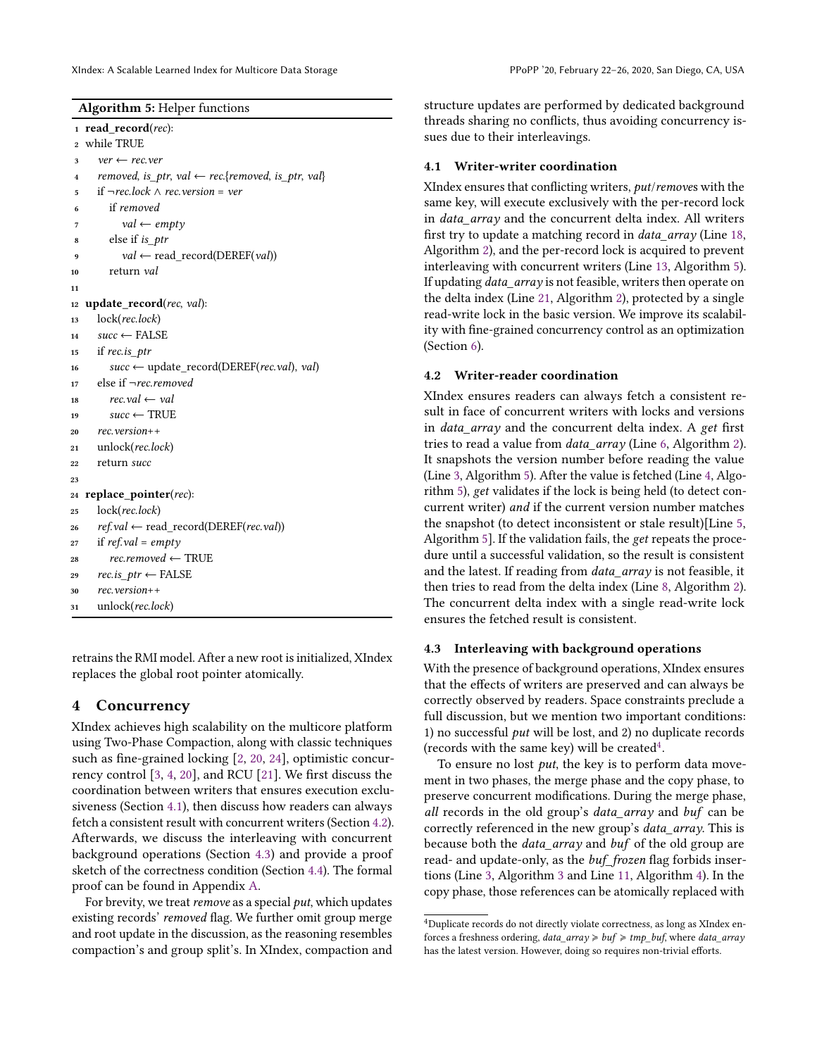**Algorithm 5:** Helper functions

```
1  read_record(rec):
2  while TRUE
3     ver ← rec.ver
4     removed, is_ptr, val ← rec.{removed, is_ptr, val}
5     if ¬rec.lock ∧ rec.version = ver
6        if removed
7           val ← empty
8        else if is_ptr
9           val ← read_record(DEREF(val))
10       return val
11
12 update_record(rec, val):
13    lock(rec.lock)
14    succ ← FALSE
15    if rec.is_ptr
16       succ ← update_record(DEREF(rec.val), val)
17    else if ¬rec.removed
18       rec.val ← val
19       succ ← TRUE
20    rec.version++
21    unlock(rec.lock)
22    return succ
23
24 replace_pointer(rec):
25    lock(rec.lock)
26    ref.val ← read_record(DEREF(rec.val))
27    if ref.val = empty
28       rec.removed ← TRUE
29    rec.is_ptr ← FALSE
30    rec.version++
31    unlock(rec.lock)
```

retrains the RMI model. After a new root is initialized, XIndex replaces the global root pointer atomically.

# 4 Concurrency

XIndex achieves high scalability on the multicore platform using Two-Phase Compaction, along with classic techniques such as fine-grained locking [2, 20, 24], optimistic concurrency control [3, 4, 20], and RCU [21]. We first discuss the coordination between writers that ensures execution exclusiveness (Section 4.1), then discuss how readers can always fetch a consistent result with concurrent writers (Section 4.2). Afterwards, we discuss the interleaving with concurrent background operations (Section 4.3) and provide a proof sketch of the correctness condition (Section 4.4). The formal proof can be found in Appendix A.

For brevity, we treat *remove* as a special *put*, which updates existing records' *removed* flag. We further omit group merge and root update in the discussion, as the reasoning resembles compaction's and group split's. In XIndex, compaction and structure updates are performed by dedicated background threads sharing no conflicts, thus avoiding concurrency issues due to their interleavings.

## 4.1 Writer-writer coordination

XIndex ensures that conflicting writers, *put*/*remove*s with the same key, will execute exclusively with the per-record lock in *data_array* and the concurrent delta index. All writers first try to update a matching record in *data_array* (Line 18, Algorithm 2), and the per-record lock is acquired to prevent interleaving with concurrent writers (Line 13, Algorithm 5). If updating *data_array* is not feasible, writers then operate on the delta index (Line 21, Algorithm 2), protected by a single read-write lock in the basic version. We improve its scalability with fine-grained concurrency control as an optimization (Section 6).

## 4.2 Writer-reader coordination

XIndex ensures readers can always fetch a consistent result in face of concurrent writers with locks and versions in *data_array* and the concurrent delta index. A *get* first tries to read a value from *data_array* (Line 6, Algorithm 2). It snapshots the version number before reading the value (Line 3, Algorithm 5). After the value is fetched (Line 4, Algorithm 5), *get* validates if the lock is being held (to detect concurrent writer) *and* if the current version number matches the snapshot (to detect inconsistent or stale result)[Line 5, Algorithm 5]. If the validation fails, the *get* repeats the procedure until a successful validation, so the result is consistent and the latest. If reading from *data_array* is not feasible, it then tries to read from the delta index (Line 8, Algorithm 2). The concurrent delta index with a single read-write lock ensures the fetched result is consistent.

## 4.3 Interleaving with background operations

With the presence of background operations, XIndex ensures that the effects of writers are preserved and can always be correctly observed by readers. Space constraints preclude a full discussion, but we mention two important conditions: 1) no successful *put* will be lost, and 2) no duplicate records (records with the same key) will be created[4].

To ensure no lost *put*, the key is to perform data movement in two phases, the merge phase and the copy phase, to preserve concurrent modifications. During the merge phase, *all* records in the old group's *data_array* and *buf* can be correctly referenced in the new group's *data_array*. This is because both the *data_array* and *buf* of the old group are read- and update-only, as the *buf_frozen* flag forbids insertions (Line 3, Algorithm 3 and Line 11, Algorithm 4). In the copy phase, those references can be atomically replaced with

[4] Duplicate records do not directly violate correctness, as long as XIndex enforces a freshness ordering, $data\_array \geqslant buf \geqslant tmp\_buf$, where *data_array* has the latest version. However, doing so requires non-trivial efforts.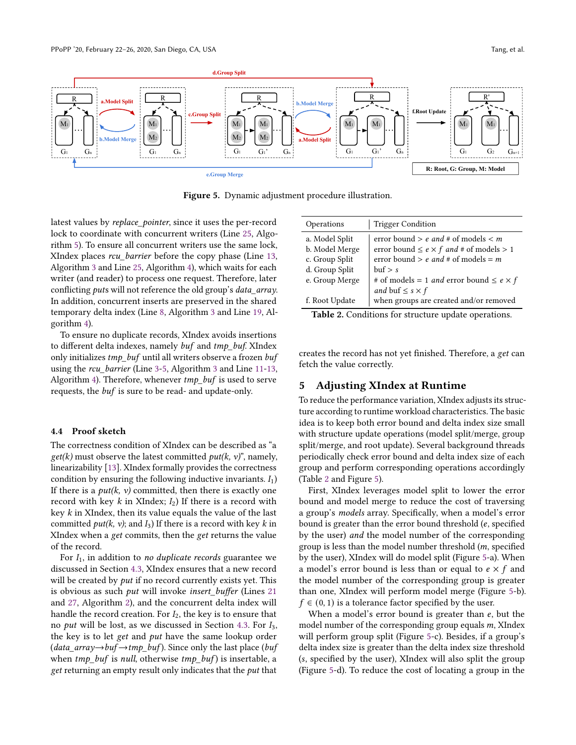Figure 5. Dynamic adjustment procedure illustration.

latest values by *replace_pointer*, since it uses the per-record lock to coordinate with concurrent writers (Line 25, Algorithm 5). To ensure all concurrent writers use the same lock, XIndex places *rcu_barrier* before the copy phase (Line 13, Algorithm 3 and Line 25, Algorithm 4), which waits for each writer (and reader) to process one request. Therefore, later conflicting *puts* will not reference the old group's *data_array*. In addition, concurrent inserts are preserved in the shared temporary delta index (Line 8, Algorithm 3 and Line 19, Algorithm 4).

To ensure no duplicate records, XIndex avoids insertions to different delta indexes, namely *buf* and *tmp_buf*. XIndex only initializes *tmp_buf* until all writers observe a frozen *buf* using the *rcu_barrier* (Line 3-5, Algorithm 3 and Line 11-13, Algorithm 4). Therefore, whenever *tmp_buf* is used to serve requests, the *buf* is sure to be read- and update-only.

### 4.4 Proof sketch

The correctness condition of XIndex can be described as "a *get(k)* must observe the latest committed *put(k, v)*", namely, linearizability [13]. XIndex formally provides the correctness condition by ensuring the following inductive invariants. $I_1$) If there is a *put(k, v)* committed, then there is exactly one record with key $k$ in XIndex; $I_2$) If there is a record with key $k$ in XIndex, then its value equals the value of the last committed *put(k, v)*; and $I_3$) If there is a record with key $k$ in XIndex when a *get* commits, then the *get* returns the value of the record.

For $I_1$, in addition to *no duplicate records* guarantee we discussed in Section 4.3, XIndex ensures that a new record will be created by *put* if no record currently exists yet. This is obvious as such *put* will invoke *insert_buffer* (Lines 21 and 27, Algorithm 2), and the concurrent delta index will handle the record creation. For $I_2$, the key is to ensure that no *put* will be lost, as we discussed in Section 4.3. For $I_3$, the key is to let *get* and *put* have the same lookup order (*data_array*→*buf*→*tmp_buf*). Since only the last place (*buf* when *tmp_buf* is *null*, otherwise *tmp_buf*) is insertable, a *get* returning an empty result only indicates that the *put* that creates the record has not yet finished. Therefore, a *get* can fetch the value correctly.

| Operations | Trigger Condition |
|---|---|
| a. Model Split | error bound $> e$ *and* # of models $< m$ |
| b. Model Merge | error bound $\leq e \times f$ *and* # of models $> 1$ |
| c. Group Split | error bound $> e$ *and* # of models $= m$ |
| d. Group Split | buf $> s$ |
| e. Group Merge | # of models $= 1$ *and* error bound $\leq e \times f$ *and* buf $\leq s \times f$ |
| f. Root Update | when groups are created and/or removed |

**Table 2.** Conditions for structure update operations.

## 5 Adjusting XIndex at Runtime

To reduce the performance variation, XIndex adjusts its structure according to runtime workload characteristics. The basic idea is to keep both error bound and delta index size small with structure update operations (model split/merge, group split/merge, and root update). Several background threads periodically check error bound and delta index size of each group and perform corresponding operations accordingly (Table 2 and Figure 5).

First, XIndex leverages model split to lower the error bound and model merge to reduce the cost of traversing a group's *models* array. Specifically, when a model's error bound is greater than the error bound threshold ($e$, specified by the user) *and* the model number of the corresponding group is less than the model number threshold ($m$, specified by the user), XIndex will do model split (Figure 5-a). When a model's error bound is less than or equal to $e \times f$ and the model number of the corresponding group is greater than one, XIndex will perform model merge (Figure 5-b). $f \in (0, 1)$ is a tolerance factor specified by the user.

When a model's error bound is greater than $e$, but the model number of the corresponding group equals $m$, XIndex will perform group split (Figure 5-c). Besides, if a group's delta index size is greater than the delta index size threshold ($s$, specified by the user), XIndex will also split the group (Figure 5-d). To reduce the cost of locating a group in the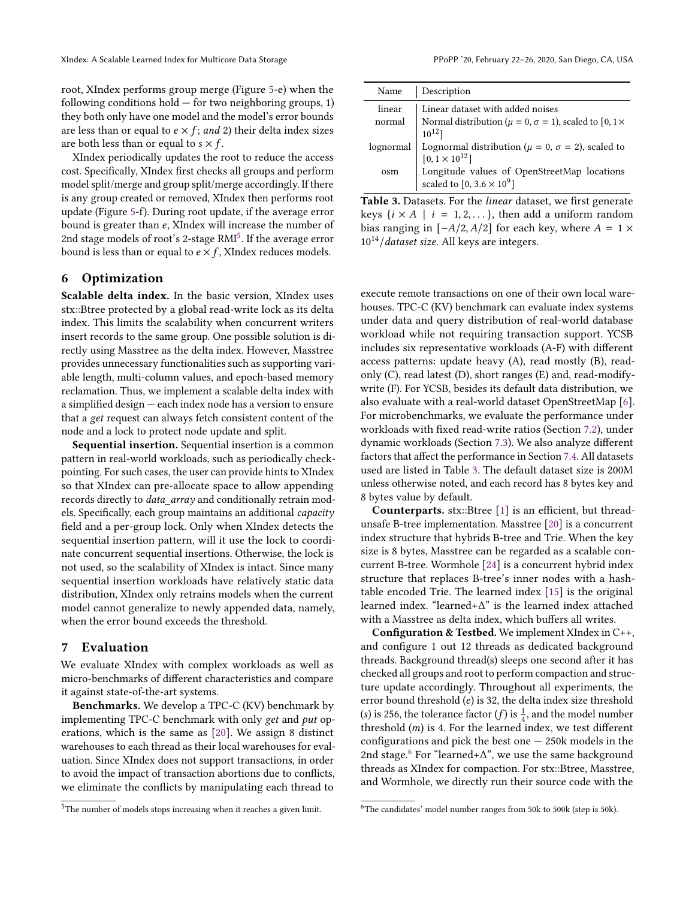root, XIndex performs group merge (Figure 5-e) when the following conditions hold — for two neighboring groups, 1) they both only have one model and the model's error bounds are less than or equal to $e \times f$; *and* 2) their delta index sizes are both less than or equal to $s \times f$.

XIndex periodically updates the root to reduce the access cost. Specifically, XIndex first checks all groups and perform model split/merge and group split/merge accordingly. If there is any group created or removed, XIndex then performs root update (Figure 5-f). During root update, if the average error bound is greater than $e$, XIndex will increase the number of 2nd stage models of root's 2-stage RMI[5]. If the average error bound is less than or equal to $e \times f$, XIndex reduces models.

## 6 Optimization

**Scalable delta index.** In the basic version, XIndex uses stx::Btree protected by a global read-write lock as its delta index. This limits the scalability when concurrent writers insert records to the same group. One possible solution is directly using Masstree as the delta index. However, Masstree provides unnecessary functionalities such as supporting variable length, multi-column values, and epoch-based memory reclamation. Thus, we implement a scalable delta index with a simplified design — each index node has a version to ensure that a *get* request can always fetch consistent content of the node and a lock to protect node update and split.

**Sequential insertion.** Sequential insertion is a common pattern in real-world workloads, such as periodically checkpointing. For such cases, the user can provide hints to XIndex so that XIndex can pre-allocate space to allow appending records directly to *data_array* and conditionally retrain models. Specifically, each group maintains an additional *capacity* field and a per-group lock. Only when XIndex detects the sequential insertion pattern, will it use the lock to coordinate concurrent sequential insertions. Otherwise, the lock is not used, so the scalability of XIndex is intact. Since many sequential insertion workloads have relatively static data distribution, XIndex only retrains models when the current model cannot generalize to newly appended data, namely, when the error bound exceeds the threshold.

## 7 Evaluation

We evaluate XIndex with complex workloads as well as micro-benchmarks of different characteristics and compare it against state-of-the-art systems.

**Benchmarks.** We develop a TPC-C (KV) benchmark by implementing TPC-C benchmark with only *get* and *put* operations, which is the same as [20]. We assign 8 distinct warehouses to each thread as their local warehouses for evaluation. Since XIndex does not support transactions, in order to avoid the impact of transaction abortions due to conflicts, we eliminate the conflicts by manipulating each thread to execute remote transactions on one of their own local warehouses. TPC-C (KV) benchmark can evaluate index systems under data and query distribution of real-world database workload while not requiring transaction support. YCSB includes six representative workloads (A-F) with different access patterns: update heavy (A), read mostly (B), read-only (C), read latest (D), short ranges (E) and, read-modify-write (F). For YCSB, besides its default data distribution, we also evaluate with a real-world dataset OpenStreetMap [6]. For microbenchmarks, we evaluate the performance under workloads with fixed read-write ratios (Section 7.2), under dynamic workloads (Section 7.3). We also analyze different factors that affect the performance in Section 7.4. All datasets used are listed in Table 3. The default dataset size is 200M unless otherwise noted, and each record has 8 bytes key and 8 bytes value by default.

| Name | Description |
|---|---|
| linear | Linear dataset with added noises |
| normal | Normal distribution ($\mu = 0$, $\sigma = 1$), scaled to $[0, 1 \times 10^{12}]$ |
| lognormal | Lognormal distribution ($\mu = 0$, $\sigma = 2$), scaled to $[0, 1 \times 10^{12}]$ |
| osm | Longitude values of OpenStreetMap locations scaled to $[0, 3.6 \times 10^9]$ |

**Table 3.** Datasets. For the *linear* dataset, we first generate keys $\{i \times A \mid i = 1, 2, \dots\}$, then add a uniform random bias ranging in $[-A/2, A/2]$ for each key, where $A = 1 \times 10^{14}/\textit{dataset size}$. All keys are integers.

**Counterparts.** stx::Btree [1] is an efficient, but thread-unsafe B-tree implementation. Masstree [20] is a concurrent index structure that hybrids B-tree and Trie. When the key size is 8 bytes, Masstree can be regarded as a scalable concurrent B-tree. Wormhole [24] is a concurrent hybrid index structure that replaces B-tree's inner nodes with a hash-table encoded Trie. The learned index [15] is the original learned index. "learned+Δ" is the learned index attached with a Masstree as delta index, which buffers all writes.

**Configuration & Testbed.** We implement XIndex in C++, and configure 1 out 12 threads as dedicated background threads. Background thread(s) sleeps one second after it has checked all groups and root to perform compaction and structure update accordingly. Throughout all experiments, the error bound threshold ($e$) is 32, the delta index size threshold ($s$) is 256, the tolerance factor ($f$) is $\frac{1}{4}$, and the model number threshold ($m$) is 4. For the learned index, we test different configurations and pick the best one — 250k models in the 2nd stage.[6] For "learned+Δ", we use the same background threads as XIndex for compaction. For stx::Btree, Masstree, and Wormhole, we directly run their source code with the

[5] The number of models stops increasing when it reaches a given limit.

[6] The candidates' model number ranges from 50k to 500k (step is 50k).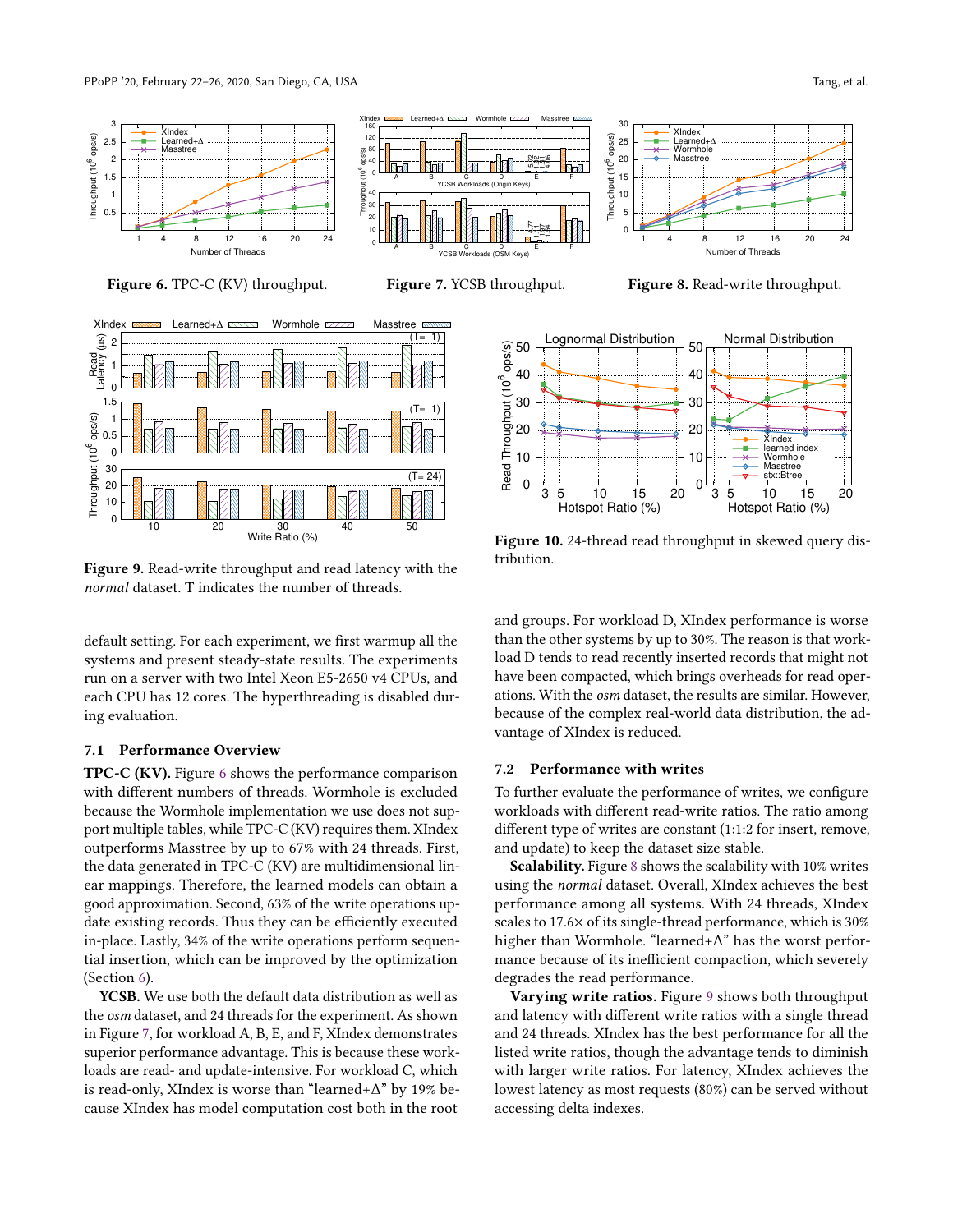Figure 6. TPC-C (KV) throughput.

Figure 7. YCSB throughput.

Figure 8. Read-write throughput.

Figure 9. Read-write throughput and read latency with the *normal* dataset. T indicates the number of threads.

Figure 10. 24-thread read throughput in skewed query distribution.

default setting. For each experiment, we first warmup all the systems and present steady-state results. The experiments run on a server with two Intel Xeon E5-2650 v4 CPUs, and each CPU has 12 cores. The hyperthreading is disabled during evaluation.

### 7.1 Performance Overview

**TPC-C (KV).** Figure 6 shows the performance comparison with different numbers of threads. Wormhole is excluded because the Wormhole implementation we use does not support multiple tables, while TPC-C (KV) requires them. XIndex outperforms Masstree by up to 67% with 24 threads. First, the data generated in TPC-C (KV) are multidimensional linear mappings. Therefore, the learned models can obtain a good approximation. Second, 63% of the write operations update existing records. Thus they can be efficiently executed in-place. Lastly, 34% of the write operations perform sequential insertion, which can be improved by the optimization (Section 6).

**YCSB.** We use both the default data distribution as well as the *osm* dataset, and 24 threads for the experiment. As shown in Figure 7, for workload A, B, E, and F, XIndex demonstrates superior performance advantage. This is because these workloads are read- and update-intensive. For workload C, which is read-only, XIndex is worse than "learned+Δ" by 19% because XIndex has model computation cost both in the root and groups. For workload D, XIndex performance is worse than the other systems by up to 30%. The reason is that workload D tends to read recently inserted records that might not have been compacted, which brings overheads for read operations. With the *osm* dataset, the results are similar. However, because of the complex real-world data distribution, the advantage of XIndex is reduced.

### 7.2 Performance with writes

To further evaluate the performance of writes, we configure workloads with different read-write ratios. The ratio among different type of writes are constant (1:1:2 for insert, remove, and update) to keep the dataset size stable.

**Scalability.** Figure 8 shows the scalability with 10% writes using the *normal* dataset. Overall, XIndex achieves the best performance among all systems. With 24 threads, XIndex scales to 17.6× of its single-thread performance, which is 30% higher than Wormhole. "learned+Δ" has the worst performance because of its inefficient compaction, which severely degrades the read performance.

**Varying write ratios.** Figure 9 shows both throughput and latency with different write ratios with a single thread and 24 threads. XIndex has the best performance for all the listed write ratios, though the advantage tends to diminish with larger write ratios. For latency, XIndex achieves the lowest latency as most requests (80%) can be served without accessing delta indexes.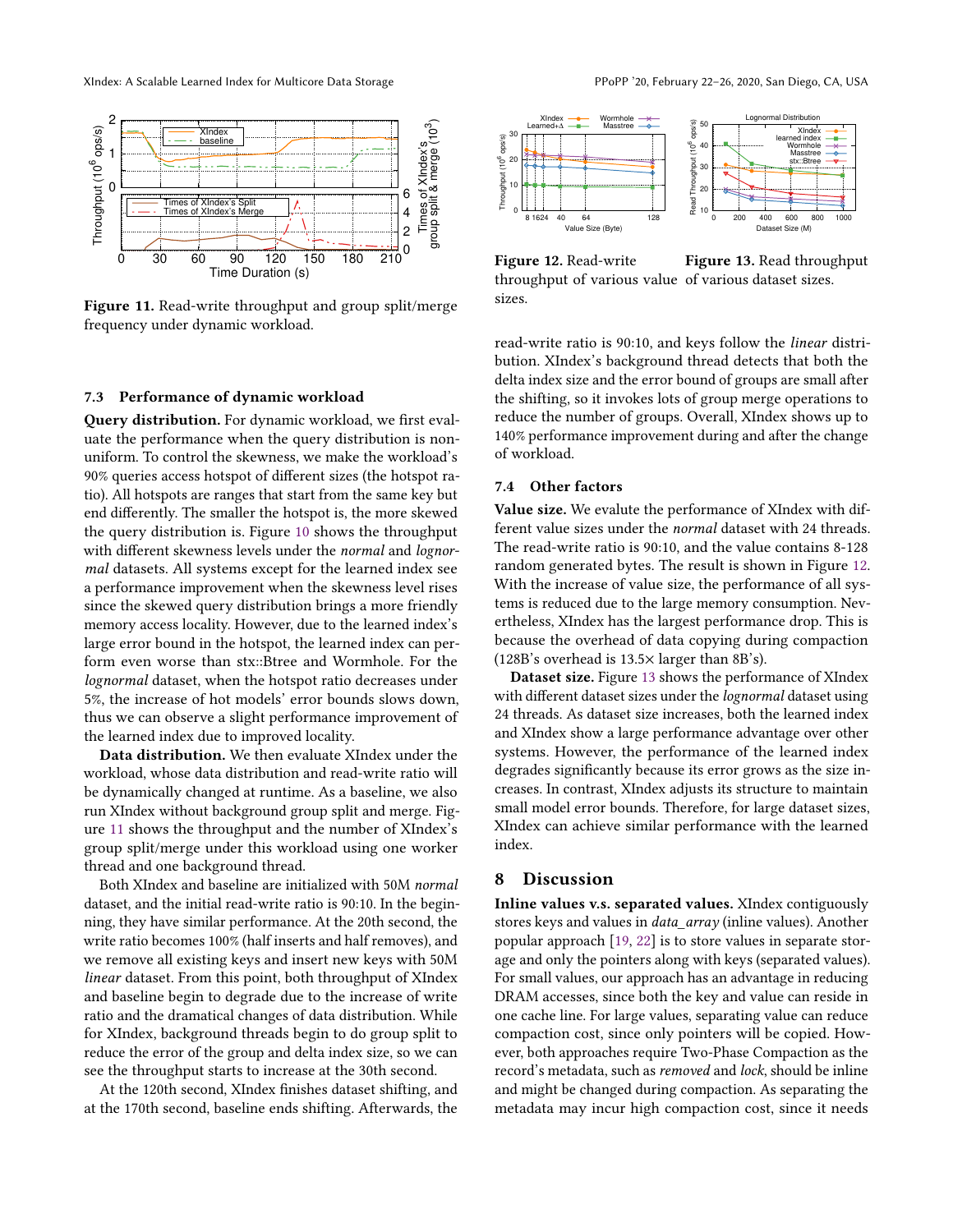Figure 11. Read-write throughput and group split/merge frequency under dynamic workload.

### 7.3 Performance of dynamic workload

**Query distribution.** For dynamic workload, we first evaluate the performance when the query distribution is non-uniform. To control the skewness, we make the workload's 90% queries access hotspot of different sizes (the hotspot ratio). All hotspots are ranges that start from the same key but end differently. The smaller the hotspot is, the more skewed the query distribution is. Figure 10 shows the throughput with different skewness levels under the *normal* and *lognormal* datasets. All systems except for the learned index see a performance improvement when the skewness level rises since the skewed query distribution brings a more friendly memory access locality. However, due to the learned index's large error bound in the hotspot, the learned index can perform even worse than stx::Btree and Wormhole. For the *lognormal* dataset, when the hotspot ratio decreases under 5%, the increase of hot models' error bounds slows down, thus we can observe a slight performance improvement of the learned index due to improved locality.

**Data distribution.** We then evaluate XIndex under the workload, whose data distribution and read-write ratio will be dynamically changed at runtime. As a baseline, we also run XIndex without background group split and merge. Figure 11 shows the throughput and the number of XIndex's group split/merge under this workload using one worker thread and one background thread.

Both XIndex and baseline are initialized with 50M *normal* dataset, and the initial read-write ratio is 90:10. In the beginning, they have similar performance. At the 20th second, the write ratio becomes 100% (half inserts and half removes), and we remove all existing keys and insert new keys with 50M *linear* dataset. From this point, both throughput of XIndex and baseline begin to degrade due to the increase of write ratio and the dramatical changes of data distribution. While for XIndex, background threads begin to do group split to reduce the error of the group and delta index size, so we can see the throughput starts to increase at the 30th second.

At the 120th second, XIndex finishes dataset shifting, and at the 170th second, baseline ends shifting. Afterwards, the read-write ratio is 90:10, and keys follow the *linear* distribution. XIndex's background thread detects that both the delta index size and the error bound of groups are small after the shifting, so it invokes lots of group merge operations to reduce the number of groups. Overall, XIndex shows up to 140% performance improvement during and after the change of workload.

Figure 12. Read-write throughput of various value sizes.

Figure 13. Read throughput of various dataset sizes.

### 7.4 Other factors

**Value size.** We evalute the performance of XIndex with different value sizes under the *normal* dataset with 24 threads. The read-write ratio is 90:10, and the value contains 8-128 random generated bytes. The result is shown in Figure 12. With the increase of value size, the performance of all systems is reduced due to the large memory consumption. Nevertheless, XIndex has the largest performance drop. This is because the overhead of data copying during compaction (128B's overhead is 13.5× larger than 8B's).

**Dataset size.** Figure 13 shows the performance of XIndex with different dataset sizes under the *lognormal* dataset using 24 threads. As dataset size increases, both the learned index and XIndex show a large performance advantage over other systems. However, the performance of the learned index degrades significantly because its error grows as the size increases. In contrast, XIndex adjusts its structure to maintain small model error bounds. Therefore, for large dataset sizes, XIndex can achieve similar performance with the learned index.

## 8 Discussion

**Inline values v.s. separated values.** XIndex contiguously stores keys and values in *data_array* (inline values). Another popular approach [19, 22] is to store values in separate storage and only the pointers along with keys (separated values). For small values, our approach has an advantage in reducing DRAM accesses, since both the key and value can reside in one cache line. For large values, separating value can reduce compaction cost, since only pointers will be copied. However, both approaches require Two-Phase Compaction as the record's metadata, such as *removed* and *lock*, should be inline and might be changed during compaction. As separating the metadata may incur high compaction cost, since it needs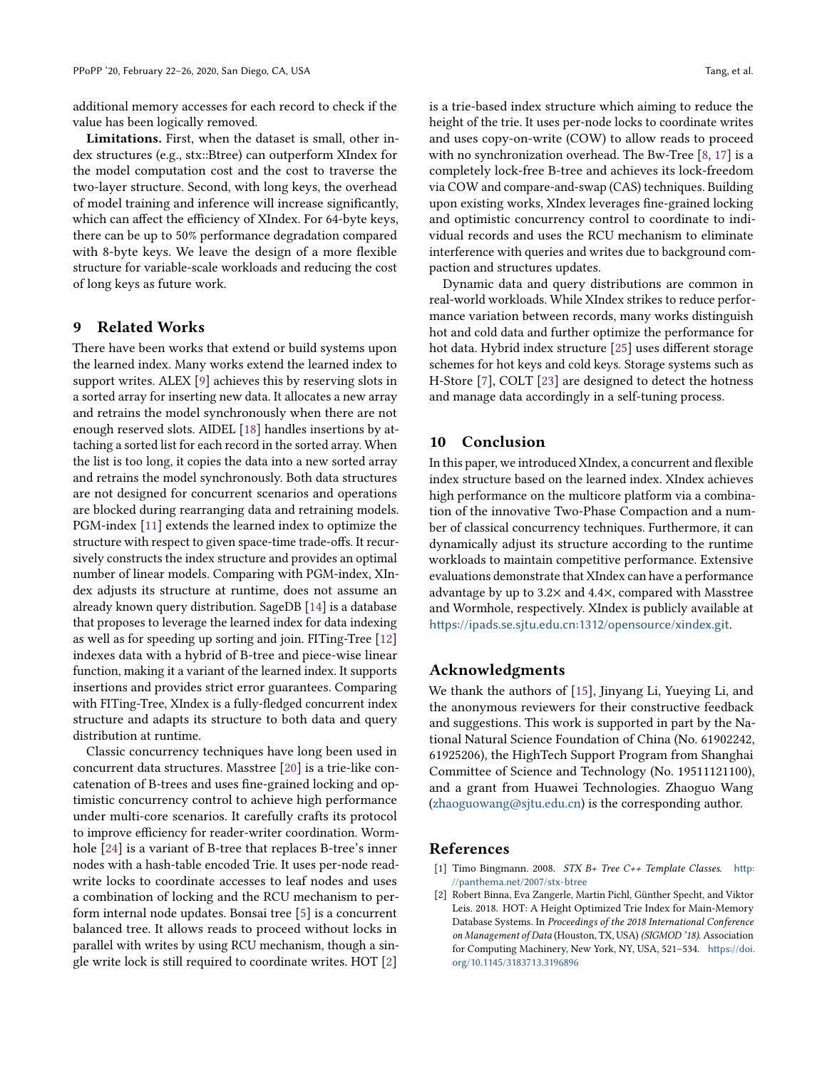additional memory accesses for each record to check if the value has been logically removed.

**Limitations.** First, when the dataset is small, other index structures (e.g., stx::Btree) can outperform XIndex for the model computation cost and the cost to traverse the two-layer structure. Second, with long keys, the overhead of model training and inference will increase significantly, which can affect the efficiency of XIndex. For 64-byte keys, there can be up to 50% performance degradation compared with 8-byte keys. We leave the design of a more flexible structure for variable-scale workloads and reducing the cost of long keys as future work.

## 9 Related Works

There have been works that extend or build systems upon the learned index. Many works extend the learned index to support writes. ALEX [9] achieves this by reserving slots in a sorted array for inserting new data. It allocates a new array and retrains the model synchronously when there are not enough reserved slots. AIDEL [18] handles insertions by attaching a sorted list for each record in the sorted array. When the list is too long, it copies the data into a new sorted array and retrains the model synchronously. Both data structures are not designed for concurrent scenarios and operations are blocked during rearranging data and retraining models. PGM-index [11] extends the learned index to optimize the structure with respect to given space-time trade-offs. It recursively constructs the index structure and provides an optimal number of linear models. Comparing with PGM-index, XIndex adjusts its structure at runtime, does not assume an already known query distribution. SageDB [14] is a database that proposes to leverage the learned index for data indexing as well as for speeding up sorting and join. FITing-Tree [12] indexes data with a hybrid of B-tree and piece-wise linear function, making it a variant of the learned index. It supports insertions and provides strict error guarantees. Comparing with FITing-Tree, XIndex is a fully-fledged concurrent index structure and adapts its structure to both data and query distribution at runtime.

Classic concurrency techniques have long been used in concurrent data structures. Masstree [20] is a trie-like concatenation of B-trees and uses fine-grained locking and optimistic concurrency control to achieve high performance under multi-core scenarios. It carefully crafts its protocol to improve efficiency for reader-writer coordination. Wormhole [24] is a variant of B-tree that replaces B-tree's inner nodes with a hash-table encoded Trie. It uses per-node read-write locks to coordinate accesses to leaf nodes and uses a combination of locking and the RCU mechanism to perform internal node updates. Bonsai tree [5] is a concurrent balanced tree. It allows reads to proceed without locks in parallel with writes by using RCU mechanism, though a single write lock is still required to coordinate writes. HOT [2] is a trie-based index structure which aiming to reduce the height of the trie. It uses per-node locks to coordinate writes and uses copy-on-write (COW) to allow reads to proceed with no synchronization overhead. The Bw-Tree [8, 17] is a completely lock-free B-tree and achieves its lock-freedom via COW and compare-and-swap (CAS) techniques. Building upon existing works, XIndex leverages fine-grained locking and optimistic concurrency control to coordinate to individual records and uses the RCU mechanism to eliminate interference with queries and writes due to background compaction and structures updates.

Dynamic data and query distributions are common in real-world workloads. While XIndex strikes to reduce performance variation between records, many works distinguish hot and cold data and further optimize the performance for hot data. Hybrid index structure [25] uses different storage schemes for hot keys and cold keys. Storage systems such as H-Store [7], COLT [23] are designed to detect the hotness and manage data accordingly in a self-tuning process.

## 10 Conclusion

In this paper, we introduced XIndex, a concurrent and flexible index structure based on the learned index. XIndex achieves high performance on the multicore platform via a combination of the innovative Two-Phase Compaction and a number of classical concurrency techniques. Furthermore, it can dynamically adjust its structure according to the runtime workloads to maintain competitive performance. Extensive evaluations demonstrate that XIndex can have a performance advantage by up to 3.2× and 4.4×, compared with Masstree and Wormhole, respectively. XIndex is publicly available at https://ipads.se.sjtu.edu.cn:1312/opensource/xindex.git.

## Acknowledgments

We thank the authors of [15], Jinyang Li, Yueying Li, and the anonymous reviewers for their constructive feedback and suggestions. This work is supported in part by the National Natural Science Foundation of China (No. 61902242, 61925206), the HighTech Support Program from Shanghai Committee of Science and Technology (No. 19511121100), and a grant from Huawei Technologies. Zhaoguo Wang (zhaoguowang@sjtu.edu.cn) is the corresponding author.

## References

[1] Timo Bingmann. 2008. *STX B+ Tree C++ Template Classes*. http://panthema.net/2007/stx-btree

[2] Robert Binna, Eva Zangerle, Martin Pichl, Günther Specht, and Viktor Leis. 2018. HOT: A Height Optimized Trie Index for Main-Memory Database Systems. In *Proceedings of the 2018 International Conference on Management of Data* (Houston, TX, USA) *(SIGMOD '18)*. Association for Computing Machinery, New York, NY, USA, 521–534. https://doi.org/10.1145/3183713.3196896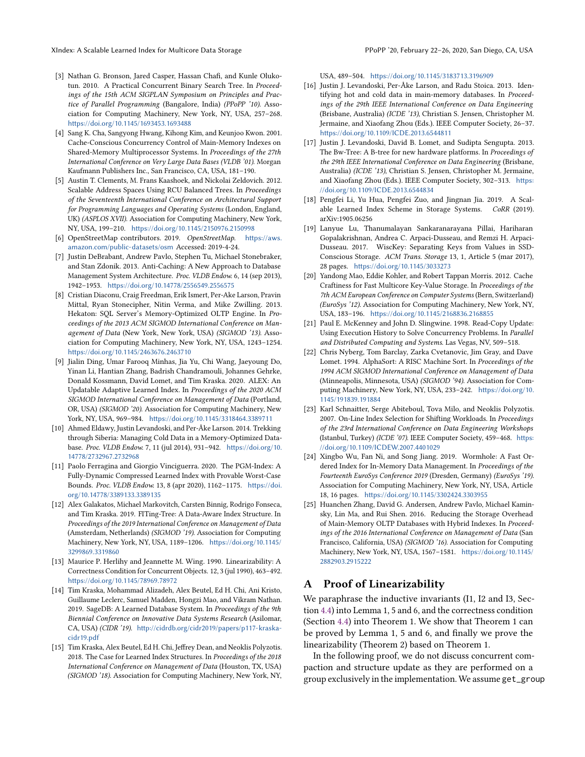[3] Nathan G. Bronson, Jared Casper, Hassan Chafi, and Kunle Olukotun. 2010. A Practical Concurrent Binary Search Tree. In *Proceedings of the 15th ACM SIGPLAN Symposium on Principles and Practice of Parallel Programming* (Bangalore, India) *(PPoPP '10)*. Association for Computing Machinery, New York, NY, USA, 257–268. https://doi.org/10.1145/1693453.1693488

[4] Sang K. Cha, Sangyong Hwang, Kihong Kim, and Keunjoo Kwon. 2001. Cache-Conscious Concurrency Control of Main-Memory Indexes on Shared-Memory Multiprocessor Systems. In *Proceedings of the 27th International Conference on Very Large Data Bases (VLDB '01)*. Morgan Kaufmann Publishers Inc., San Francisco, CA, USA, 181–190.

[5] Austin T. Clements, M. Frans Kaashoek, and Nickolai Zeldovich. 2012. Scalable Address Spaces Using RCU Balanced Trees. In *Proceedings of the Seventeenth International Conference on Architectural Support for Programming Languages and Operating Systems* (London, England, UK) *(ASPLOS XVII)*. Association for Computing Machinery, New York, NY, USA, 199–210. https://doi.org/10.1145/2150976.2150998

[6] OpenStreetMap contributors. 2019. *OpenStreetMap*. https://aws.amazon.com/public-datasets/osm Accessed: 2019-4-24.

[7] Justin DeBrabant, Andrew Pavlo, Stephen Tu, Michael Stonebraker, and Stan Zdonik. 2013. Anti-Caching: A New Approach to Database Management System Architecture. *Proc. VLDB Endow.* 6, 14 (sep 2013), 1942–1953. https://doi.org/10.14778/2556549.2556575

[8] Cristian Diaconu, Craig Freedman, Erik Ismert, Per-Ake Larson, Pravin Mittal, Ryan Stonecipher, Nitin Verma, and Mike Zwilling. 2013. Hekaton: SQL Server's Memory-Optimized OLTP Engine. In *Proceedings of the 2013 ACM SIGMOD International Conference on Management of Data* (New York, New York, USA) *(SIGMOD '13)*. Association for Computing Machinery, New York, NY, USA, 1243–1254. https://doi.org/10.1145/2463676.2463710

[9] Jialin Ding, Umar Farooq Minhas, Jia Yu, Chi Wang, Jaeyoung Do, Yinan Li, Hantian Zhang, Badrish Chandramouli, Johannes Gehrke, Donald Kossmann, David Lomet, and Tim Kraska. 2020. ALEX: An Updatable Adaptive Learned Index. In *Proceedings of the 2020 ACM SIGMOD International Conference on Management of Data* (Portland, OR, USA) *(SIGMOD '20)*. Association for Computing Machinery, New York, NY, USA, 969–984. https://doi.org/10.1145/3318464.3389711

[10] Ahmed Eldawy, Justin Levandoski, and Per-Åke Larson. 2014. Trekking through Siberia: Managing Cold Data in a Memory-Optimized Database. *Proc. VLDB Endow.* 7, 11 (jul 2014), 931–942. https://doi.org/10.14778/2732967.2732968

[11] Paolo Ferragina and Giorgio Vinciguerra. 2020. The PGM-Index: A Fully-Dynamic Compressed Learned Index with Provable Worst-Case Bounds. *Proc. VLDB Endow.* 13, 8 (apr 2020), 1162–1175. https://doi.org/10.14778/3389133.3389135

[12] Alex Galakatos, Michael Markovitch, Carsten Binnig, Rodrigo Fonseca, and Tim Kraska. 2019. FITing-Tree: A Data-Aware Index Structure. In *Proceedings of the 2019 International Conference on Management of Data* (Amsterdam, Netherlands) *(SIGMOD '19)*. Association for Computing Machinery, New York, NY, USA, 1189–1206. https://doi.org/10.1145/3299869.3319860

[13] Maurice P. Herlihy and Jeannette M. Wing. 1990. Linearizability: A Correctness Condition for Concurrent Objects. 12, 3 (jul 1990), 463–492. https://doi.org/10.1145/78969.78972

[14] Tim Kraska, Mohammad Alizadeh, Alex Beutel, Ed H. Chi, Ani Kristo, Guillaume Leclerc, Samuel Madden, Hongzi Mao, and Vikram Nathan. 2019. SageDB: A Learned Database System. In *Proceedings of the 9th Biennial Conference on Innovative Data Systems Research* (Asilomar, CA, USA) *(CIDR '19)*. http://cidrdb.org/cidr2019/papers/p117-kraska-cidr19.pdf

[15] Tim Kraska, Alex Beutel, Ed H. Chi, Jeffrey Dean, and Neoklis Polyzotis. 2018. The Case for Learned Index Structures. In *Proceedings of the 2018 International Conference on Management of Data* (Houston, TX, USA) *(SIGMOD '18)*. Association for Computing Machinery, New York, NY, USA, 489–504. https://doi.org/10.1145/3183713.3196909

[16] Justin J. Levandoski, Per-Åke Larson, and Radu Stoica. 2013. Identifying hot and cold data in main-memory databases. In *Proceedings of the 29th IEEE International Conference on Data Engineering* (Brisbane, Australia) *(ICDE '13)*, Christian S. Jensen, Christopher M. Jermaine, and Xiaofang Zhou (Eds.). IEEE Computer Society, 26–37. https://doi.org/10.1109/ICDE.2013.6544811

[17] Justin J. Levandoski, David B. Lomet, and Sudipta Sengupta. 2013. The Bw-Tree: A B-tree for new hardware platforms. In *Proceedings of the 29th IEEE International Conference on Data Engineering* (Brisbane, Australia) *(ICDE '13)*, Christian S. Jensen, Christopher M. Jermaine, and Xiaofang Zhou (Eds.). IEEE Computer Society, 302–313. https://doi.org/10.1109/ICDE.2013.6544834

[18] Pengfei Li, Yu Hua, Pengfei Zuo, and Jingnan Jia. 2019. A Scalable Learned Index Scheme in Storage Systems. *CoRR* (2019). arXiv:1905.06256

[19] Lanyue Lu, Thanumalayan Sankaranarayana Pillai, Hariharan Gopalakrishnan, Andrea C. Arpaci-Dusseau, and Remzi H. Arpaci-Dusseau. 2017. WiscKey: Separating Keys from Values in SSD-Conscious Storage. *ACM Trans. Storage* 13, 1, Article 5 (mar 2017), 28 pages. https://doi.org/10.1145/3033273

[20] Yandong Mao, Eddie Kohler, and Robert Tappan Morris. 2012. Cache Craftiness for Fast Multicore Key-Value Storage. In *Proceedings of the 7th ACM European Conference on Computer Systems* (Bern, Switzerland) *(EuroSys '12)*. Association for Computing Machinery, New York, NY, USA, 183–196. https://doi.org/10.1145/2168836.2168855

[21] Paul E. McKenney and John D. Slingwine. 1998. Read-Copy Update: Using Execution History to Solve Concurrency Problems. In *Parallel and Distributed Computing and Systems*. Las Vegas, NV, 509–518.

[22] Chris Nyberg, Tom Barclay, Zarka Cvetanovic, Jim Gray, and Dave Lomet. 1994. AlphaSort: A RISC Machine Sort. In *Proceedings of the 1994 ACM SIGMOD International Conference on Management of Data* (Minneapolis, Minnesota, USA) *(SIGMOD '94)*. Association for Computing Machinery, New York, NY, USA, 233–242. https://doi.org/10.1145/191839.191884

[23] Karl Schnaitter, Serge Abiteboul, Tova Milo, and Neoklis Polyzotis. 2007. On-Line Index Selection for Shifting Workloads. In *Proceedings of the 23rd International Conference on Data Engineering Workshops* (Istanbul, Turkey) *(ICDE '07)*. IEEE Computer Society, 459–468. https://doi.org/10.1109/ICDEW.2007.4401029

[24] Xingbo Wu, Fan Ni, and Song Jiang. 2019. Wormhole: A Fast Ordered Index for In-Memory Data Management. In *Proceedings of the Fourteenth EuroSys Conference 2019* (Dresden, Germany) *(EuroSys '19)*. Association for Computing Machinery, New York, NY, USA, Article 18, 16 pages. https://doi.org/10.1145/3302424.3303955

[25] Huanchen Zhang, David G. Andersen, Andrew Pavlo, Michael Kaminsky, Lin Ma, and Rui Shen. 2016. Reducing the Storage Overhead of Main-Memory OLTP Databases with Hybrid Indexes. In *Proceedings of the 2016 International Conference on Management of Data* (San Francisco, California, USA) *(SIGMOD '16)*. Association for Computing Machinery, New York, NY, USA, 1567–1581. https://doi.org/10.1145/2882903.2915222

# A Proof of Linearizability

We paraphrase the inductive invariants (I1, I2 and I3, Section 4.4) into Lemma 1, 5 and 6, and the correctness condition (Section 4.4) into Theorem 1. We show that Theorem 1 can be proved by Lemma 1, 5 and 6, and finally we prove the linearizability (Theorem 2) based on Theorem 1.

In the following proof, we do not discuss concurrent compaction and structure update as they are performed on a group exclusively in the implementation. We assume `get_group`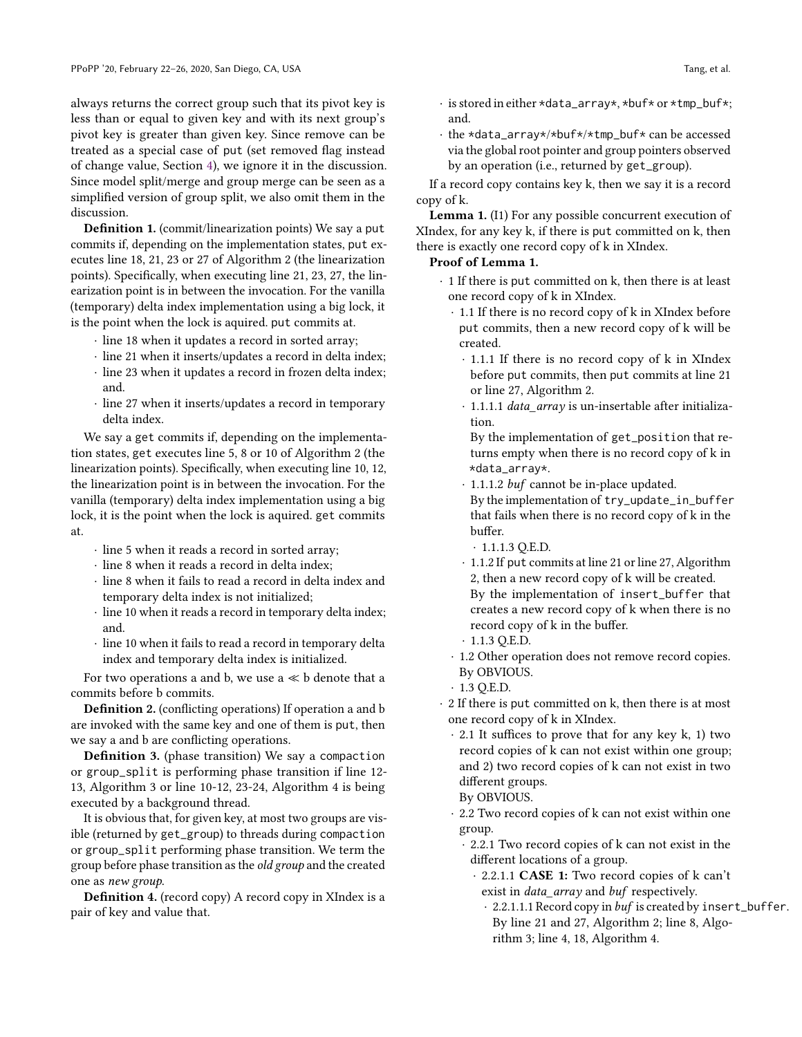always returns the correct group such that its pivot key is less than or equal to given key and with its next group's pivot key is greater than given key. Since remove can be treated as a special case of put (set removed flag instead of change value, Section 4), we ignore it in the discussion. Since model split/merge and group merge can be seen as a simplified version of group split, we also omit them in the discussion.

**Definition 1.** (commit/linearization points) We say a put commits if, depending on the implementation states, put executes line 18, 21, 23 or 27 of Algorithm 2 (the linearization points). Specifically, when executing line 21, 23, 27, the linearization point is in between the invocation. For the vanilla (temporary) delta index implementation using a big lock, it is the point when the lock is aquired. put commits at.

- line 18 when it updates a record in sorted array;
- line 21 when it inserts/updates a record in delta index;
- line 23 when it updates a record in frozen delta index; and.
- line 27 when it inserts/updates a record in temporary delta index.

We say a get commits if, depending on the implementation states, get executes line 5, 8 or 10 of Algorithm 2 (the linearization points). Specifically, when executing line 10, 12, the linearization point is in between the invocation. For the vanilla (temporary) delta index implementation using a big lock, it is the point when the lock is aquired. get commits at.

- line 5 when it reads a record in sorted array;
- line 8 when it reads a record in delta index;
- line 8 when it fails to read a record in delta index and temporary delta index is not initialized;
- line 10 when it reads a record in temporary delta index; and.
- line 10 when it fails to read a record in temporary delta index and temporary delta index is initialized.

For two operations a and b, we use a $\ll$ b denote that a commits before b commits.

**Definition 2.** (conflicting operations) If operation a and b are invoked with the same key and one of them is put, then we say a and b are conflicting operations.

**Definition 3.** (phase transition) We say a compaction or group_split is performing phase transition if line 12-13, Algorithm 3 or line 10-12, 23-24, Algorithm 4 is being executed by a background thread.

It is obvious that, for given key, at most two groups are visible (returned by get_group) to threads during compaction or group_split performing phase transition. We term the group before phase transition as the *old group* and the created one as *new group*.

**Definition 4.** (record copy) A record copy in XIndex is a pair of key and value that.

- is stored in either *data_array*, *buf* or *tmp_buf*; and.
- the *data_array*/*buf*/*tmp_buf* can be accessed via the global root pointer and group pointers observed by an operation (i.e., returned by get_group).

If a record copy contains key k, then we say it is a record copy of k.

**Lemma 1.** (I1) For any possible concurrent execution of XIndex, for any key k, if there is put committed on k, then there is exactly one record copy of k in XIndex.

**Proof of Lemma 1.**

- 1 If there is put committed on k, then there is at least one record copy of k in XIndex.
  - 1.1 If there is no record copy of k in XIndex before put commits, then a new record copy of k will be created.
    - 1.1.1 If there is no record copy of k in XIndex before put commits, then put commits at line 21 or line 27, Algorithm 2.
    - 1.1.1.1 *data_array* is un-insertable after initialization.
      By the implementation of get_position that returns empty when there is no record copy of k in *data_array*.
    - 1.1.1.2 *buf* cannot be in-place updated.
      By the implementation of try_update_in_buffer that fails when there is no record copy of k in the buffer.
      - 1.1.1.3 Q.E.D.
    - 1.1.2 If put commits at line 21 or line 27, Algorithm 2, then a new record copy of k will be created.
      By the implementation of insert_buffer that creates a new record copy of k when there is no record copy of k in the buffer.
    - 1.1.3 Q.E.D.
  - 1.2 Other operation does not remove record copies.
    By OBVIOUS.
  - 1.3 Q.E.D.
- 2 If there is put committed on k, then there is at most one record copy of k in XIndex.
  - 2.1 It suffices to prove that for any key k, 1) two record copies of k can not exist within one group; and 2) two record copies of k can not exist in two different groups.
    By OBVIOUS.
  - 2.2 Two record copies of k can not exist within one group.
    - 2.2.1 Two record copies of k can not exist in the different locations of a group.
      - 2.2.1.1 **CASE 1:** Two record copies of k can't exist in *data_array* and *buf* respectively.
        - 2.2.1.1.1 Record copy in *buf* is created by insert_buffer.
          By line 21 and 27, Algorithm 2; line 8, Algorithm 3; line 4, 18, Algorithm 4.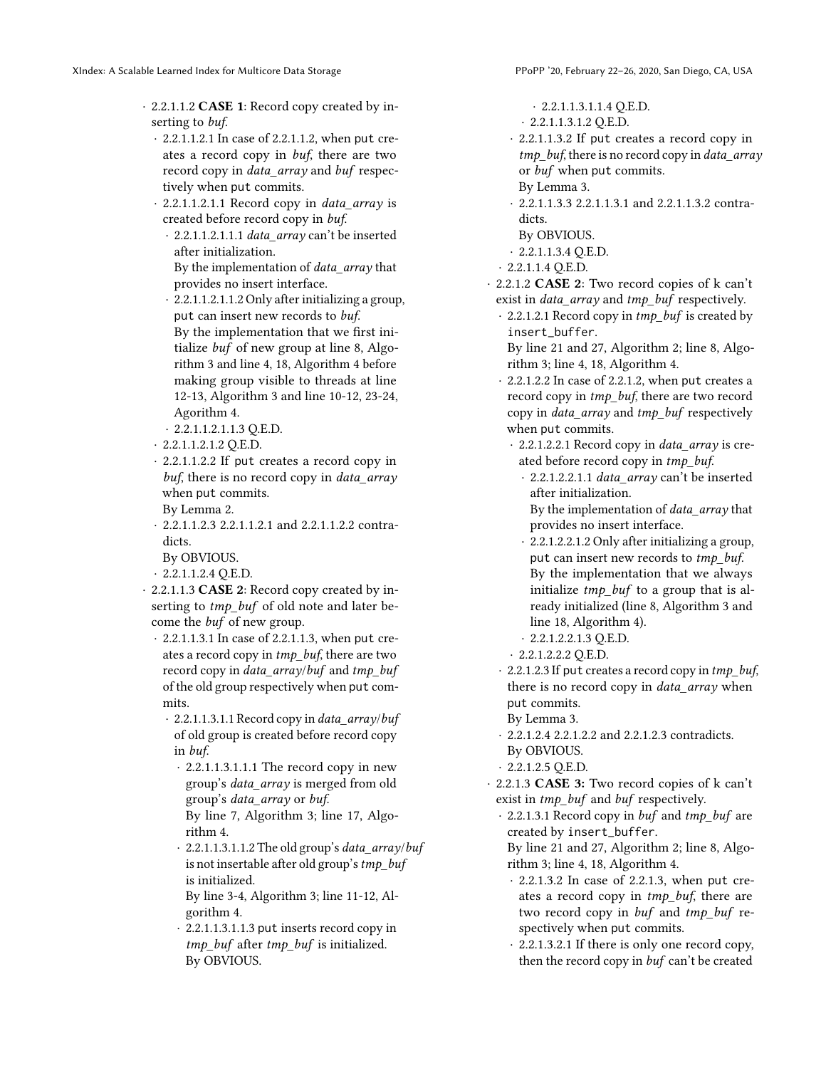- 2.2.1.1.2 **CASE 1**: Record copy created by inserting to *buf*.
  - 2.2.1.1.2.1 In case of 2.2.1.1.2, when put creates a record copy in *buf*, there are two record copy in *data_array* and *buf* respectively when put commits.
  - 2.2.1.1.2.1.1 Record copy in *data_array* is created before record copy in *buf*.
    - 2.2.1.1.2.1.1.1 *data_array* can't be inserted after initialization.
      By the implementation of *data_array* that provides no insert interface.
    - 2.2.1.1.2.1.1.2 Only after initializing a group, put can insert new records to *buf*.
      By the implementation that we first initialize *buf* of new group at line 8, Algorithm 3 and line 4, 18, Algorithm 4 before making group visible to threads at line 12-13, Algorithm 3 and line 10-12, 23-24, Agorithm 4.
    - 2.2.1.1.2.1.1.3 Q.E.D.
  - 2.2.1.1.2.1.2 Q.E.D.
  - 2.2.1.1.2.2 If put creates a record copy in *buf*, there is no record copy in *data_array* when put commits.
    By Lemma 2.
  - 2.2.1.1.2.3 2.2.1.1.2.1 and 2.2.1.1.2.2 contradicts.
    By OBVIOUS.
  - 2.2.1.1.2.4 Q.E.D.
- 2.2.1.1.3 **CASE 2**: Record copy created by inserting to *tmp_buf* of old note and later become the *buf* of new group.
  - 2.2.1.1.3.1 In case of 2.2.1.1.3, when put creates a record copy in *tmp_buf*, there are two record copy in *data_array*/*buf* and *tmp_buf* of the old group respectively when put commits.
    - 2.2.1.1.3.1.1 Record copy in *data_array*/*buf* of old group is created before record copy in *buf*.
      - 2.2.1.1.3.1.1.1 The record copy in new group's *data_array* is merged from old group's *data_array* or *buf*.
        By line 7, Algorithm 3; line 17, Algorithm 4.
      - 2.2.1.1.3.1.1.2 The old group's *data_array*/*buf* is not insertable after old group's *tmp_buf* is initialized.
        By line 3-4, Algorithm 3; line 11-12, Algorithm 4.
      - 2.2.1.1.3.1.1.3 put inserts record copy in *tmp_buf* after *tmp_buf* is initialized.
        By OBVIOUS.
      - 2.2.1.1.3.1.1.4 Q.E.D.
    - 2.2.1.1.3.1.2 Q.E.D.
  - 2.2.1.1.3.2 If put creates a record copy in *tmp_buf*, there is no record copy in *data_array* or *buf* when put commits.
    By Lemma 3.
  - 2.2.1.1.3.3 2.2.1.1.3.1 and 2.2.1.1.3.2 contradicts.
    By OBVIOUS.
  - 2.2.1.1.3.4 Q.E.D.
- 2.2.1.1.4 Q.E.D.
- 2.2.1.2 **CASE 2**: Two record copies of k can't exist in *data_array* and *tmp_buf* respectively.
  - 2.2.1.2.1 Record copy in *tmp_buf* is created by insert_buffer.
    By line 21 and 27, Algorithm 2; line 8, Algorithm 3; line 4, 18, Algorithm 4.
  - 2.2.1.2.2 In case of 2.2.1.2, when put creates a record copy in *tmp_buf*, there are two record copy in *data_array* and *tmp_buf* respectively when put commits.
    - 2.2.1.2.2.1 Record copy in *data_array* is created before record copy in *tmp_buf*.
      - 2.2.1.2.2.1.1 *data_array* can't be inserted after initialization.
        By the implementation of *data_array* that provides no insert interface.
      - 2.2.1.2.2.1.2 Only after initializing a group, put can insert new records to *tmp_buf*.
        By the implementation that we always initialize *tmp_buf* to a group that is already initialized (line 8, Algorithm 3 and line 18, Algorithm 4).
      - 2.2.1.2.2.1.3 Q.E.D.
    - 2.2.1.2.2.2 Q.E.D.
  - 2.2.1.2.3 If put creates a record copy in *tmp_buf*, there is no record copy in *data_array* when put commits.
    By Lemma 3.
  - 2.2.1.2.4 2.2.1.2.2 and 2.2.1.2.3 contradicts.
    By OBVIOUS.
  - 2.2.1.2.5 Q.E.D.
- 2.2.1.3 **CASE 3:** Two record copies of k can't exist in *tmp_buf* and *buf* respectively.
  - 2.2.1.3.1 Record copy in *buf* and *tmp_buf* are created by insert_buffer.
    By line 21 and 27, Algorithm 2; line 8, Algorithm 3; line 4, 18, Algorithm 4.
    - 2.2.1.3.2 In case of 2.2.1.3, when put creates a record copy in *tmp_buf*, there are two record copy in *buf* and *tmp_buf* respectively when put commits.
    - 2.2.1.3.2.1 If there is only one record copy, then the record copy in *buf* can't be created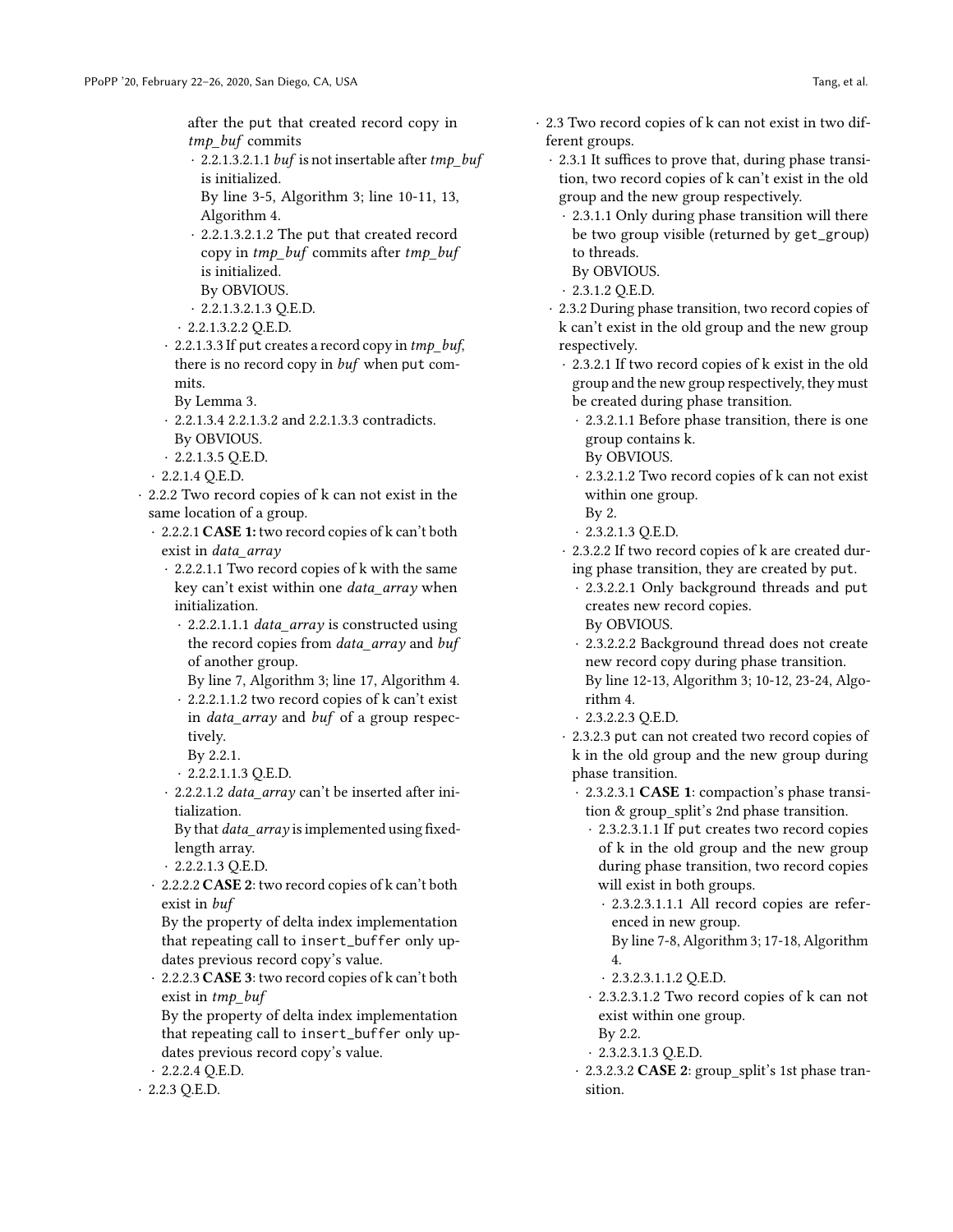after the put that created record copy in *tmp_buf* commits

- 2.2.1.3.2.1.1 *buf* is not insertable after *tmp_buf* is initialized.
  By line 3-5, Algorithm 3; line 10-11, 13, Algorithm 4.
- 2.2.1.3.2.1.2 The put that created record copy in *tmp_buf* commits after *tmp_buf* is initialized.
  By OBVIOUS.
- 2.2.1.3.2.1.3 Q.E.D.
- 2.2.1.3.2.2 Q.E.D.
- 2.2.1.3.3 If put creates a record copy in *tmp_buf*, there is no record copy in *buf* when put commits.
  By Lemma 3.
- 2.2.1.3.4 2.2.1.3.2 and 2.2.1.3.3 contradicts.
  By OBVIOUS.
- 2.2.1.3.5 Q.E.D.
- 2.2.1.4 Q.E.D.
- 2.2.2 Two record copies of k can not exist in the same location of a group.
  - 2.2.2.1 **CASE 1:** two record copies of k can't both exist in *data_array*
    - 2.2.2.1.1 Two record copies of k with the same key can't exist within one *data_array* when initialization.
      - 2.2.2.1.1.1 *data_array* is constructed using the record copies from *data_array* and *buf* of another group.
        By line 7, Algorithm 3; line 17, Algorithm 4.
      - 2.2.2.1.1.2 two record copies of k can't exist in *data_array* and *buf* of a group respectively.
        By 2.2.1.
      - 2.2.2.1.1.3 Q.E.D.
    - 2.2.2.1.2 *data_array* can't be inserted after initialization.
      By that *data_array* is implemented using fixed-length array.
    - 2.2.2.1.3 Q.E.D.
  - 2.2.2.2 **CASE 2**: two record copies of k can't both exist in *buf*
    By the property of delta index implementation that repeating call to insert_buffer only updates previous record copy's value.
  - 2.2.2.3 **CASE 3**: two record copies of k can't both exist in *tmp_buf*
    By the property of delta index implementation that repeating call to insert_buffer only updates previous record copy's value.
  - 2.2.2.4 Q.E.D.
- 2.2.3 Q.E.D.

- 2.3 Two record copies of k can not exist in two different groups.
  - 2.3.1 It suffices to prove that, during phase transition, two record copies of k can't exist in the old group and the new group respectively.
    - 2.3.1.1 Only during phase transition will there be two group visible (returned by get_group) to threads.
      By OBVIOUS.
    - 2.3.1.2 Q.E.D.
  - 2.3.2 During phase transition, two record copies of k can't exist in the old group and the new group respectively.
    - 2.3.2.1 If two record copies of k exist in the old group and the new group respectively, they must be created during phase transition.
      - 2.3.2.1.1 Before phase transition, there is one group contains k.
        By OBVIOUS.
      - 2.3.2.1.2 Two record copies of k can not exist within one group.
        By 2.
      - 2.3.2.1.3 Q.E.D.
    - 2.3.2.2 If two record copies of k are created during phase transition, they are created by put.
      - 2.3.2.2.1 Only background threads and put creates new record copies.
        By OBVIOUS.
      - 2.3.2.2.2 Background thread does not create new record copy during phase transition.
        By line 12-13, Algorithm 3; 10-12, 23-24, Algorithm 4.
      - 2.3.2.2.3 Q.E.D.
    - 2.3.2.3 put can not created two record copies of k in the old group and the new group during phase transition.
      - 2.3.2.3.1 **CASE 1**: compaction's phase transition & group_split's 2nd phase transition.
        - 2.3.2.3.1.1 If put creates two record copies of k in the old group and the new group during phase transition, two record copies will exist in both groups.
          - 2.3.2.3.1.1.1 All record copies are referenced in new group.
            By line 7-8, Algorithm 3; 17-18, Algorithm 4.
          - 2.3.2.3.1.1.2 Q.E.D.
        - 2.3.2.3.1.2 Two record copies of k can not exist within one group.
          By 2.2.
        - 2.3.2.3.1.3 Q.E.D.
      - 2.3.2.3.2 **CASE 2**: group_split's 1st phase transition.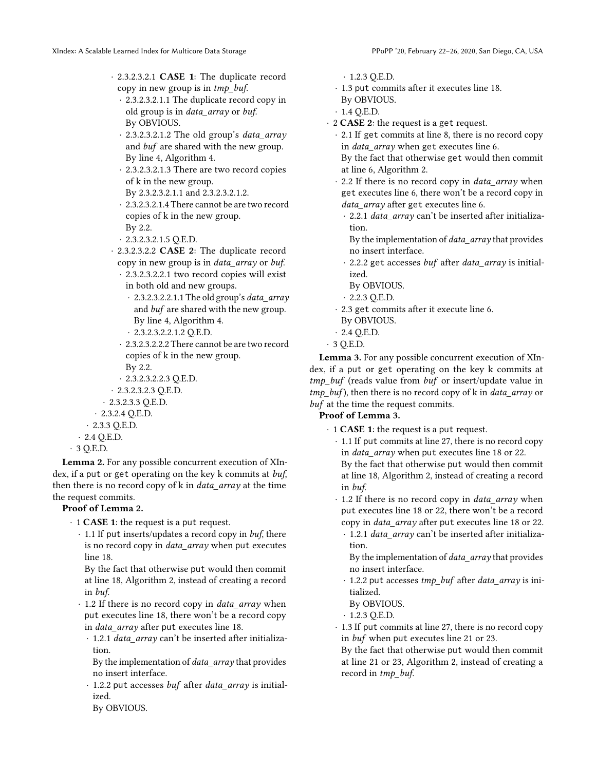- 2.3.2.3.2.1 **CASE 1**: The duplicate record copy in new group is in *tmp_buf*.
  - 2.3.2.3.2.1.1 The duplicate record copy in old group is in *data_array* or *buf*.
    By OBVIOUS.
  - 2.3.2.3.2.1.2 The old group's *data_array* and *buf* are shared with the new group.
    By line 4, Algorithm 4.
  - 2.3.2.3.2.1.3 There are two record copies of k in the new group.
    By 2.3.2.3.2.1.1 and 2.3.2.3.2.1.2.
  - 2.3.2.3.2.1.4 There cannot be are two record copies of k in the new group.
    By 2.2.
  - 2.3.2.3.2.1.5 Q.E.D.
- 2.3.2.3.2.2 **CASE 2**: The duplicate record copy in new group is in *data_array* or *buf*.
  - 2.3.2.3.2.2.1 two record copies will exist in both old and new groups.
    - 2.3.2.3.2.2.1.1 The old group's *data_array* and *buf* are shared with the new group.
      By line 4, Algorithm 4.
    - 2.3.2.3.2.2.1.2 Q.E.D.
  - 2.3.2.3.2.2.2 There cannot be are two record copies of k in the new group.
    By 2.2.
  - 2.3.2.3.2.2.3 Q.E.D.
- 2.3.2.3.2.3 Q.E.D.
- 2.3.2.3.3 Q.E.D.
- 2.3.2.4 Q.E.D.
- 2.3.3 Q.E.D.
- 2.4 Q.E.D.
- 3 Q.E.D.

**Lemma 2.** For any possible concurrent execution of XIndex, if a put or get operating on the key k commits at *buf*, then there is no record copy of k in *data_array* at the time the request commits.

**Proof of Lemma 2.**

- 1 **CASE 1**: the request is a put request.
  - 1.1 If put inserts/updates a record copy in *buf*, there is no record copy in *data_array* when put executes line 18.
    By the fact that otherwise put would then commit at line 18, Algorithm 2, instead of creating a record in *buf*.
  - 1.2 If there is no record copy in *data_array* when put executes line 18, there won't be a record copy in *data_array* after put executes line 18.
    - 1.2.1 *data_array* can't be inserted after initialization.
      By the implementation of *data_array* that provides no insert interface.
    - 1.2.2 put accesses *buf* after *data_array* is initialized.
      By OBVIOUS.
    - 1.2.3 Q.E.D.
  - 1.3 put commits after it executes line 18.
    By OBVIOUS.
  - 1.4 Q.E.D.
- 2 **CASE 2**: the request is a get request.
  - 2.1 If get commits at line 8, there is no record copy in *data_array* when get executes line 6.
    By the fact that otherwise get would then commit at line 6, Algorithm 2.
  - 2.2 If there is no record copy in *data_array* when get executes line 6, there won't be a record copy in *data_array* after get executes line 6.
    - 2.2.1 *data_array* can't be inserted after initialization.
      By the implementation of *data_array* that provides no insert interface.
    - 2.2.2 get accesses *buf* after *data_array* is initialized.
      By OBVIOUS.
    - 2.2.3 Q.E.D.
  - 2.3 get commits after it execute line 6.
    By OBVIOUS.
  - 2.4 Q.E.D.
- 3 Q.E.D.

**Lemma 3.** For any possible concurrent execution of XIndex, if a put or get operating on the key k commits at *tmp_buf* (reads value from *buf* or insert/update value in *tmp_buf*), then there is no record copy of k in *data_array* or *buf* at the time the request commits.

**Proof of Lemma 3.**

- 1 **CASE 1**: the request is a put request.
  - 1.1 If put commits at line 27, there is no record copy in *data_array* when put executes line 18 or 22.
    By the fact that otherwise put would then commit at line 18, Algorithm 2, instead of creating a record in *buf*.
  - 1.2 If there is no record copy in *data_array* when put executes line 18 or 22, there won't be a record copy in *data_array* after put executes line 18 or 22.
    - 1.2.1 *data_array* can't be inserted after initialization.
      By the implementation of *data_array* that provides no insert interface.
    - 1.2.2 put accesses *tmp_buf* after *data_array* is initialized.
      By OBVIOUS.
    - 1.2.3 Q.E.D.
  - 1.3 If put commits at line 27, there is no record copy in *buf* when put executes line 21 or 23.
    By the fact that otherwise put would then commit at line 21 or 23, Algorithm 2, instead of creating a record in *tmp_buf*.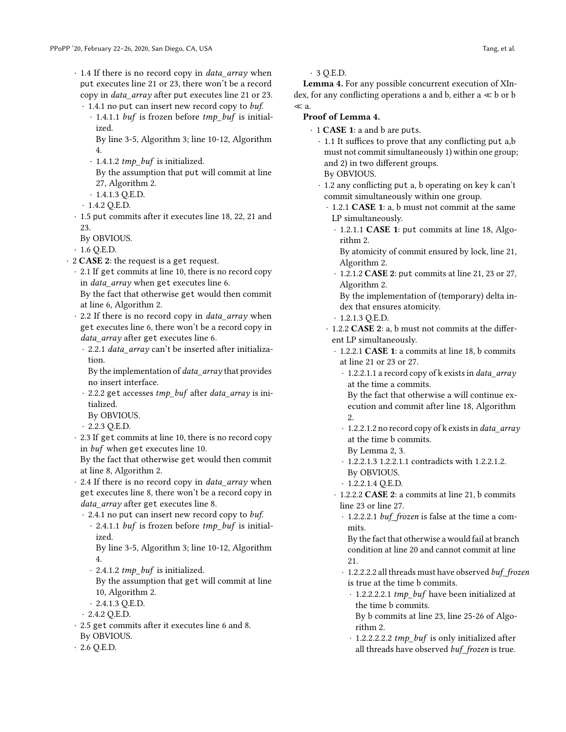- 1.4 If there is no record copy in *data_array* when put executes line 21 or 23, there won't be a record copy in *data_array* after put executes line 21 or 23.
  - 1.4.1 no put can insert new record copy to *buf*.
    - 1.4.1.1 *buf* is frozen before *tmp_buf* is initialized.
      By line 3-5, Algorithm 3; line 10-12, Algorithm 4.
    - 1.4.1.2 *tmp_buf* is initialized.
      By the assumption that put will commit at line 27, Algorithm 2.
    - 1.4.1.3 Q.E.D.
  - 1.4.2 Q.E.D.
- 1.5 put commits after it executes line 18, 22, 21 and 23.
  By OBVIOUS.
- 1.6 Q.E.D.

- 2 **CASE 2**: the request is a get request.
  - 2.1 If get commits at line 10, there is no record copy in *data_array* when get executes line 6.
    By the fact that otherwise get would then commit at line 6, Algorithm 2.
  - 2.2 If there is no record copy in *data_array* when get executes line 6, there won't be a record copy in *data_array* after get executes line 6.
    - 2.2.1 *data_array* can't be inserted after initialization.
      By the implementation of *data_array* that provides no insert interface.
    - 2.2.2 get accesses *tmp_buf* after *data_array* is initialized.
      By OBVIOUS.
    - 2.2.3 Q.E.D.
  - 2.3 If get commits at line 10, there is no record copy in *buf* when get executes line 10.
    By the fact that otherwise get would then commit at line 8, Algorithm 2.
  - 2.4 If there is no record copy in *data_array* when get executes line 8, there won't be a record copy in *data_array* after get executes line 8.
    - 2.4.1 no put can insert new record copy to *buf*.
      - 2.4.1.1 *buf* is frozen before *tmp_buf* is initialized.
        By line 3-5, Algorithm 3; line 10-12, Algorithm 4.
      - 2.4.1.2 *tmp_buf* is initialized.
        By the assumption that get will commit at line 10, Algorithm 2.
      - 2.4.1.3 Q.E.D.
    - 2.4.2 Q.E.D.
  - 2.5 get commits after it executes line 6 and 8.
    By OBVIOUS.
  - 2.6 Q.E.D.
- 3 Q.E.D.

**Lemma 4.** For any possible concurrent execution of XIndex, for any conflicting operations a and b, either a $\ll$ b or b $\ll$ a.

**Proof of Lemma 4.**

- 1 **CASE 1**: a and b are puts.
  - 1.1 It suffices to prove that any conflicting put a,b must not commit simultaneously 1) within one group; and 2) in two different groups.
    By OBVIOUS.
  - 1.2 any conflicting put a, b operating on key k can't commit simultaneously within one group.
    - 1.2.1 **CASE 1**: a, b must not commit at the same LP simultaneously.
      - 1.2.1.1 **CASE 1**: put commits at line 18, Algorithm 2.
        By atomicity of commit ensured by lock, line 21, Algorithm 2.
      - 1.2.1.2 **CASE 2**: put commits at line 21, 23 or 27, Algorithm 2.
        By the implementation of (temporary) delta index that ensures atomicity.
      - 1.2.1.3 Q.E.D.
    - 1.2.2 **CASE 2**: a, b must not commits at the different LP simultaneously.
      - 1.2.2.1 **CASE 1**: a commits at line 18, b commits at line 21 or 23 or 27.
        - 1.2.2.1.1 a record copy of k exists in *data_array* at the time a commits.
          By the fact that otherwise a will continue execution and commit after line 18, Algorithm 2.
        - 1.2.2.1.2 no record copy of k exists in *data_array* at the time b commits.
          By Lemma 2, 3.
        - 1.2.2.1.3 1.2.2.1.1 contradicts with 1.2.2.1.2.
          By OBVIOUS.
        - 1.2.2.1.4 Q.E.D.
      - 1.2.2.2 **CASE 2**: a commits at line 21, b commits line 23 or line 27.
        - 1.2.2.2.1 *buf_frozen* is false at the time a commits.
          By the fact that otherwise a would fail at branch condition at line 20 and cannot commit at line 21.
        - 1.2.2.2.2 all threads must have observed *buf_frozen* is true at the time b commits.
          - 1.2.2.2.2.1 *tmp_buf* have been initialized at the time b commits.
            By b commits at line 23, line 25-26 of Algorithm 2.
          - 1.2.2.2.2.2 *tmp_buf* is only initialized after all threads have observed *buf_frozen* is true.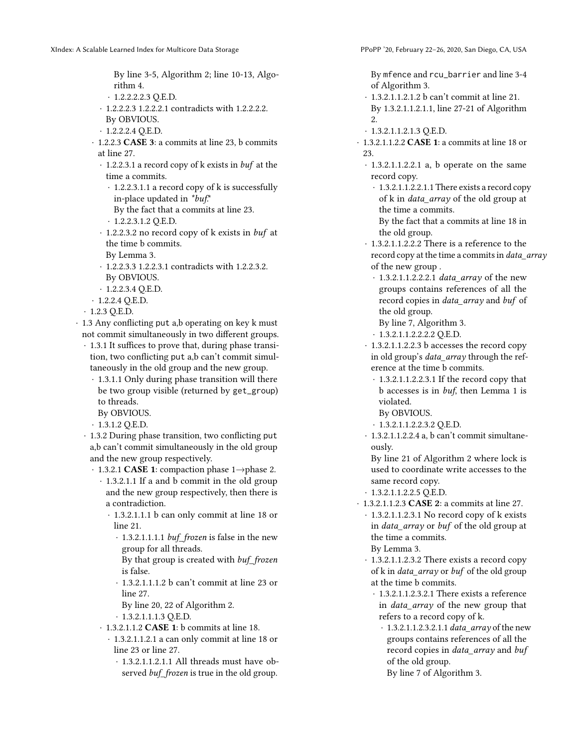By line 3-5, Algorithm 2; line 10-13, Algorithm 4.

- 1.2.2.2.2.3 Q.E.D.
- 1.2.2.2.3 1.2.2.2.1 contradicts with 1.2.2.2.2.
  By OBVIOUS.
- 1.2.2.2.4 Q.E.D.
- 1.2.2.3 **CASE 3**: a commits at line 23, b commits at line 27.
  - 1.2.2.3.1 a record copy of k exists in *buf* at the time a commits.
    - 1.2.2.3.1.1 a record copy of k is successfully in-place updated in *buf*.*
      By the fact that a commits at line 23.
    - 1.2.2.3.1.2 Q.E.D.
  - 1.2.2.3.2 no record copy of k exists in *buf* at the time b commits.
    By Lemma 3.
  - 1.2.2.3.3 1.2.2.3.1 contradicts with 1.2.2.3.2.
    By OBVIOUS.
  - 1.2.2.3.4 Q.E.D.
- 1.2.2.4 Q.E.D.
- 1.2.3 Q.E.D.

- 1.3 Any conflicting `put` a,b operating on key k must not commit simultaneously in two different groups.
  - 1.3.1 It suffices to prove that, during phase transition, two conflicting `put` a,b can't commit simultaneously in the old group and the new group.
    - 1.3.1.1 Only during phase transition will there be two group visible (returned by `get_group`) to threads.
      By OBVIOUS.
    - 1.3.1.2 Q.E.D.
  - 1.3.2 During phase transition, two conflicting `put` a,b can't commit simultaneously in the old group and the new group respectively.
    - 1.3.2.1 **CASE 1**: compaction phase 1→phase 2.
      - 1.3.2.1.1 If a and b commit in the old group and the new group respectively, then there is a contradiction.
        - 1.3.2.1.1.1 b can only commit at line 18 or line 21.
          - 1.3.2.1.1.1.1 *buf_frozen* is false in the new group for all threads.
            By that group is created with *buf_frozen* is false.
          - 1.3.2.1.1.1.2 b can't commit at line 23 or line 27.
            By line 20, 22 of Algorithm 2.
          - 1.3.2.1.1.1.3 Q.E.D.
        - 1.3.2.1.1.2 **CASE 1**: b commits at line 18.
          - 1.3.2.1.1.2.1 a can only commit at line 18 or line 23 or line 27.
            - 1.3.2.1.1.2.1.1 All threads must have observed *buf_frozen* is true in the old group.
              By `mfence` and `rcu_barrier` and line 3-4 of Algorithm 3.
            - 1.3.2.1.1.2.1.2 b can't commit at line 21.
              By 1.3.2.1.1.2.1.1, line 27-21 of Algorithm 2.
            - 1.3.2.1.1.2.1.3 Q.E.D.
          - 1.3.2.1.1.2.2 **CASE 1**: a commits at line 18 or 23.
            - 1.3.2.1.1.2.2.1 a, b operate on the same record copy.
              - 1.3.2.1.1.2.2.1.1 There exists a record copy of k in *data_array* of the old group at the time a commits.
                By the fact that a commits at line 18 in the old group.
            - 1.3.2.1.1.2.2.2 There is a reference to the record copy at the time a commits in *data_array* of the new group .
              - 1.3.2.1.1.2.2.2.1 *data_array* of the new groups contains references of all the record copies in *data_array* and *buf* of the old group.
                By line 7, Algorithm 3.
              - 1.3.2.1.1.2.2.2.2 Q.E.D.
            - 1.3.2.1.1.2.2.3 b accesses the record copy in old group's *data_array* through the reference at the time b commits.
              - 1.3.2.1.1.2.2.3.1 If the record copy that b accesses is in *buf*, then Lemma 1 is violated.
                By OBVIOUS.
              - 1.3.2.1.1.2.2.3.2 Q.E.D.
            - 1.3.2.1.1.2.2.4 a, b can't commit simultaneously.
              By line 21 of Algorithm 2 where lock is used to coordinate write accesses to the same record copy.
            - 1.3.2.1.1.2.2.5 Q.E.D.
          - 1.3.2.1.1.2.3 **CASE 2**: a commits at line 27.
            - 1.3.2.1.1.2.3.1 No record copy of k exists in *data_array* or *buf* of the old group at the time a commits.
              By Lemma 3.
            - 1.3.2.1.1.2.3.2 There exists a record copy of k in *data_array* or *buf* of the old group at the time b commits.
              - 1.3.2.1.1.2.3.2.1 There exists a reference in *data_array* of the new group that refers to a record copy of k.
                - 1.3.2.1.1.2.3.2.1.1 *data_array* of the new groups contains references of all the record copies in *data_array* and *buf* of the old group.
                  By line 7 of Algorithm 3.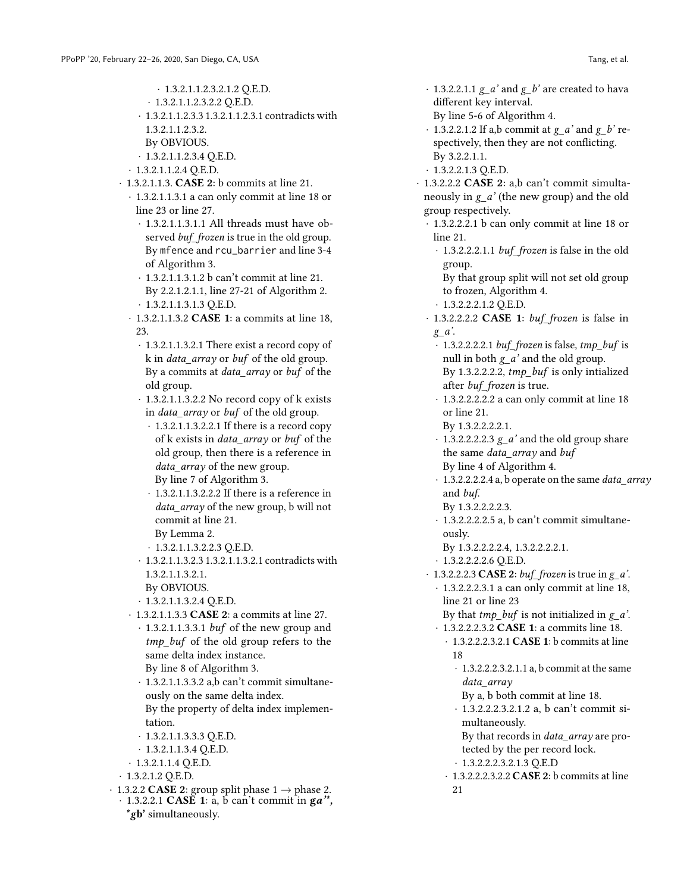- 1.3.2.1.1.2.3.2.1.2 Q.E.D.
- 1.3.2.1.1.2.3.2.2 Q.E.D.
- 1.3.2.1.1.2.3.3 1.3.2.1.1.2.3.1 contradicts with 1.3.2.1.1.2.3.2.
  By OBVIOUS.
- 1.3.2.1.1.2.3.4 Q.E.D.
- 1.3.2.1.1.2.4 Q.E.D.
- 1.3.2.1.1.3. **CASE 2**: b commits at line 21.
  - 1.3.2.1.1.3.1 a can only commit at line 18 or line 23 or line 27.
    - 1.3.2.1.1.3.1.1 All threads must have observed *buf_frozen* is true in the old group.
      By `mfence` and `rcu_barrier` and line 3-4 of Algorithm 3.
    - 1.3.2.1.1.3.1.2 b can't commit at line 21.
      By 2.2.1.2.1.1, line 27-21 of Algorithm 2.
    - 1.3.2.1.1.3.1.3 Q.E.D.
  - 1.3.2.1.1.3.2 **CASE 1**: a commits at line 18, 23.
    - 1.3.2.1.1.3.2.1 There exist a record copy of k in *data_array* or *buf* of the old group.
      By a commits at *data_array* or *buf* of the old group.
    - 1.3.2.1.1.3.2.2 No record copy of k exists in *data_array* or *buf* of the old group.
      - 1.3.2.1.1.3.2.2.1 If there is a record copy of k exists in *data_array* or *buf* of the old group, then there is a reference in *data_array* of the new group.
        By line 7 of Algorithm 3.
      - 1.3.2.1.1.3.2.2.2 If there is a reference in *data_array* of the new group, b will not commit at line 21.
        By Lemma 2.
      - 1.3.2.1.1.3.2.2.3 Q.E.D.
    - 1.3.2.1.1.3.2.3 1.3.2.1.1.3.2.1 contradicts with 1.3.2.1.1.3.2.1.
      By OBVIOUS.
    - 1.3.2.1.1.3.2.4 Q.E.D.
  - 1.3.2.1.1.3.3 **CASE 2**: a commits at line 27.
    - 1.3.2.1.1.3.3.1 *buf* of the new group and *tmp_buf* of the old group refers to the same delta index instance.
      By line 8 of Algorithm 3.
    - 1.3.2.1.1.3.3.2 a,b can't commit simultaneously on the same delta index.
      By the property of delta index implementation.
    - 1.3.2.1.1.3.3.3 Q.E.D.
    - 1.3.2.1.1.3.4 Q.E.D.
  - 1.3.2.1.1.4 Q.E.D.
- 1.3.2.1.2 Q.E.D.
- 1.3.2.2 **CASE 2**: group split phase 1 → phase 2.
  - 1.3.2.2.1 **CASE 1**: a, b can't commit in **ga'\*, \*gb'** simultaneously.
    - 1.3.2.2.1.1 *g_a'* and *g_b'* are created to hava different key interval.
      By line 5-6 of Algorithm 4.
    - 1.3.2.2.1.2 If a,b commit at *g_a'* and *g_b'* respectively, then they are not conflicting.
      By 3.2.2.1.1.
    - 1.3.2.2.1.3 Q.E.D.
  - 1.3.2.2.2 **CASE 2**: a,b can't commit simultaneously in *g_a'* (the new group) and the old group respectively.
    - 1.3.2.2.2.1 b can only commit at line 18 or line 21.
      - 1.3.2.2.2.1.1 *buf_frozen* is false in the old group.
        By that group split will not set old group to frozen, Algorithm 4.
      - 1.3.2.2.2.1.2 Q.E.D.
    - 1.3.2.2.2.2 **CASE 1**: *buf_frozen* is false in *g_a'*.
      - 1.3.2.2.2.2.1 *buf_frozen* is false, *tmp_buf* is null in both *g_a'* and the old group.
        By 1.3.2.2.2.2, *tmp_buf* is only intialized after *buf_frozen* is true.
      - 1.3.2.2.2.2.2 a can only commit at line 18 or line 21.
        By 1.3.2.2.2.2.1.
      - 1.3.2.2.2.2.3 *g_a'* and the old group share the same *data_array* and *buf*
        By line 4 of Algorithm 4.
      - 1.3.2.2.2.2.4 a, b operate on the same *data_array* and *buf*.
        By 1.3.2.2.2.2.3.
      - 1.3.2.2.2.2.5 a, b can't commit simultaneously.
        By 1.3.2.2.2.2.4, 1.3.2.2.2.2.1.
      - 1.3.2.2.2.2.6 Q.E.D.
    - 1.3.2.2.2.3 **CASE 2**: *buf_frozen* is true in *g_a'*.
      - 1.3.2.2.2.3.1 a can only commit at line 18, line 21 or line 23
        By that *tmp_buf* is not initialized in *g_a'*.
      - 1.3.2.2.2.3.2 **CASE 1**: a commits line 18.
        - 1.3.2.2.2.3.2.1 **CASE 1**: b commits at line 18
          - 1.3.2.2.2.3.2.1.1 a, b commit at the same *data_array*
            By a, b both commit at line 18.
          - 1.3.2.2.2.3.2.1.2 a, b can't commit simultaneously.
            By that records in *data_array* are protected by the per record lock.
          - 1.3.2.2.2.3.2.1.3 Q.E.D
        - 1.3.2.2.2.3.2.2 **CASE 2**: b commits at line 21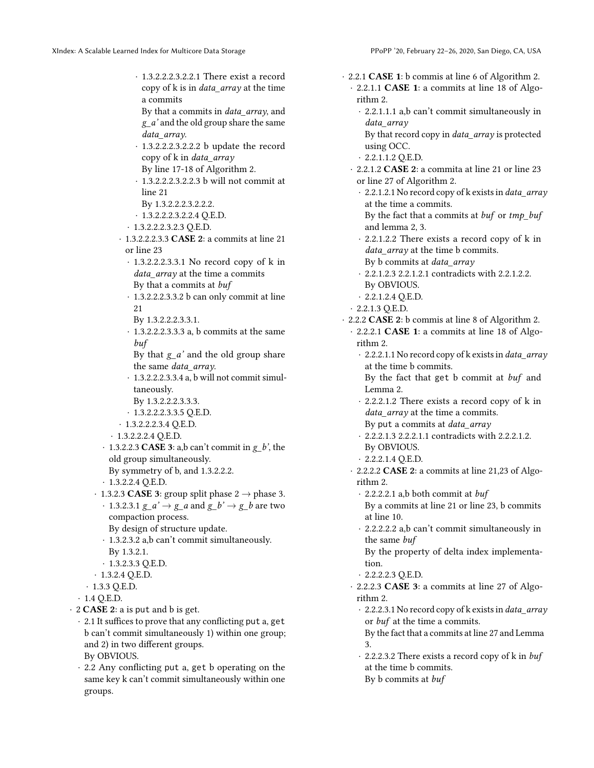- 1.3.2.2.2.3.2.2.1 There exist a record copy of k is in *data_array* at the time a commits
  By that a commits in *data_array*, and *g_a'* and the old group share the same *data_array*.
- 1.3.2.2.2.3.2.2.2 b update the record copy of k in *data_array*
  By line 17-18 of Algorithm 2.
- 1.3.2.2.2.3.2.2.3 b will not commit at line 21
  By 1.3.2.2.2.3.2.2.2.
- 1.3.2.2.2.3.2.2.4 Q.E.D.
- 1.3.2.2.2.3.2.3 Q.E.D.
- 1.3.2.2.2.3.3 **CASE 2**: a commits at line 21 or line 23
  - 1.3.2.2.2.3.3.1 No record copy of k in *data_array* at the time a commits
    By that a commits at *buf*
  - 1.3.2.2.2.3.3.2 b can only commit at line 21
    By 1.3.2.2.2.3.3.1.
  - 1.3.2.2.2.3.3.3 a, b commits at the same *buf*
    By that *g_a'* and the old group share the same *data_array*.
  - 1.3.2.2.2.3.3.4 a, b will not commit simultaneously.
    By 1.3.2.2.2.3.3.3.
  - 1.3.2.2.2.3.3.5 Q.E.D.
- 1.3.2.2.2.3.4 Q.E.D.
- 1.3.2.2.2.4 Q.E.D.
- 1.3.2.2.3 **CASE 3**: a,b can't commit in *g_b'*, the old group simultaneously.
  By symmetry of b, and 1.3.2.2.2.
- 1.3.2.2.4 Q.E.D.
- 1.3.2.3 **CASE 3**: group split phase 2 → phase 3.
  - 1.3.2.3.1 *g_a'* → *g_a* and *g_b'* → *g_b* are two compaction process.
    By design of structure update.
  - 1.3.2.3.2 a,b can't commit simultaneously.
    By 1.3.2.1.
  - 1.3.2.3.3 Q.E.D.
- 1.3.2.4 Q.E.D.
- 1.3.3 Q.E.D.
- 1.4 Q.E.D.
- 2 **CASE 2**: a is `put` and b is `get`.
  - 2.1 It suffices to prove that any conflicting `put` a, `get` b can't commit simultaneously 1) within one group; and 2) in two different groups.
    By OBVIOUS.
  - 2.2 Any conflicting `put` a, `get` b operating on the same key k can't commit simultaneously within one groups.
    - 2.2.1 **CASE 1**: b commis at line 6 of Algorithm 2.
      - 2.2.1.1 **CASE 1**: a commits at line 18 of Algorithm 2.
        - 2.2.1.1.1 a,b can't commit simultaneously in *data_array*
          By that record copy in *data_array* is protected using OCC.
        - 2.2.1.1.2 Q.E.D.
      - 2.2.1.2 **CASE 2**: a commita at line 21 or line 23 or line 27 of Algorithm 2.
        - 2.2.1.2.1 No record copy of k exists in *data_array* at the time a commits.
          By the fact that a commits at *buf* or *tmp_buf* and lemma 2, 3.
        - 2.2.1.2.2 There exists a record copy of k in *data_array* at the time b commits.
          By b commits at *data_array*
        - 2.2.1.2.3 2.2.1.2.1 contradicts with 2.2.1.2.2.
          By OBVIOUS.
        - 2.2.1.2.4 Q.E.D.
      - 2.2.1.3 Q.E.D.
    - 2.2.2 **CASE 2**: b commis at line 8 of Algorithm 2.
      - 2.2.2.1 **CASE 1**: a commits at line 18 of Algorithm 2.
        - 2.2.2.1.1 No record copy of k exists in *data_array* at the time b commits.
          By the fact that `get` b commit at *buf* and Lemma 2.
        - 2.2.2.1.2 There exists a record copy of k in *data_array* at the time a commits.
          By `put` a commits at *data_array*
        - 2.2.2.1.3 2.2.2.1.1 contradicts with 2.2.2.1.2.
          By OBVIOUS.
        - 2.2.2.1.4 Q.E.D.
      - 2.2.2.2 **CASE 2**: a commits at line 21,23 of Algorithm 2.
        - 2.2.2.2.1 a,b both commit at *buf*
          By a commits at line 21 or line 23, b commits at line 10.
        - 2.2.2.2.2 a,b can't commit simultaneously in the same *buf*
          By the property of delta index implementation.
        - 2.2.2.2.3 Q.E.D.
      - 2.2.2.3 **CASE 3**: a commits at line 27 of Algorithm 2.
        - 2.2.2.3.1 No record copy of k exists in *data_array* or *buf* at the time a commits.
          By the fact that a commits at line 27 and Lemma 3.
        - 2.2.2.3.2 There exists a record copy of k in *buf* at the time b commits.
          By b commits at *buf*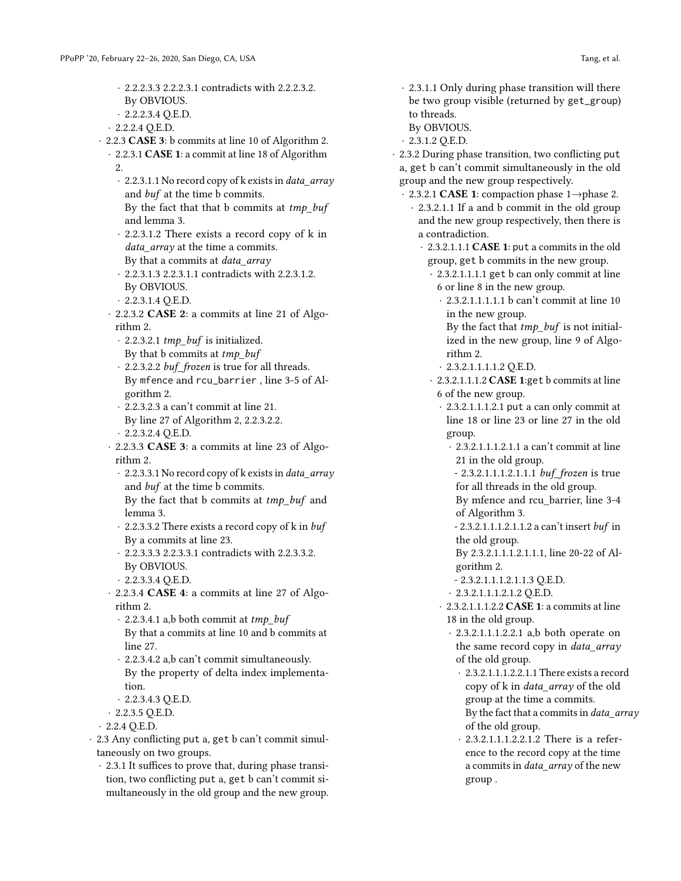- 2.2.2.3.3 2.2.2.3.1 contradicts with 2.2.2.3.2. By OBVIOUS.
- 2.2.2.3.4 Q.E.D.
- 2.2.2.4 Q.E.D.
- 2.2.3 **CASE 3**: b commits at line 10 of Algorithm 2.
  - 2.2.3.1 **CASE 1**: a commit at line 18 of Algorithm 2.
    - 2.2.3.1.1 No record copy of k exists in *data_array* and *buf* at the time b commits. By the fact that that b commits at *tmp_buf* and lemma 3.
    - 2.2.3.1.2 There exists a record copy of k in *data_array* at the time a commits. By that a commits at *data_array*
    - 2.2.3.1.3 2.2.3.1.1 contradicts with 2.2.3.1.2. By OBVIOUS.
    - 2.2.3.1.4 Q.E.D.
  - 2.2.3.2 **CASE 2**: a commits at line 21 of Algorithm 2.
    - 2.2.3.2.1 *tmp_buf* is initialized. By that b commits at *tmp_buf*
    - 2.2.3.2.2 *buf_frozen* is true for all threads. By `mfence` and `rcu_barrier` , line 3-5 of Algorithm 2.
    - 2.2.3.2.3 a can't commit at line 21. By line 27 of Algorithm 2, 2.2.3.2.2.
    - 2.2.3.2.4 Q.E.D.
  - 2.2.3.3 **CASE 3**: a commits at line 23 of Algorithm 2.
    - 2.2.3.3.1 No record copy of k exists in *data_array* and *buf* at the time b commits. By the fact that b commits at *tmp_buf* and lemma 3.
    - 2.2.3.3.2 There exists a record copy of k in *buf* By a commits at line 23.
    - 2.2.3.3.3 2.2.3.3.1 contradicts with 2.2.3.3.2. By OBVIOUS.
    - 2.2.3.3.4 Q.E.D.
  - 2.2.3.4 **CASE 4**: a commits at line 27 of Algorithm 2.
    - 2.2.3.4.1 a,b both commit at *tmp_buf* By that a commits at line 10 and b commits at line 27.
    - 2.2.3.4.2 a,b can't commit simultaneously. By the property of delta index implementation.
    - 2.2.3.4.3 Q.E.D.
  - 2.2.3.5 Q.E.D.
- 2.2.4 Q.E.D.

- 2.3 Any conflicting `put` a, `get` b can't commit simultaneously on two groups.
  - 2.3.1 It suffices to prove that, during phase transition, two conflicting `put` a, `get` b can't commit simultaneously in the old group and the new group.
    - 2.3.1.1 Only during phase transition will there be two group visible (returned by `get_group`) to threads. By OBVIOUS.
    - 2.3.1.2 Q.E.D.
  - 2.3.2 During phase transition, two conflicting `put` a, `get` b can't commit simultaneously in the old group and the new group respectively.
    - 2.3.2.1 **CASE 1**: compaction phase 1→phase 2.
      - 2.3.2.1.1 If a and b commit in the old group and the new group respectively, then there is a contradiction.
        - 2.3.2.1.1.1 **CASE 1**: `put` a commits in the old group, `get` b commits in the new group.
          - 2.3.2.1.1.1.1 `get` b can only commit at line 6 or line 8 in the new group.
            - 2.3.2.1.1.1.1.1 b can't commit at line 10 in the new group. By the fact that *tmp_buf* is not initialized in the new group, line 9 of Algorithm 2.
            - 2.3.2.1.1.1.1.2 Q.E.D.
          - 2.3.2.1.1.1.2 **CASE 1**:`get` b commits at line 6 of the new group.
            - 2.3.2.1.1.1.2.1 `put` a can only commit at line 18 or line 23 or line 27 in the old group.
              - 2.3.2.1.1.1.2.1.1 a can't commit at line 21 in the old group.
                - 2.3.2.1.1.1.2.1.1.1 *buf_frozen* is true for all threads in the old group. By mfence and rcu_barrier, line 3-4 of Algorithm 3.
                - 2.3.2.1.1.1.2.1.1.2 a can't insert *buf* in the old group. By 2.3.2.1.1.1.2.1.1.1, line 20-22 of Algorithm 2.
                - 2.3.2.1.1.1.2.1.1.3 Q.E.D.
              - 2.3.2.1.1.1.2.1.2 Q.E.D.
            - 2.3.2.1.1.1.2.2 **CASE 1**: a commits at line 18 in the old group.
              - 2.3.2.1.1.1.2.2.1 a,b both operate on the same record copy in *data_array* of the old group.
                - 2.3.2.1.1.1.2.2.1.1 There exists a record copy of k in *data_array* of the old group at the time a commits. By the fact that a commits in *data_array* of the old group.
                - 2.3.2.1.1.1.2.2.1.2 There is a reference to the record copy at the time a commits in *data_array* of the new group .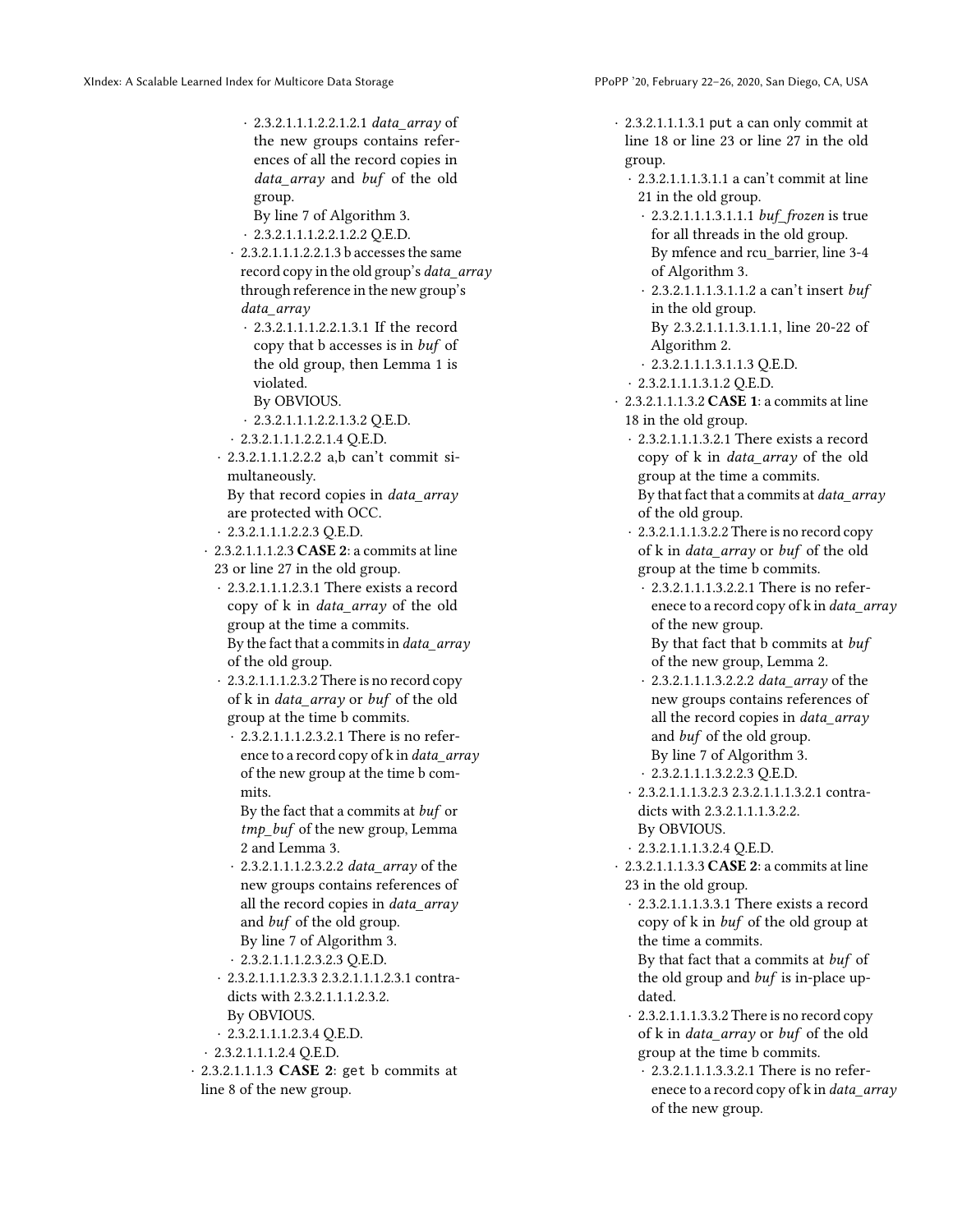- 2.3.2.1.1.1.2.2.1.2.1 *data_array* of the new groups contains references of all the record copies in *data_array* and *buf* of the old group.
  By line 7 of Algorithm 3.
- 2.3.2.1.1.1.2.2.1.2.2 Q.E.D.
- 2.3.2.1.1.1.2.2.1.3 b accesses the same record copy in the old group's *data_array* through reference in the new group's *data_array*
  - 2.3.2.1.1.1.2.2.1.3.1 If the record copy that b accesses is in *buf* of the old group, then Lemma 1 is violated.
    By OBVIOUS.
  - 2.3.2.1.1.1.2.2.1.3.2 Q.E.D.
- 2.3.2.1.1.1.2.2.1.4 Q.E.D.
- 2.3.2.1.1.1.2.2.2 a,b can't commit simultaneously.
  By that record copies in *data_array* are protected with OCC.
- 2.3.2.1.1.1.2.2.3 Q.E.D.
- 2.3.2.1.1.1.2.3 **CASE 2**: a commits at line 23 or line 27 in the old group.
  - 2.3.2.1.1.1.2.3.1 There exists a record copy of k in *data_array* of the old group at the time a commits.
    By the fact that a commits in *data_array* of the old group.
  - 2.3.2.1.1.1.2.3.2 There is no record copy of k in *data_array* or *buf* of the old group at the time b commits.
    - 2.3.2.1.1.1.2.3.2.1 There is no reference to a record copy of k in *data_array* of the new group at the time b commits.
      By the fact that a commits at *buf* or *tmp_buf* of the new group, Lemma 2 and Lemma 3.
    - 2.3.2.1.1.1.2.3.2.2 *data_array* of the new groups contains references of all the record copies in *data_array* and *buf* of the old group.
      By line 7 of Algorithm 3.
    - 2.3.2.1.1.1.2.3.2.3 Q.E.D.
  - 2.3.2.1.1.1.2.3.3 2.3.2.1.1.1.2.3.1 contradicts with 2.3.2.1.1.1.2.3.2.
    By OBVIOUS.
  - 2.3.2.1.1.1.2.3.4 Q.E.D.
- 2.3.2.1.1.1.2.4 Q.E.D.
- 2.3.2.1.1.1.3 **CASE 2**: `get` b commits at line 8 of the new group.
  - 2.3.2.1.1.1.3.1 `put` a can only commit at line 18 or line 23 or line 27 in the old group.
    - 2.3.2.1.1.1.3.1.1 a can't commit at line 21 in the old group.
      - 2.3.2.1.1.1.3.1.1.1 *buf_frozen* is true for all threads in the old group.
        By mfence and rcu_barrier, line 3-4 of Algorithm 3.
      - 2.3.2.1.1.1.3.1.1.2 a can't insert *buf* in the old group.
        By 2.3.2.1.1.1.3.1.1.1, line 20-22 of Algorithm 2.
      - 2.3.2.1.1.1.3.1.1.3 Q.E.D.
    - 2.3.2.1.1.1.3.1.2 Q.E.D.
  - 2.3.2.1.1.1.3.2 **CASE 1**: a commits at line 18 in the old group.
    - 2.3.2.1.1.1.3.2.1 There exists a record copy of k in *data_array* of the old group at the time a commits.
      By that fact that a commits at *data_array* of the old group.
    - 2.3.2.1.1.1.3.2.2 There is no record copy of k in *data_array* or *buf* of the old group at the time b commits.
      - 2.3.2.1.1.1.3.2.2.1 There is no referenece to a record copy of k in *data_array* of the new group.
        By that fact that b commits at *buf* of the new group, Lemma 2.
      - 2.3.2.1.1.1.3.2.2.2 *data_array* of the new groups contains references of all the record copies in *data_array* and *buf* of the old group.
        By line 7 of Algorithm 3.
      - 2.3.2.1.1.1.3.2.2.3 Q.E.D.
    - 2.3.2.1.1.1.3.2.3 2.3.2.1.1.1.3.2.1 contradicts with 2.3.2.1.1.1.3.2.2.
      By OBVIOUS.
    - 2.3.2.1.1.1.3.2.4 Q.E.D.
  - 2.3.2.1.1.1.3.3 **CASE 2**: a commits at line 23 in the old group.
    - 2.3.2.1.1.1.3.3.1 There exists a record copy of k in *buf* of the old group at the time a commits.
      By that fact that a commits at *buf* of the old group and *buf* is in-place updated.
    - 2.3.2.1.1.1.3.3.2 There is no record copy of k in *data_array* or *buf* of the old group at the time b commits.
      - 2.3.2.1.1.1.3.3.2.1 There is no referenece to a record copy of k in *data_array* of the new group.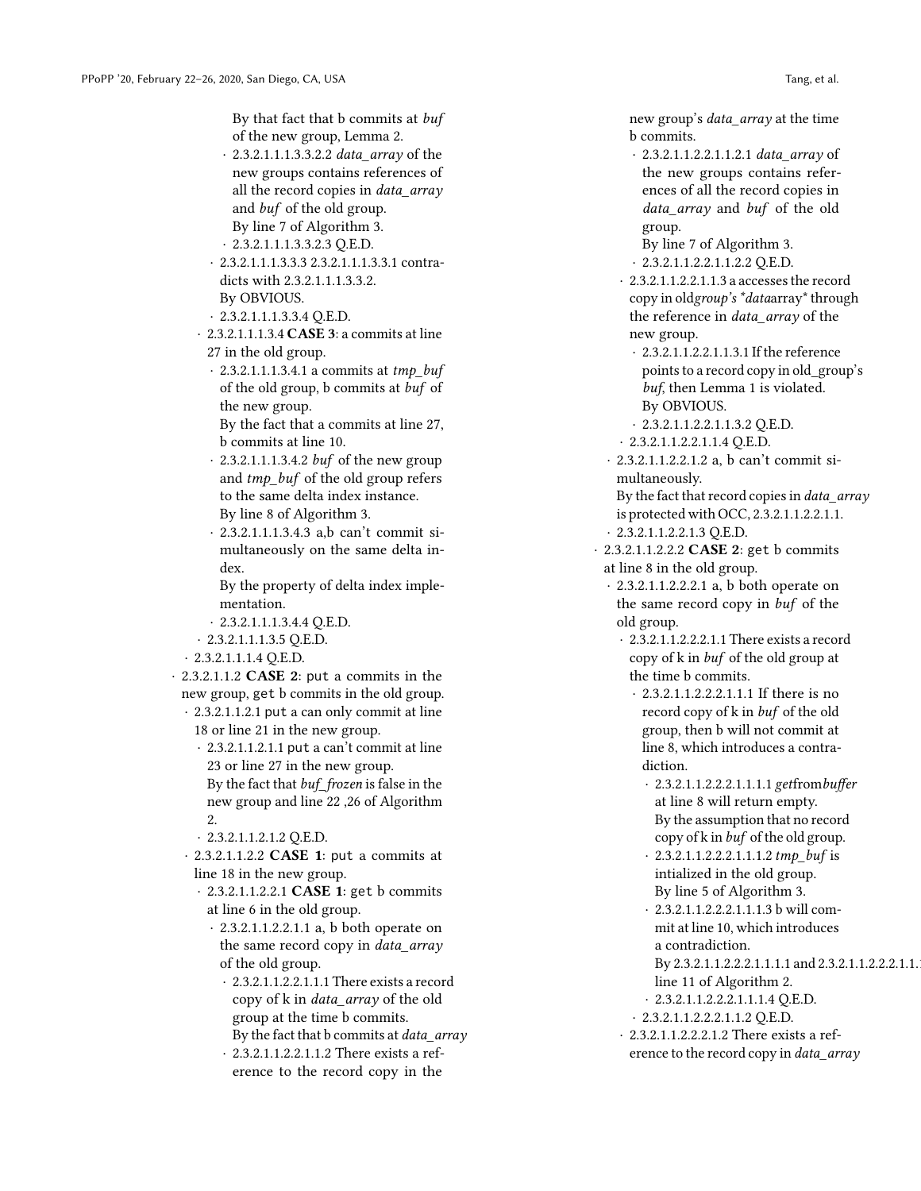By that fact that b commits at *buf* of the new group, Lemma 2.

- 2.3.2.1.1.1.3.3.2.2 *data_array* of the new groups contains references of all the record copies in *data_array* and *buf* of the old group.
  By line 7 of Algorithm 3.
- 2.3.2.1.1.1.3.3.2.3 Q.E.D.
- 2.3.2.1.1.1.3.3.3 2.3.2.1.1.1.3.3.1 contradicts with 2.3.2.1.1.1.3.3.2.
  By OBVIOUS.
- 2.3.2.1.1.1.3.3.4 Q.E.D.
- 2.3.2.1.1.1.3.4 **CASE 3**: a commits at line 27 in the old group.
  - 2.3.2.1.1.1.3.4.1 a commits at *tmp_buf* of the old group, b commits at *buf* of the new group.
    By the fact that a commits at line 27, b commits at line 10.
  - 2.3.2.1.1.1.3.4.2 *buf* of the new group and *tmp_buf* of the old group refers to the same delta index instance.
    By line 8 of Algorithm 3.
  - 2.3.2.1.1.1.3.4.3 a,b can't commit simultaneously on the same delta index.
    By the property of delta index implementation.
  - 2.3.2.1.1.1.3.4.4 Q.E.D.
- 2.3.2.1.1.1.3.5 Q.E.D.
- 2.3.2.1.1.1.4 Q.E.D.
- 2.3.2.1.1.2 **CASE 2**: put a commits in the new group, get b commits in the old group.
  - 2.3.2.1.1.2.1 put a can only commit at line 18 or line 21 in the new group.
    - 2.3.2.1.1.2.1.1 put a can't commit at line 23 or line 27 in the new group.
      By the fact that *buf_frozen* is false in the new group and line 22 ,26 of Algorithm 2.
    - 2.3.2.1.1.2.1.2 Q.E.D.
  - 2.3.2.1.1.2.2 **CASE 1**: put a commits at line 18 in the new group.
    - 2.3.2.1.1.2.2.1 **CASE 1**: get b commits at line 6 in the old group.
      - 2.3.2.1.1.2.2.1.1 a, b both operate on the same record copy in *data_array* of the old group.
        - 2.3.2.1.1.2.2.1.1.1 There exists a record copy of k in *data_array* of the old group at the time b commits.
          By the fact that b commits at *data_array*
        - 2.3.2.1.1.2.2.1.1.2 There exists a reference to the record copy in the new group's *data_array* at the time b commits.
          - 2.3.2.1.1.2.2.1.1.2.1 *data_array* of the new groups contains references of all the record copies in *data_array* and *buf* of the old group.
            By line 7 of Algorithm 3.
          - 2.3.2.1.1.2.2.1.1.2.2 Q.E.D.
        - 2.3.2.1.1.2.2.1.1.3 a accesses the record copy in old*group's \*data*array\* through the reference in *data_array* of the new group.
          - 2.3.2.1.1.2.2.1.1.3.1 If the reference points to a record copy in old_group's *buf*, then Lemma 1 is violated.
            By OBVIOUS.
          - 2.3.2.1.1.2.2.1.1.3.2 Q.E.D.
        - 2.3.2.1.1.2.2.1.1.4 Q.E.D.
      - 2.3.2.1.1.2.2.1.2 a, b can't commit simultaneously.
        By the fact that record copies in *data_array* is protected with OCC, 2.3.2.1.1.2.2.1.1.
      - 2.3.2.1.1.2.2.1.3 Q.E.D.
    - 2.3.2.1.1.2.2.2 **CASE 2**: get b commits at line 8 in the old group.
      - 2.3.2.1.1.2.2.2.1 a, b both operate on the same record copy in *buf* of the old group.
        - 2.3.2.1.1.2.2.2.1.1 There exists a record copy of k in *buf* of the old group at the time b commits.
          - 2.3.2.1.1.2.2.2.1.1.1 If there is no record copy of k in *buf* of the old group, then b will not commit at line 8, which introduces a contradiction.
            - 2.3.2.1.1.2.2.2.1.1.1.1 *get*from*buffer* at line 8 will return empty.
              By the assumption that no record copy of k in *buf* of the old group.
            - 2.3.2.1.1.2.2.2.1.1.1.2 *tmp_buf* is intialized in the old group.
              By line 5 of Algorithm 3.
            - 2.3.2.1.1.2.2.2.1.1.1.3 b will commit at line 10, which introduces a contradiction.
              By 2.3.2.1.1.2.2.2.1.1.1.1 and 2.3.2.1.1.2.2.2.1.1.1.2 line 11 of Algorithm 2.
            - 2.3.2.1.1.2.2.2.1.1.1.4 Q.E.D.
          - 2.3.2.1.1.2.2.2.1.1.2 Q.E.D.
        - 2.3.2.1.1.2.2.2.1.2 There exists a reference to the record copy in *data_array*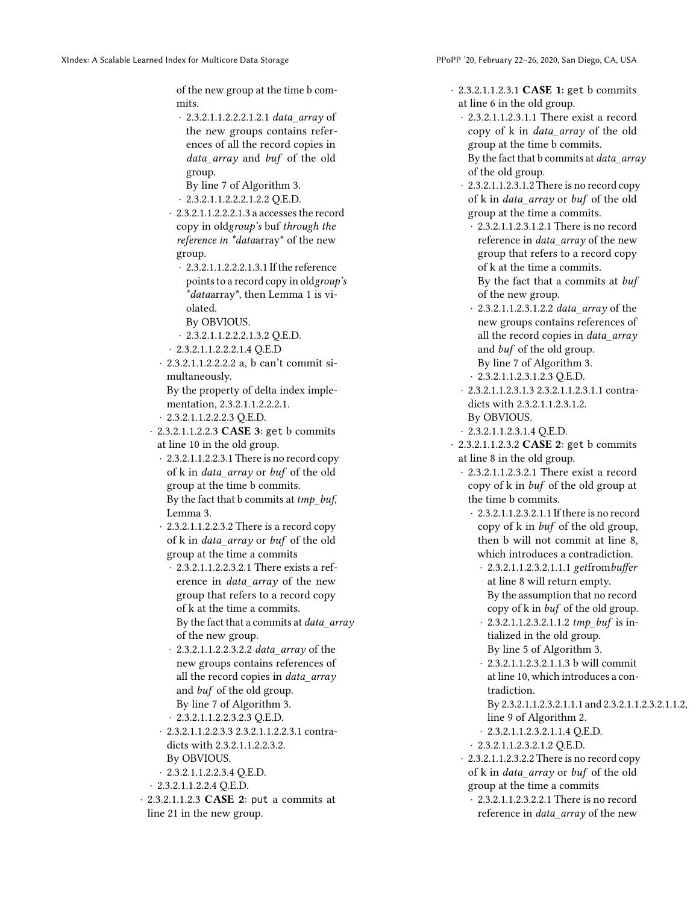of the new group at the time b commits.

- 2.3.2.1.1.2.2.2.1.2.1 *data_array* of the new groups contains references of all the record copies in *data_array* and *buf* of the old group.
  By line 7 of Algorithm 3.
- 2.3.2.1.1.2.2.2.1.2.2 Q.E.D.
- 2.3.2.1.1.2.2.2.1.3 a accesses the record copy in old*group's* buf *through the reference in \*data*array\* of the new group.
  - 2.3.2.1.1.2.2.2.1.3.1 If the reference points to a record copy in old*group's \*data*array\*, then Lemma 1 is violated.
    By OBVIOUS.
  - 2.3.2.1.1.2.2.2.1.3.2 Q.E.D.
- 2.3.2.1.1.2.2.2.1.4 Q.E.D
- 2.3.2.1.1.2.2.2.2 a, b can't commit simultaneously.
  By the property of delta index implementation, 2.3.2.1.1.2.2.2.1.
- 2.3.2.1.1.2.2.2.3 Q.E.D.
- 2.3.2.1.1.2.2.3 **CASE 3**: get b commits at line 10 in the old group.
  - 2.3.2.1.1.2.2.3.1 There is no record copy of k in *data_array* or *buf* of the old group at the time b commits.
    By the fact that b commits at *tmp_buf*, Lemma 3.
  - 2.3.2.1.1.2.2.3.2 There is a record copy of k in *data_array* or *buf* of the old group at the time a commits
    - 2.3.2.1.1.2.2.3.2.1 There exists a reference in *data_array* of the new group that refers to a record copy of k at the time a commits.
      By the fact that a commits at *data_array* of the new group.
    - 2.3.2.1.1.2.2.3.2.2 *data_array* of the new groups contains references of all the record copies in *data_array* and *buf* of the old group.
      By line 7 of Algorithm 3.
    - 2.3.2.1.1.2.2.3.2.3 Q.E.D.
  - 2.3.2.1.1.2.2.3.3 2.3.2.1.1.2.2.3.1 contradicts with 2.3.2.1.1.2.2.3.2.
    By OBVIOUS.
  - 2.3.2.1.1.2.2.3.4 Q.E.D.
- 2.3.2.1.1.2.2.4 Q.E.D.
- 2.3.2.1.1.2.3 **CASE 2**: put a commits at line 21 in the new group.
  - 2.3.2.1.1.2.3.1 **CASE 1**: get b commits at line 6 in the old group.
    - 2.3.2.1.1.2.3.1.1 There exist a record copy of k in *data_array* of the old group at the time b commits.
      By the fact that b commits at *data_array* of the old group.
    - 2.3.2.1.1.2.3.1.2 There is no record copy of k in *data_array* or *buf* of the old group at the time a commits.
      - 2.3.2.1.1.2.3.1.2.1 There is no record reference in *data_array* of the new group that refers to a record copy of k at the time a commits.
        By the fact that a commits at *buf* of the new group.
      - 2.3.2.1.1.2.3.1.2.2 *data_array* of the new groups contains references of all the record copies in *data_array* and *buf* of the old group.
        By line 7 of Algorithm 3.
      - 2.3.2.1.1.2.3.1.2.3 Q.E.D.
    - 2.3.2.1.1.2.3.1.3 2.3.2.1.1.2.3.1.1 contradicts with 2.3.2.1.1.2.3.1.2.
      By OBVIOUS.
    - 2.3.2.1.1.2.3.1.4 Q.E.D.
  - 2.3.2.1.1.2.3.2 **CASE 2**: get b commits at line 8 in the old group.
    - 2.3.2.1.1.2.3.2.1 There exist a record copy of k in *buf* of the old group at the time b commits.
      - 2.3.2.1.1.2.3.2.1.1 If there is no record copy of k in *buf* of the old group, then b will not commit at line 8, which introduces a contradiction.
        - 2.3.2.1.1.2.3.2.1.1.1 *get*from*buffer* at line 8 will return empty.
          By the assumption that no record copy of k in *buf* of the old group.
        - 2.3.2.1.1.2.3.2.1.1.2 *tmp_buf* is initialized in the old group.
          By line 5 of Algorithm 3.
        - 2.3.2.1.1.2.3.2.1.1.3 b will commit at line 10, which introduces a contradiction.
          By 2.3.2.1.1.2.3.2.1.1.1 and 2.3.2.1.1.2.3.2.1.1.2, line 9 of Algorithm 2.
        - 2.3.2.1.1.2.3.2.1.1.4 Q.E.D.
      - 2.3.2.1.1.2.3.2.1.2 Q.E.D.
    - 2.3.2.1.1.2.3.2.2 There is no record copy of k in *data_array* or *buf* of the old group at the time a commits
      - 2.3.2.1.1.2.3.2.2.1 There is no record reference in *data_array* of the new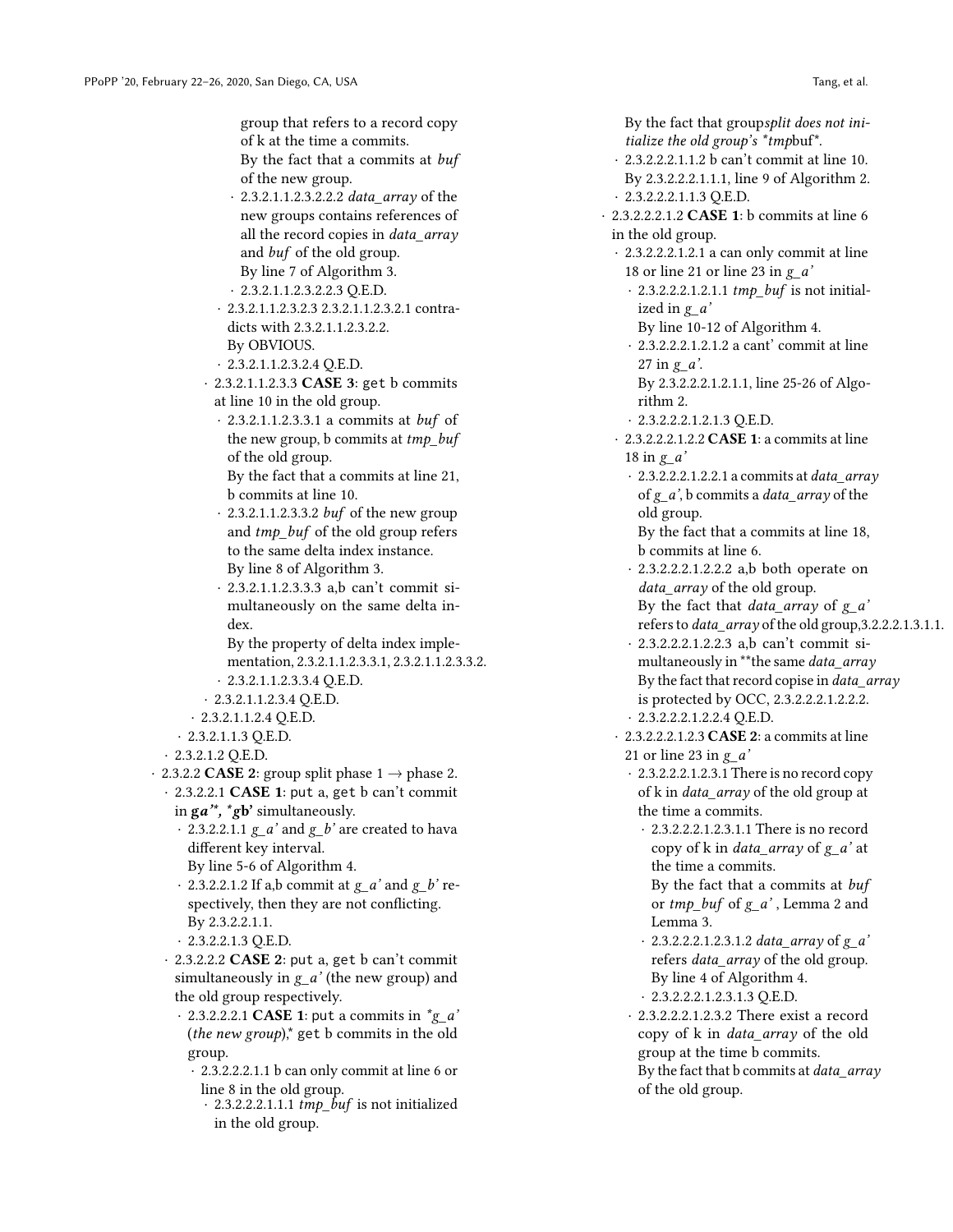group that refers to a record copy of k at the time a commits.
By the fact that a commits at *buf* of the new group.

- 2.3.2.1.1.2.3.2.2.2 *data_array* of the new groups contains references of all the record copies in *data_array* and *buf* of the old group.
  By line 7 of Algorithm 3.
- 2.3.2.1.1.2.3.2.2.3 Q.E.D.
- 2.3.2.1.1.2.3.2.3 2.3.2.1.1.2.3.2.1 contradicts with 2.3.2.1.1.2.3.2.2.
  By OBVIOUS.
- 2.3.2.1.1.2.3.2.4 Q.E.D.
- 2.3.2.1.1.2.3.3 **CASE 3**: get b commits at line 10 in the old group.
  - 2.3.2.1.1.2.3.3.1 a commits at *buf* of the new group, b commits at *tmp_buf* of the old group.
    By the fact that a commits at line 21, b commits at line 10.
  - 2.3.2.1.1.2.3.3.2 *buf* of the new group and *tmp_buf* of the old group refers to the same delta index instance.
    By line 8 of Algorithm 3.
  - 2.3.2.1.1.2.3.3.3 a,b can't commit simultaneously on the same delta index.
    By the property of delta index implementation, 2.3.2.1.1.2.3.3.1, 2.3.2.1.1.2.3.3.2.
  - 2.3.2.1.1.2.3.3.4 Q.E.D.
- 2.3.2.1.1.2.3.4 Q.E.D.
- 2.3.2.1.1.2.4 Q.E.D.
- 2.3.2.1.1.3 Q.E.D.
- 2.3.2.1.2 Q.E.D.
- 2.3.2.2 **CASE 2**: group split phase 1 → phase 2.
  - 2.3.2.2.1 **CASE 1**: put a, get b can't commit in **g*a'***, ***gb'** simultaneously.
    - 2.3.2.2.1.1 *g_a'* and *g_b'* are created to hava different key interval.
      By line 5-6 of Algorithm 4.
    - 2.3.2.2.1.2 If a,b commit at *g_a'* and *g_b'* respectively, then they are not conflicting.
      By 2.3.2.2.1.1.
    - 2.3.2.2.1.3 Q.E.D.
  - 2.3.2.2.2 **CASE 2**: put a, get b can't commit simultaneously in *g_a'* (the new group) and the old group respectively.
    - 2.3.2.2.2.1 **CASE 1**: put a commits in **g_a'* (*the new group*),* get b commits in the old group.
      - 2.3.2.2.2.1.1 b can only commit at line 6 or line 8 in the old group.
        - 2.3.2.2.2.1.1.1 *tmp_buf* is not initialized in the old group.
          By the fact that group*split does not initialize the old group's *tmp*buf*.
        - 2.3.2.2.2.1.1.2 b can't commit at line 10.
          By 2.3.2.2.2.1.1.1, line 9 of Algorithm 2.
        - 2.3.2.2.2.1.1.3 Q.E.D.
      - 2.3.2.2.2.1.2 **CASE 1**: b commits at line 6 in the old group.
        - 2.3.2.2.2.1.2.1 a can only commit at line 18 or line 21 or line 23 in *g_a'*
          - 2.3.2.2.2.1.2.1.1 *tmp_buf* is not initialized in *g_a'*
            By line 10-12 of Algorithm 4.
          - 2.3.2.2.2.1.2.1.2 a cant' commit at line 27 in *g_a'*.
            By 2.3.2.2.2.1.2.1.1, line 25-26 of Algorithm 2.
          - 2.3.2.2.2.1.2.1.3 Q.E.D.
        - 2.3.2.2.2.1.2.2 **CASE 1**: a commits at line 18 in *g_a'*
          - 2.3.2.2.2.1.2.2.1 a commits at *data_array* of *g_a'*, b commits a *data_array* of the old group.
            By the fact that a commits at line 18, b commits at line 6.
          - 2.3.2.2.2.1.2.2.2 a,b both operate on *data_array* of the old group.
            By the fact that *data_array* of *g_a'* refers to *data_array* of the old group,3.2.2.2.1.3.1.1.
          - 2.3.2.2.2.1.2.2.3 a,b can't commit simultaneously in **the same *data_array*
            By the fact that record copise in *data_array* is protected by OCC, 2.3.2.2.2.1.2.2.2.
          - 2.3.2.2.2.1.2.2.4 Q.E.D.
        - 2.3.2.2.2.1.2.3 **CASE 2**: a commits at line 21 or line 23 in *g_a'*
          - 2.3.2.2.2.1.2.3.1 There is no record copy of k in *data_array* of the old group at the time a commits.
            - 2.3.2.2.2.1.2.3.1.1 There is no record copy of k in *data_array* of *g_a'* at the time a commits.
              By the fact that a commits at *buf* or *tmp_buf* of *g_a'* , Lemma 2 and Lemma 3.
            - 2.3.2.2.2.1.2.3.1.2 *data_array* of *g_a'* refers *data_array* of the old group.
              By line 4 of Algorithm 4.
            - 2.3.2.2.2.1.2.3.1.3 Q.E.D.
          - 2.3.2.2.2.1.2.3.2 There exist a record copy of k in *data_array* of the old group at the time b commits.
            By the fact that b commits at *data_array* of the old group.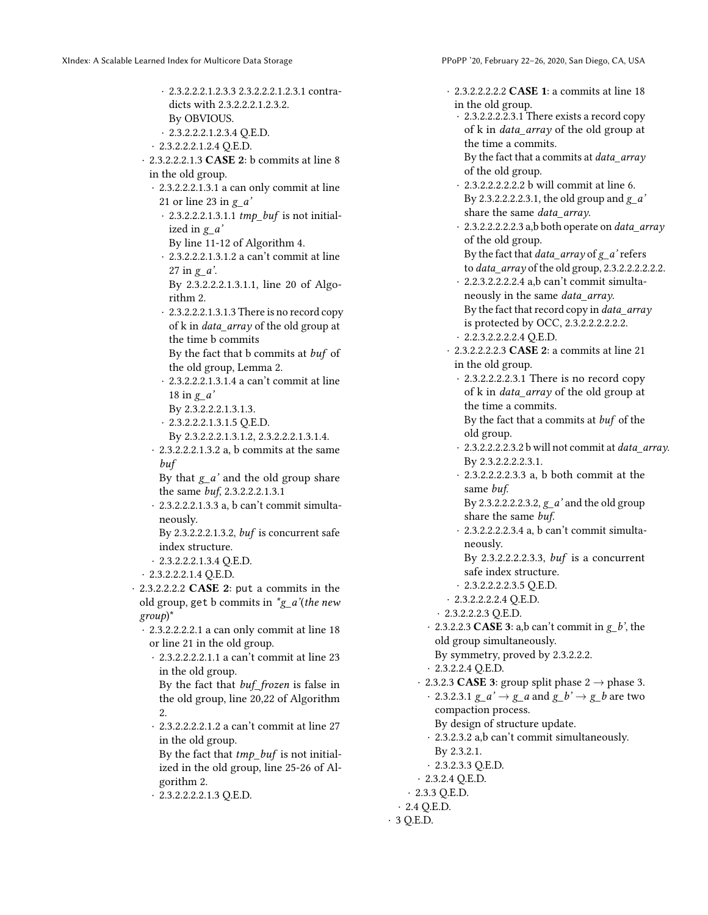- 2.3.2.2.2.1.2.3.3 2.3.2.2.2.1.2.3.1 contradicts with 2.3.2.2.2.1.2.3.2.
  By OBVIOUS.
- 2.3.2.2.2.1.2.3.4 Q.E.D.
- 2.3.2.2.2.1.2.4 Q.E.D.
- 2.3.2.2.2.1.3 **CASE 2**: b commits at line 8 in the old group.
  - 2.3.2.2.2.1.3.1 a can only commit at line 21 or line 23 in *g_a'*
    - 2.3.2.2.2.1.3.1.1 *tmp_buf* is not initialized in *g_a'*
      By line 11-12 of Algorithm 4.
    - 2.3.2.2.2.1.3.1.2 a can't commit at line 27 in *g_a'*.
      By 2.3.2.2.2.1.3.1.1, line 20 of Algorithm 2.
    - 2.3.2.2.2.1.3.1.3 There is no record copy of k in *data_array* of the old group at the time b commits
      By the fact that b commits at *buf* of the old group, Lemma 2.
    - 2.3.2.2.2.1.3.1.4 a can't commit at line 18 in *g_a'*
      By 2.3.2.2.2.1.3.1.3.
    - 2.3.2.2.2.1.3.1.5 Q.E.D.
      By 2.3.2.2.2.1.3.1.2, 2.3.2.2.2.1.3.1.4.
  - 2.3.2.2.2.1.3.2 a, b commits at the same *buf*
    By that *g_a'* and the old group share the same *buf*, 2.3.2.2.2.1.3.1
  - 2.3.2.2.2.1.3.3 a, b can't commit simultaneously.
    By 2.3.2.2.2.1.3.2, *buf* is concurrent safe index structure.
  - 2.3.2.2.2.1.3.4 Q.E.D.
- 2.3.2.2.2.1.4 Q.E.D.
- 2.3.2.2.2.2 **CASE 2**: put a commits in the old group, get b commits in *g_a'(the new group)*
  - 2.3.2.2.2.2.1 a can only commit at line 18 or line 21 in the old group.
    - 2.3.2.2.2.2.1.1 a can't commit at line 23 in the old group.
      By the fact that *buf_frozen* is false in the old group, line 20,22 of Algorithm 2.
    - 2.3.2.2.2.2.1.2 a can't commit at line 27 in the old group.
      By the fact that *tmp_buf* is not initialized in the old group, line 25-26 of Algorithm 2.
    - 2.3.2.2.2.2.1.3 Q.E.D.
  - 2.3.2.2.2.2.2 **CASE 1**: a commits at line 18 in the old group.
    - 2.3.2.2.2.2.3.1 There exists a record copy of k in *data_array* of the old group at the time a commits.
      By the fact that a commits at *data_array* of the old group.
    - 2.3.2.2.2.2.2.2 b will commit at line 6.
      By 2.3.2.2.2.2.3.1, the old group and *g_a'* share the same *data_array*.
    - 2.3.2.2.2.2.2.3 a,b both operate on *data_array* of the old group.
      By the fact that *data_array* of *g_a'* refers to *data_array* of the old group, 2.3.2.2.2.2.2.2.
    - 2.2.3.2.2.2.2.4 a,b can't commit simultaneously in the same *data_array*.
      By the fact that record copy in *data_array* is protected by OCC, 2.3.2.2.2.2.2.2.
    - 2.2.3.2.2.2.2.4 Q.E.D.
  - 2.3.2.2.2.2.3 **CASE 2**: a commits at line 21 in the old group.
    - 2.3.2.2.2.2.3.1 There is no record copy of k in *data_array* of the old group at the time a commits.
      By the fact that a commits at *buf* of the old group.
    - 2.3.2.2.2.2.3.2 b will not commit at *data_array*.
      By 2.3.2.2.2.2.3.1.
    - 2.3.2.2.2.2.3.3 a, b both commit at the same *buf*.
      By 2.3.2.2.2.2.3.2, *g_a'* and the old group share the same *buf*.
    - 2.3.2.2.2.2.3.4 a, b can't commit simultaneously.
      By 2.3.2.2.2.2.3.3, *buf* is a concurrent safe index structure.
    - 2.3.2.2.2.2.3.5 Q.E.D.
  - 2.3.2.2.2.2.4 Q.E.D.
- 2.3.2.2.3 Q.E.D.
- 2.3.2.2.3 **CASE 3**: a,b can't commit in *g_b'*, the old group simultaneously.
  By symmetry, proved by 2.3.2.2.2.
- 2.3.2.2.4 Q.E.D.
- 2.3.2.3 **CASE 3**: group split phase 2 → phase 3.
  - 2.3.2.3.1 *g_a'* → *g_a* and *g_b'* → *g_b* are two compaction process.
    By design of structure update.
  - 2.3.2.3.2 a,b can't commit simultaneously.
    By 2.3.2.1.
  - 2.3.2.3.3 Q.E.D.
- 2.3.2.4 Q.E.D.
- 2.3.3 Q.E.D.
- 2.4 Q.E.D.
- 3 Q.E.D.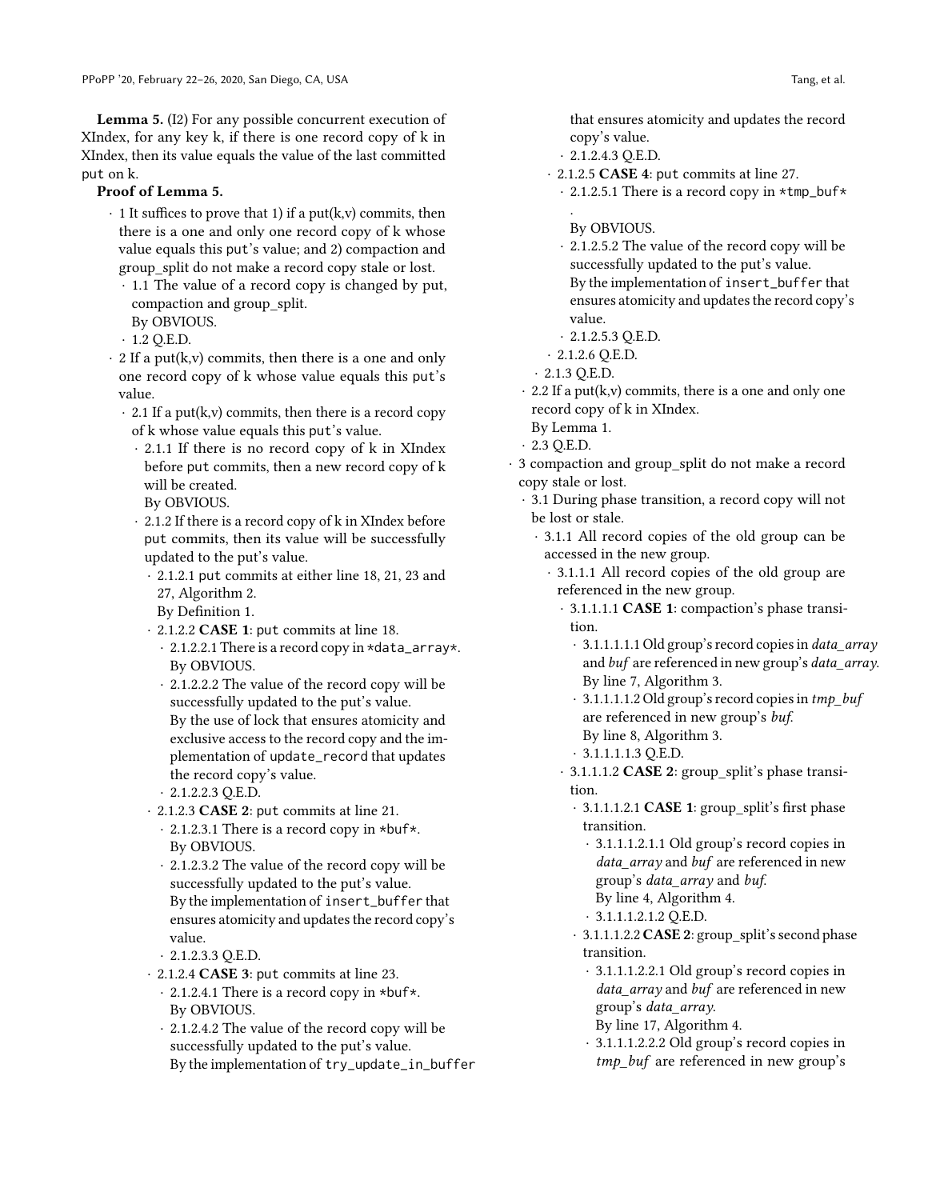**Lemma 5.** (I2) For any possible concurrent execution of XIndex, for any key k, if there is one record copy of k in XIndex, then its value equals the value of the last committed put on k.

**Proof of Lemma 5.**

- 1 It suffices to prove that 1) if a put(k,v) commits, then there is a one and only one record copy of k whose value equals this put's value; and 2) compaction and group_split do not make a record copy stale or lost.
  - 1.1 The value of a record copy is changed by put, compaction and group_split.
    By OBVIOUS.
  - 1.2 Q.E.D.
- 2 If a put(k,v) commits, then there is a one and only one record copy of k whose value equals this put's value.
  - 2.1 If a put(k,v) commits, then there is a record copy of k whose value equals this put's value.
    - 2.1.1 If there is no record copy of k in XIndex before put commits, then a new record copy of k will be created.
      By OBVIOUS.
    - 2.1.2 If there is a record copy of k in XIndex before put commits, then its value will be successfully updated to the put's value.
      - 2.1.2.1 put commits at either line 18, 21, 23 and 27, Algorithm 2.
        By Definition 1.
      - 2.1.2.2 **CASE 1**: put commits at line 18.
        - 2.1.2.2.1 There is a record copy in *data_array*.
          By OBVIOUS.
        - 2.1.2.2.2 The value of the record copy will be successfully updated to the put's value.
          By the use of lock that ensures atomicity and exclusive access to the record copy and the implementation of update_record that updates the record copy's value.
        - 2.1.2.2.3 Q.E.D.
      - 2.1.2.3 **CASE 2**: put commits at line 21.
        - 2.1.2.3.1 There is a record copy in *buf*.
          By OBVIOUS.
        - 2.1.2.3.2 The value of the record copy will be successfully updated to the put's value.
          By the implementation of insert_buffer that ensures atomicity and updates the record copy's value.
        - 2.1.2.3.3 Q.E.D.
      - 2.1.2.4 **CASE 3**: put commits at line 23.
        - 2.1.2.4.1 There is a record copy in *buf*.
          By OBVIOUS.
        - 2.1.2.4.2 The value of the record copy will be successfully updated to the put's value.
          By the implementation of try_update_in_buffer that ensures atomicity and updates the record copy's value.
        - 2.1.2.4.3 Q.E.D.
      - 2.1.2.5 **CASE 4**: put commits at line 27.
        - 2.1.2.5.1 There is a record copy in *tmp_buf*
          .
          By OBVIOUS.
        - 2.1.2.5.2 The value of the record copy will be successfully updated to the put's value.
          By the implementation of insert_buffer that ensures atomicity and updates the record copy's value.
        - 2.1.2.5.3 Q.E.D.
      - 2.1.2.6 Q.E.D.
    - 2.1.3 Q.E.D.
  - 2.2 If a put(k,v) commits, there is a one and only one record copy of k in XIndex.
    By Lemma 1.
  - 2.3 Q.E.D.
- 3 compaction and group_split do not make a record copy stale or lost.
  - 3.1 During phase transition, a record copy will not be lost or stale.
    - 3.1.1 All record copies of the old group can be accessed in the new group.
      - 3.1.1.1 All record copies of the old group are referenced in the new group.
        - 3.1.1.1.1 **CASE 1**: compaction's phase transition.
          - 3.1.1.1.1.1 Old group's record copies in *data_array* and *buf* are referenced in new group's *data_array*.
            By line 7, Algorithm 3.
          - 3.1.1.1.1.2 Old group's record copies in *tmp_buf* are referenced in new group's *buf*.
            By line 8, Algorithm 3.
          - 3.1.1.1.1.3 Q.E.D.
        - 3.1.1.1.2 **CASE 2**: group_split's phase transition.
          - 3.1.1.1.2.1 **CASE 1**: group_split's first phase transition.
            - 3.1.1.1.2.1.1 Old group's record copies in *data_array* and *buf* are referenced in new group's *data_array* and *buf*.
              By line 4, Algorithm 4.
            - 3.1.1.1.2.1.2 Q.E.D.
          - 3.1.1.1.2.2 **CASE 2**: group_split's second phase transition.
            - 3.1.1.1.2.2.1 Old group's record copies in *data_array* and *buf* are referenced in new group's *data_array*.
              By line 17, Algorithm 4.
            - 3.1.1.1.2.2.2 Old group's record copies in *tmp_buf* are referenced in new group's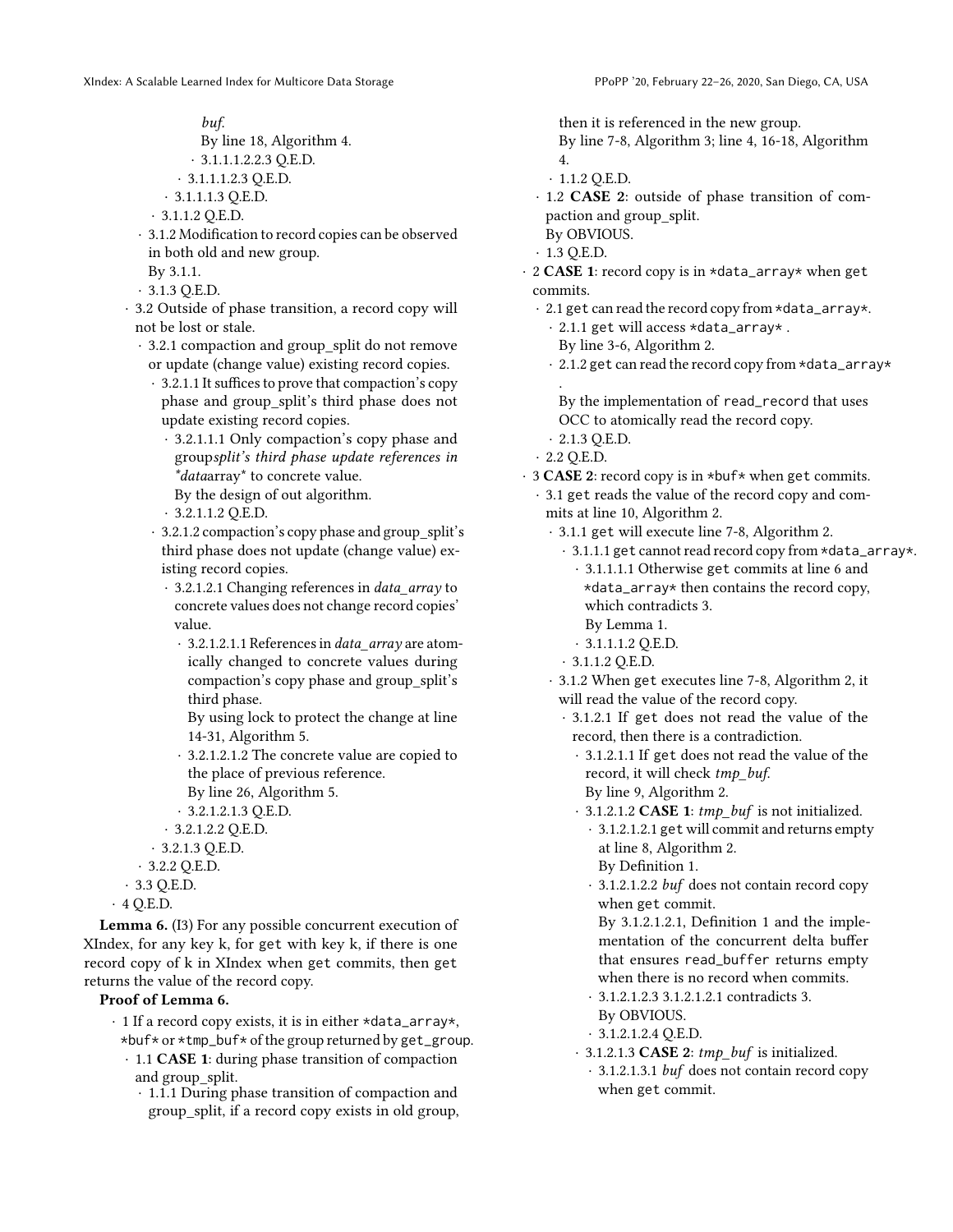*buf*.
By line 18, Algorithm 4.
· 3.1.1.1.2.2.3 Q.E.D.
· 3.1.1.1.2.3 Q.E.D.
· 3.1.1.1.3 Q.E.D.
· 3.1.1.2 Q.E.D.
· 3.1.2 Modification to record copies can be observed in both old and new group.
By 3.1.1.
· 3.1.3 Q.E.D.
· 3.2 Outside of phase transition, a record copy will not be lost or stale.
· 3.2.1 compaction and group_split do not remove or update (change value) existing record copies.
· 3.2.1.1 It suffices to prove that compaction's copy phase and group_split's third phase does not update existing record copies.
· 3.2.1.1.1 Only compaction's copy phase and group*split's third phase update references in \*data*array* to concrete value.
By the design of out algorithm.
· 3.2.1.1.2 Q.E.D.
· 3.2.1.2 compaction's copy phase and group_split's third phase does not update (change value) existing record copies.
· 3.2.1.2.1 Changing references in *data_array* to concrete values does not change record copies' value.
· 3.2.1.2.1.1 References in *data_array* are atomically changed to concrete values during compaction's copy phase and group_split's third phase.
By using lock to protect the change at line 14-31, Algorithm 5.
· 3.2.1.2.1.2 The concrete value are copied to the place of previous reference.
By line 26, Algorithm 5.
· 3.2.1.2.1.3 Q.E.D.
· 3.2.1.2.2 Q.E.D.
· 3.2.1.3 Q.E.D.
· 3.2.2 Q.E.D.
· 3.3 Q.E.D.
· 4 Q.E.D.

**Lemma 6.** (I3) For any possible concurrent execution of XIndex, for any key k, for get with key k, if there is one record copy of k in XIndex when get commits, then get returns the value of the record copy.

**Proof of Lemma 6.**

· 1 If a record copy exists, it is in either \*data_array\*, \*buf\* or \*tmp_buf\* of the group returned by get_group.
· 1.1 **CASE 1**: during phase transition of compaction and group_split.
· 1.1.1 During phase transition of compaction and group_split, if a record copy exists in old group, then it is referenced in the new group.
By line 7-8, Algorithm 3; line 4, 16-18, Algorithm 4.
· 1.1.2 Q.E.D.
· 1.2 **CASE 2**: outside of phase transition of compaction and group_split.
By OBVIOUS.
· 1.3 Q.E.D.
· 2 **CASE 1**: record copy is in \*data_array\* when get commits.
· 2.1 get can read the record copy from \*data_array\*.
· 2.1.1 get will access \*data_array\* .
By line 3-6, Algorithm 2.
· 2.1.2 get can read the record copy from \*data_array\* .
By the implementation of read_record that uses OCC to atomically read the record copy.
· 2.1.3 Q.E.D.
· 2.2 Q.E.D.
· 3 **CASE 2**: record copy is in \*buf\* when get commits.
· 3.1 get reads the value of the record copy and commits at line 10, Algorithm 2.
· 3.1.1 get will execute line 7-8, Algorithm 2.
· 3.1.1.1 get cannot read record copy from \*data_array\*.
· 3.1.1.1.1 Otherwise get commits at line 6 and \*data_array\* then contains the record copy, which contradicts 3.
By Lemma 1.
· 3.1.1.1.2 Q.E.D.
· 3.1.1.2 Q.E.D.
· 3.1.2 When get executes line 7-8, Algorithm 2, it will read the value of the record copy.
· 3.1.2.1 If get does not read the value of the record, then there is a contradiction.
· 3.1.2.1.1 If get does not read the value of the record, it will check *tmp_buf*.
By line 9, Algorithm 2.
· 3.1.2.1.2 **CASE 1**: *tmp_buf* is not initialized.
· 3.1.2.1.2.1 get will commit and returns empty at line 8, Algorithm 2.
By Definition 1.
· 3.1.2.1.2.2 *buf* does not contain record copy when get commit.
By 3.1.2.1.2.1, Definition 1 and the implementation of the concurrent delta buffer that ensures read_buffer returns empty when there is no record when commits.
· 3.1.2.1.2.3 3.1.2.1.2.1 contradicts 3.
By OBVIOUS.
· 3.1.2.1.2.4 Q.E.D.
· 3.1.2.1.3 **CASE 2**: *tmp_buf* is initialized.
· 3.1.2.1.3.1 *buf* does not contain record copy when get commit.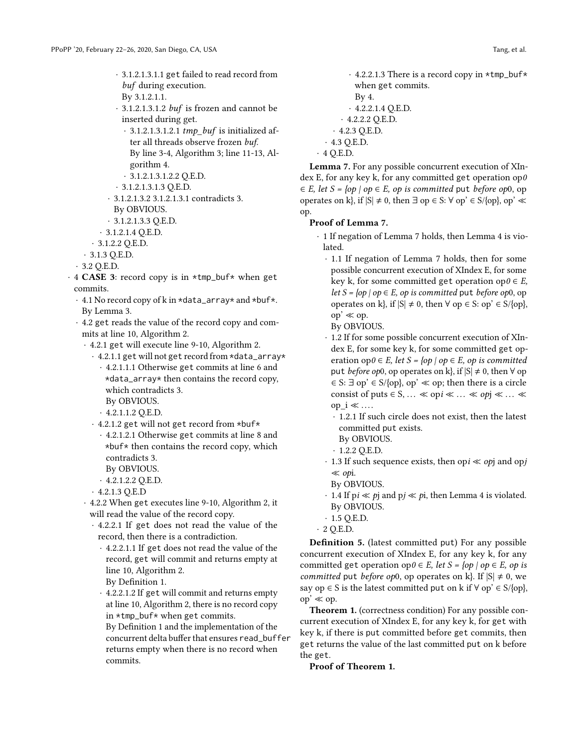- 3.1.2.1.3.1.1 get failed to read record from *buf* during execution.
  By 3.1.2.1.1.
- 3.1.2.1.3.1.2 *buf* is frozen and cannot be inserted during get.
  - 3.1.2.1.3.1.2.1 *tmp_buf* is initialized after all threads observe frozen *buf*.
    By line 3-4, Algorithm 3; line 11-13, Algorithm 4.
  - 3.1.2.1.3.1.2.2 Q.E.D.
- 3.1.2.1.3.1.3 Q.E.D.
- 3.1.2.1.3.2 3.1.2.1.3.1 contradicts 3.
  By OBVIOUS.
- 3.1.2.1.3.3 Q.E.D.
- 3.1.2.1.4 Q.E.D.
- 3.1.2.2 Q.E.D.
- 3.1.3 Q.E.D.
- 3.2 Q.E.D.

- 4 **CASE 3**: record copy is in `*tmp_buf*` when get commits.
  - 4.1 No record copy of k in `*data_array*` and `*buf*`.
    By Lemma 3.
  - 4.2 get reads the value of the record copy and commits at line 10, Algorithm 2.
    - 4.2.1 get will execute line 9-10, Algorithm 2.
      - 4.2.1.1 get will not get record from `*data_array*`
        - 4.2.1.1.1 Otherwise get commits at line 6 and `*data_array*` then contains the record copy, which contradicts 3.
          By OBVIOUS.
        - 4.2.1.1.2 Q.E.D.
      - 4.2.1.2 get will not get record from `*buf*`
        - 4.2.1.2.1 Otherwise get commits at line 8 and `*buf*` then contains the record copy, which contradicts 3.
          By OBVIOUS.
        - 4.2.1.2.2 Q.E.D.
      - 4.2.1.3 Q.E.D
    - 4.2.2 When get executes line 9-10, Algorithm 2, it will read the value of the record copy.
      - 4.2.2.1 If get does not read the value of the record, then there is a contradiction.
        - 4.2.2.1.1 If get does not read the value of the record, get will commit and returns empty at line 10, Algorithm 2.
          By Definition 1.
        - 4.2.2.1.2 If get will commit and returns empty at line 10, Algorithm 2, there is no record copy in `*tmp_buf*` when get commits.
          By Definition 1 and the implementation of the concurrent delta buffer that ensures read_buffer returns empty when there is no record when commits.
        - 4.2.2.1.3 There is a record copy in `*tmp_buf*` when get commits.
          By 4.
        - 4.2.2.1.4 Q.E.D.
      - 4.2.2.2 Q.E.D.
    - 4.2.3 Q.E.D.
  - 4.3 Q.E.D.
- 4 Q.E.D.

**Lemma 7.** For any possible concurrent execution of XIndex E, for any key k, for any committed get operation *op0* $\in$ *E, let S = {op | op* $\in$ *E, op is committed* put *before op*0, op operates on k}, if $|S| \neq 0$, then $\exists$ op $\in$ S: $\forall$ op' $\in$ S/{op}, op' $\ll$ op.

**Proof of Lemma 7.**

- 1 If negation of Lemma 7 holds, then Lemma 4 is violated.
  - 1.1 If negation of Lemma 7 holds, then for some possible concurrent execution of XIndex E, for some key k, for some committed get operation *op0* $\in$ *E, let S = {op | op* $\in$ *E, op is committed* put *before op*0, op operates on k}, if $|S| \neq 0$, then $\forall$ op $\in$ S: op' $\in$ S/{op}, op' $\ll$ op.
    By OBVIOUS.
  - 1.2 If for some possible concurrent execution of XIndex E, for some key k, for some committed get operation *op0* $\in$ *E, let S = {op | op* $\in$ *E, op is committed* put *before op*0, op operates on k}, if $|S| \neq 0$, then $\forall$ op $\in$ S: $\exists$ op' $\in$ S/{op}, op' $\ll$ op; then there is a circle consist of puts $\in$ S, ... $\ll$ op*i* $\ll$ ... $\ll$ *op*j $\ll$ ... $\ll$ op_i $\ll$ ....
    - 1.2.1 If such circle does not exist, then the latest committed put exists.
      By OBVIOUS.
    - 1.2.2 Q.E.D.
  - 1.3 If such sequence exists, then op*i* $\ll$ *op*j and op*j* $\ll$ *op*i.
    By OBVIOUS.
  - 1.4 If p*i* $\ll$ *p*j and p*j* $\ll$ *p*i, then Lemma 4 is violated.
    By OBVIOUS.
  - 1.5 Q.E.D.
- 2 Q.E.D.

**Definition 5.** (latest committed put) For any possible concurrent execution of XIndex E, for any key k, for any committed get operation *op0* $\in$ *E, let S = {op | op* $\in$ *E, op is committed* put *before op*0, op operates on k}. If $|S| \neq 0$, we say op $\in$ S is the latest committed put on k if $\forall$ op' $\in$ S/{op}, op' $\ll$ op.

**Theorem 1.** (correctness condition) For any possible concurrent execution of XIndex E, for any key k, for get with key k, if there is put committed before get commits, then get returns the value of the last committed put on k before the get.

**Proof of Theorem 1.**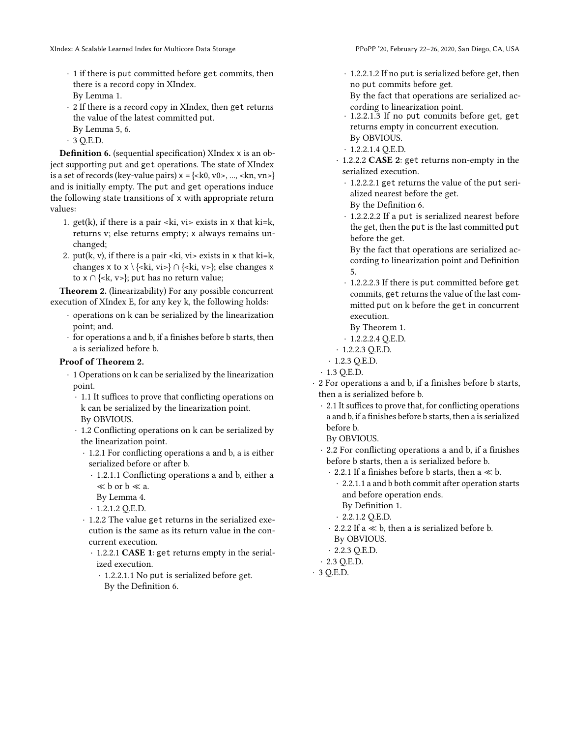- 1 if there is put committed before get commits, then there is a record copy in XIndex.
  By Lemma 1.
- 2 If there is a record copy in XIndex, then get returns the value of the latest committed put.
  By Lemma 5, 6.
- 3 Q.E.D.

**Definition 6.** (sequential specification) XIndex x is an object supporting put and get operations. The state of XIndex is a set of records (key-value pairs) x = {<k0, v0>, ..., <kn, vn>} and is initially empty. The put and get operations induce the following state transitions of x with appropriate return values:

1. get(k), if there is a pair <ki, vi> exists in x that ki=k, returns v; else returns empty; x always remains unchanged;
2. put(k, v), if there is a pair <ki, vi> exists in x that ki=k, changes x to x \ {<ki, vi>} ∩ {<ki, v>}; else changes x to x ∩ {<k, v>}; put has no return value;

**Theorem 2.** (linearizability) For any possible concurrent execution of XIndex E, for any key k, the following holds:

- operations on k can be serialized by the linearization point; and.
- for operations a and b, if a finishes before b starts, then a is serialized before b.

**Proof of Theorem 2.**

- 1 Operations on k can be serialized by the linearization point.
  - 1.1 It suffices to prove that conflicting operations on k can be serialized by the linearization point.
    By OBVIOUS.
  - 1.2 Conflicting operations on k can be serialized by the linearization point.
    - 1.2.1 For conflicting operations a and b, a is either serialized before or after b.
      - 1.2.1.1 Conflicting operations a and b, either a $\ll$ b or b $\ll$ a.
        By Lemma 4.
      - 1.2.1.2 Q.E.D.
    - 1.2.2 The value get returns in the serialized execution is the same as its return value in the concurrent execution.
      - 1.2.2.1 **CASE 1**: get returns empty in the serialized execution.
        - 1.2.2.1.1 No put is serialized before get.
          By the Definition 6.
        - 1.2.2.1.2 If no put is serialized before get, then no put commits before get.
          By the fact that operations are serialized according to linearization point.
        - 1.2.2.1.3 If no put commits before get, get returns empty in concurrent execution.
          By OBVIOUS.
        - 1.2.2.1.4 Q.E.D.
      - 1.2.2.2 **CASE 2**: get returns non-empty in the serialized execution.
        - 1.2.2.2.1 get returns the value of the put serialized nearest before the get.
          By the Definition 6.
        - 1.2.2.2.2 If a put is serialized nearest before the get, then the put is the last committed put before the get.
          By the fact that operations are serialized according to linearization point and Definition 5.
        - 1.2.2.2.3 If there is put committed before get commits, get returns the value of the last committed put on k before the get in concurrent execution.
          By Theorem 1.
        - 1.2.2.2.4 Q.E.D.
      - 1.2.2.3 Q.E.D.
    - 1.2.3 Q.E.D.
  - 1.3 Q.E.D.
- 2 For operations a and b, if a finishes before b starts, then a is serialized before b.
  - 2.1 It suffices to prove that, for conflicting operations a and b, if a finishes before b starts, then a is serialized before b.
    By OBVIOUS.
  - 2.2 For conflicting operations a and b, if a finishes before b starts, then a is serialized before b.
    - 2.2.1 If a finishes before b starts, then a $\ll$ b.
      - 2.2.1.1 a and b both commit after operation starts and before operation ends.
        By Definition 1.
      - 2.2.1.2 Q.E.D.
    - 2.2.2 If a $\ll$ b, then a is serialized before b.
      By OBVIOUS.
    - 2.2.3 Q.E.D.
  - 2.3 Q.E.D.
- 3 Q.E.D.